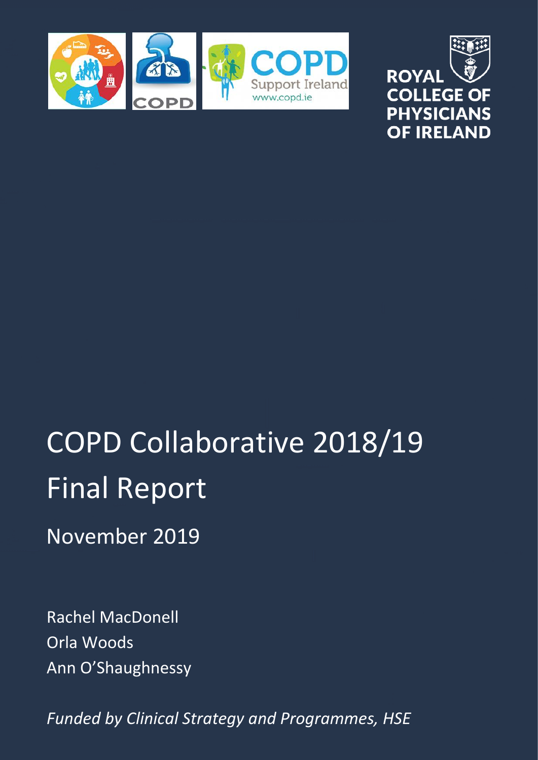# COPD Collaborative 2018/19 Final Report

November 2019

Rachel MacDonell
Orla Woods
Ann O'Shaughnessy

*Funded by Clinical Strategy and Programmes, HSE*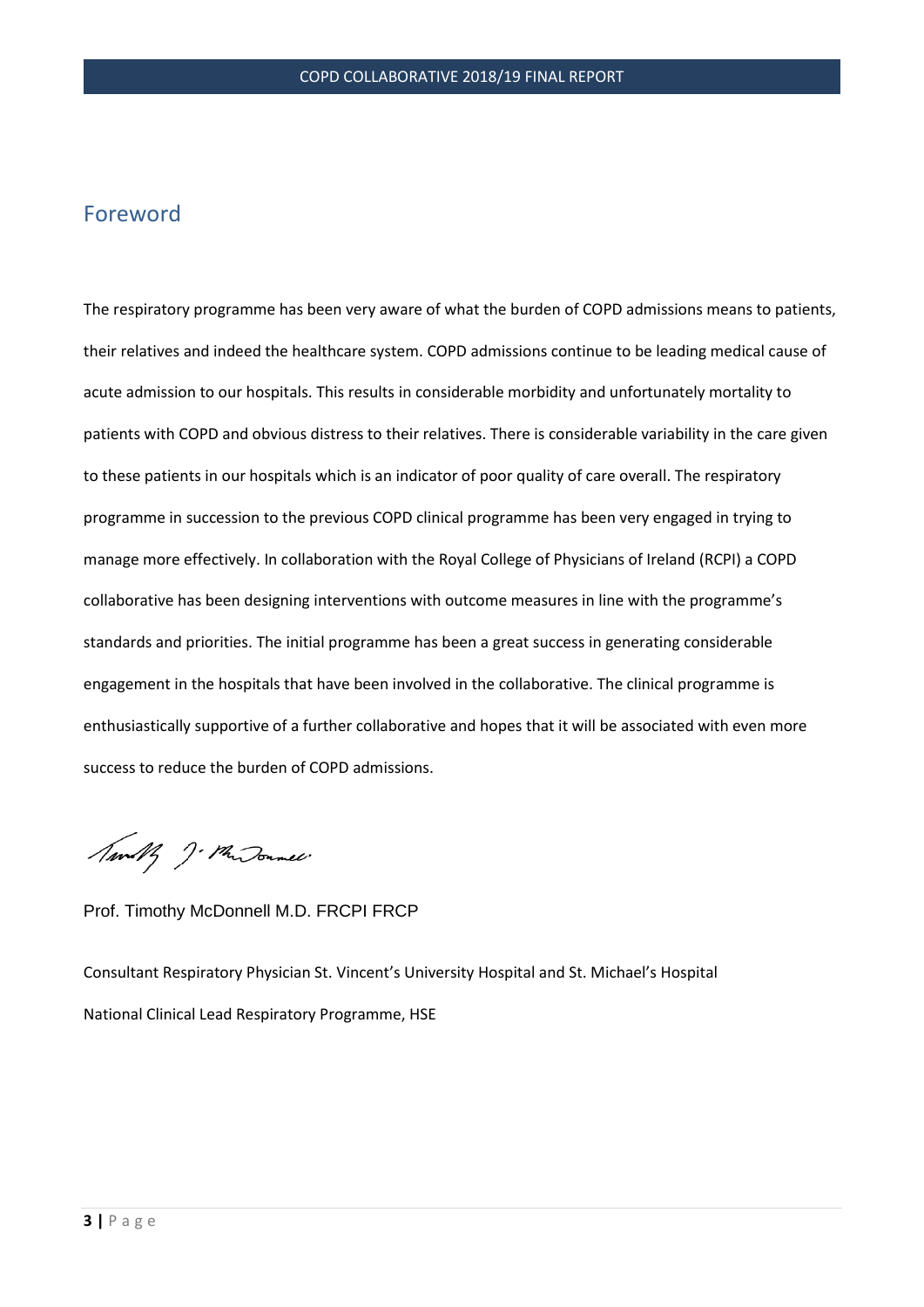## Foreword

The respiratory programme has been very aware of what the burden of COPD admissions means to patients, their relatives and indeed the healthcare system. COPD admissions continue to be leading medical cause of acute admission to our hospitals. This results in considerable morbidity and unfortunately mortality to patients with COPD and obvious distress to their relatives. There is considerable variability in the care given to these patients in our hospitals which is an indicator of poor quality of care overall. The respiratory programme in succession to the previous COPD clinical programme has been very engaged in trying to manage more effectively. In collaboration with the Royal College of Physicians of Ireland (RCPI) a COPD collaborative has been designing interventions with outcome measures in line with the programme's standards and priorities. The initial programme has been a great success in generating considerable engagement in the hospitals that have been involved in the collaborative. The clinical programme is enthusiastically supportive of a further collaborative and hopes that it will be associated with even more success to reduce the burden of COPD admissions.

Prof. Timothy McDonnell M.D. FRCPI FRCP

Consultant Respiratory Physician St. Vincent's University Hospital and St. Michael's Hospital

National Clinical Lead Respiratory Programme, HSE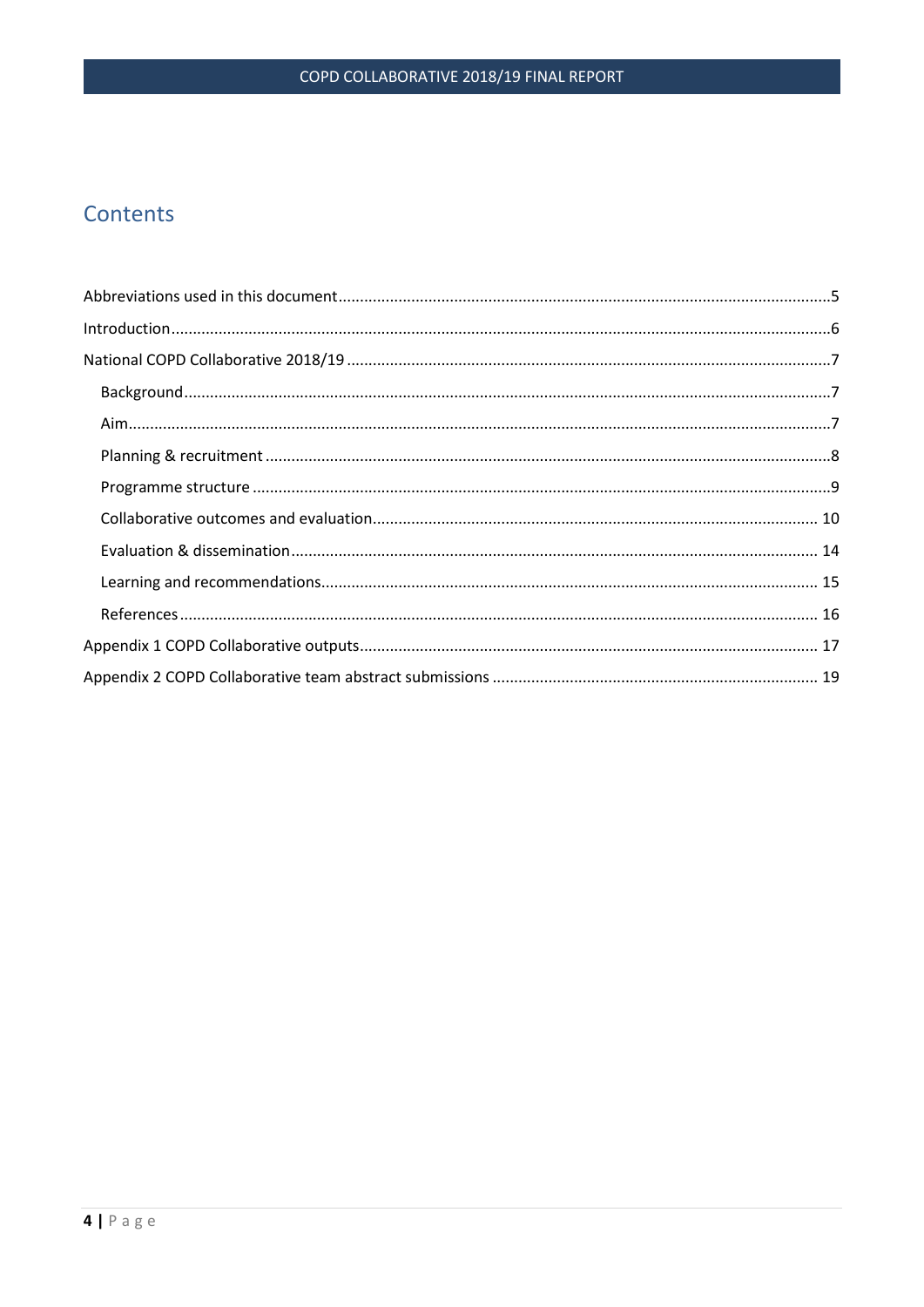# Contents

Abbreviations used in this document.....5

Introduction.....6

National COPD Collaborative 2018/19.....7

- Background.....7
- Aim.....7
- Planning & recruitment.....8
- Programme structure.....9
- Collaborative outcomes and evaluation.....10
- Evaluation & dissemination.....14
- Learning and recommendations.....15
- References.....16

Appendix 1 COPD Collaborative outputs.....17

Appendix 2 COPD Collaborative team abstract submissions.....19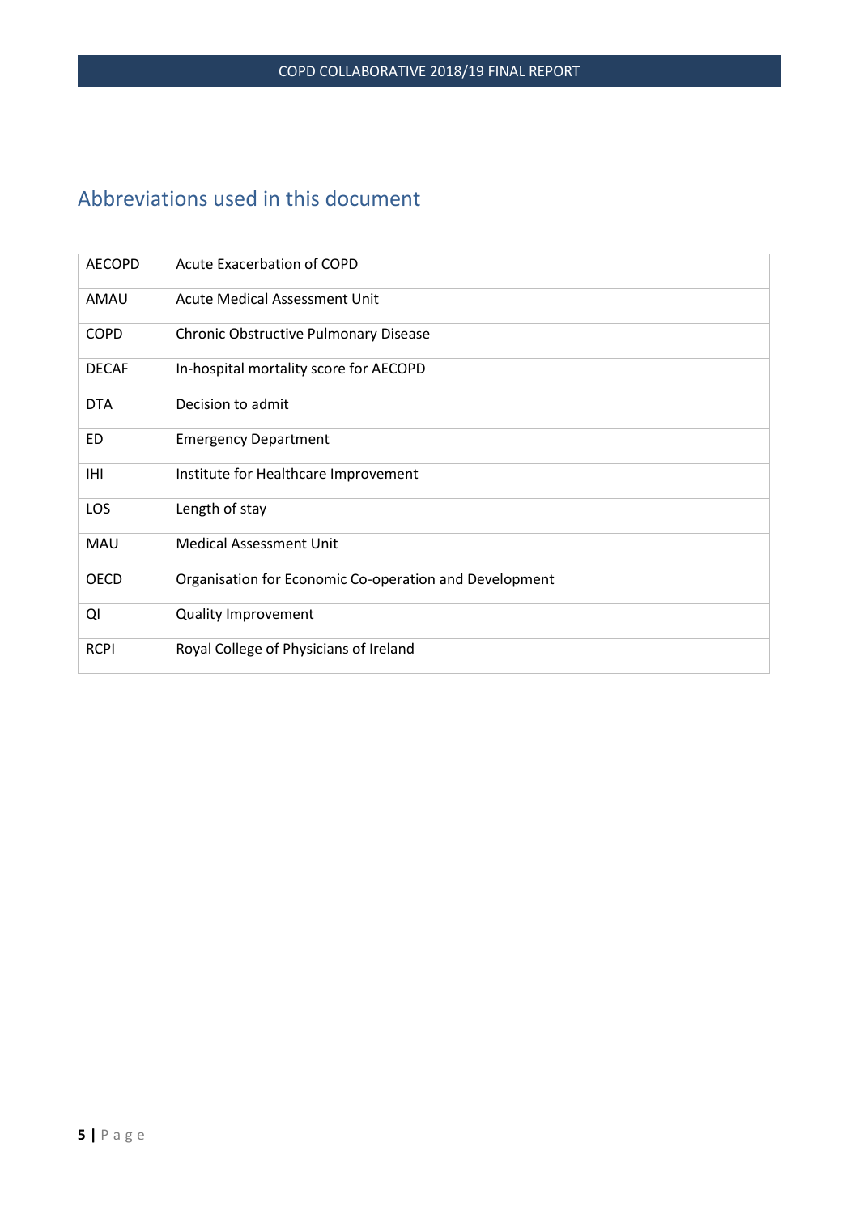## Abbreviations used in this document

| | |
|---|---|
| AECOPD | Acute Exacerbation of COPD |
| AMAU | Acute Medical Assessment Unit |
| COPD | Chronic Obstructive Pulmonary Disease |
| DECAF | In-hospital mortality score for AECOPD |
| DTA | Decision to admit |
| ED | Emergency Department |
| IHI | Institute for Healthcare Improvement |
| LOS | Length of stay |
| MAU | Medical Assessment Unit |
| OECD | Organisation for Economic Co-operation and Development |
| QI | Quality Improvement |
| RCPI | Royal College of Physicians of Ireland |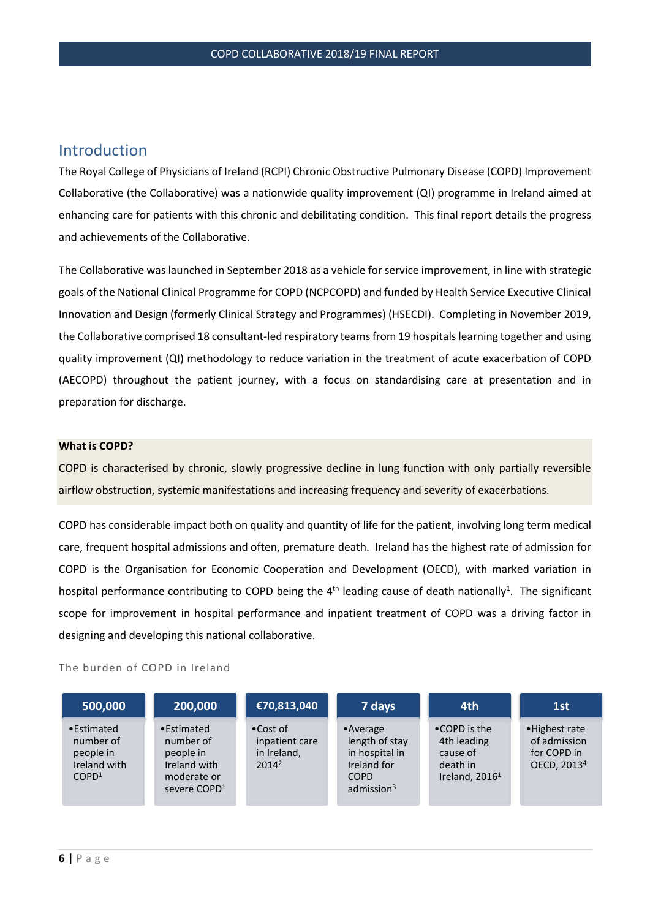## Introduction

The Royal College of Physicians of Ireland (RCPI) Chronic Obstructive Pulmonary Disease (COPD) Improvement Collaborative (the Collaborative) was a nationwide quality improvement (QI) programme in Ireland aimed at enhancing care for patients with this chronic and debilitating condition. This final report details the progress and achievements of the Collaborative.

The Collaborative was launched in September 2018 as a vehicle for service improvement, in line with strategic goals of the National Clinical Programme for COPD (NCPCOPD) and funded by Health Service Executive Clinical Innovation and Design (formerly Clinical Strategy and Programmes) (HSECDI). Completing in November 2019, the Collaborative comprised 18 consultant-led respiratory teams from 19 hospitals learning together and using quality improvement (QI) methodology to reduce variation in the treatment of acute exacerbation of COPD (AECOPD) throughout the patient journey, with a focus on standardising care at presentation and in preparation for discharge.

**What is COPD?**

COPD is characterised by chronic, slowly progressive decline in lung function with only partially reversible airflow obstruction, systemic manifestations and increasing frequency and severity of exacerbations.

COPD has considerable impact both on quality and quantity of life for the patient, involving long term medical care, frequent hospital admissions and often, premature death. Ireland has the highest rate of admission for COPD is the Organisation for Economic Cooperation and Development (OECD), with marked variation in hospital performance contributing to COPD being the 4th leading cause of death nationally[1]. The significant scope for improvement in hospital performance and inpatient treatment of COPD was a driving factor in designing and developing this national collaborative.

The burden of COPD in Ireland

| 500,000 | 200,000 | €70,813,040 | 7 days | 4th | 1st |
|---|---|---|---|---|---|
| • Estimated number of people in Ireland with COPD[1] | • Estimated number of people in Ireland with moderate or severe COPD[1] | • Cost of inpatient care in Ireland, 2014[2] | • Average length of stay in hospital in Ireland for COPD admission[3] | • COPD is the 4th leading cause of death in Ireland, 2016[1] | • Highest rate of admission for COPD in OECD, 2013[4] |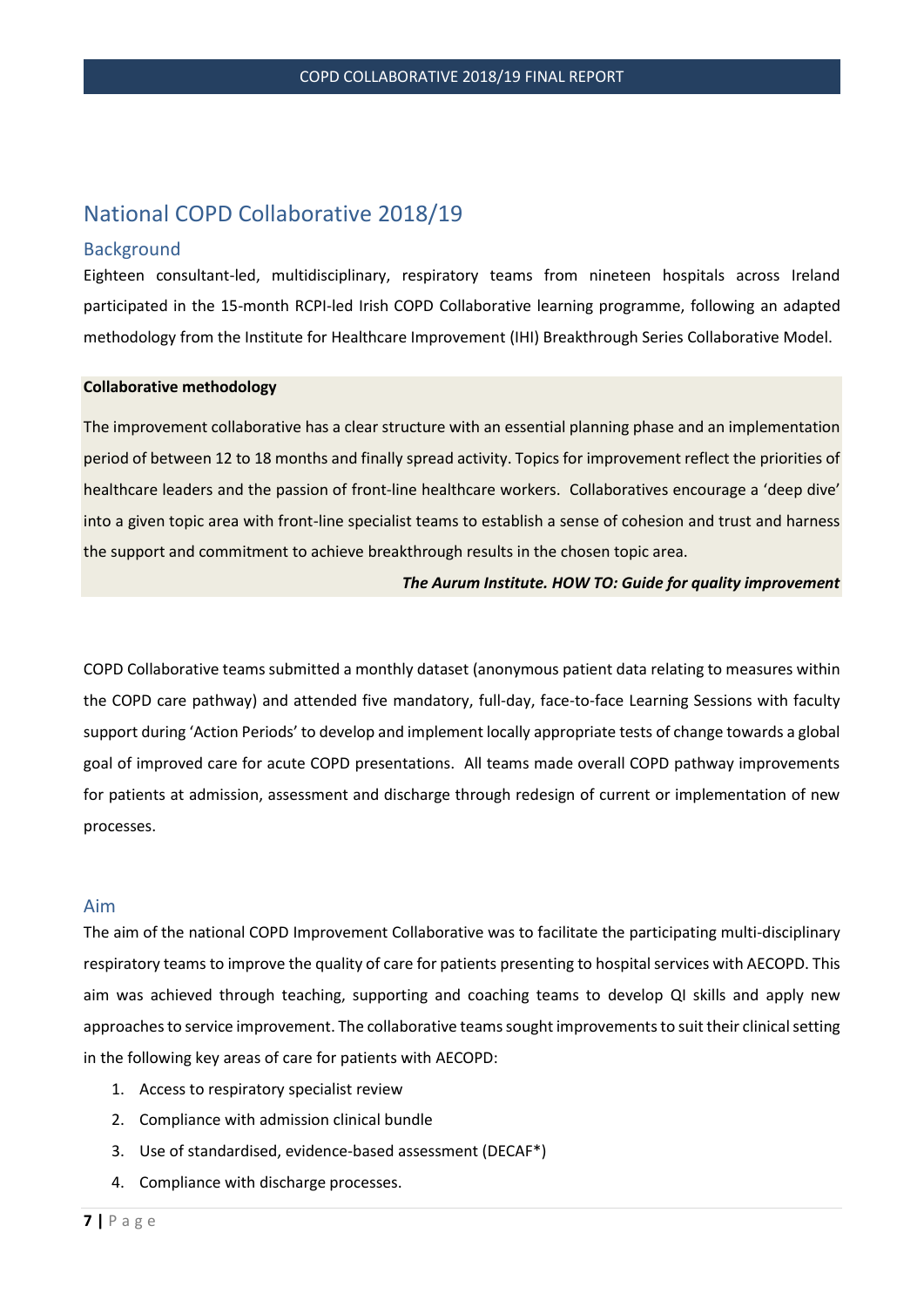# National COPD Collaborative 2018/19

## Background

Eighteen consultant-led, multidisciplinary, respiratory teams from nineteen hospitals across Ireland participated in the 15-month RCPI-led Irish COPD Collaborative learning programme, following an adapted methodology from the Institute for Healthcare Improvement (IHI) Breakthrough Series Collaborative Model.

**Collaborative methodology**

The improvement collaborative has a clear structure with an essential planning phase and an implementation period of between 12 to 18 months and finally spread activity. Topics for improvement reflect the priorities of healthcare leaders and the passion of front-line healthcare workers. Collaboratives encourage a 'deep dive' into a given topic area with front-line specialist teams to establish a sense of cohesion and trust and harness the support and commitment to achieve breakthrough results in the chosen topic area.

***The Aurum Institute. HOW TO: Guide for quality improvement***

COPD Collaborative teams submitted a monthly dataset (anonymous patient data relating to measures within the COPD care pathway) and attended five mandatory, full-day, face-to-face Learning Sessions with faculty support during 'Action Periods' to develop and implement locally appropriate tests of change towards a global goal of improved care for acute COPD presentations. All teams made overall COPD pathway improvements for patients at admission, assessment and discharge through redesign of current or implementation of new processes.

## Aim

The aim of the national COPD Improvement Collaborative was to facilitate the participating multi-disciplinary respiratory teams to improve the quality of care for patients presenting to hospital services with AECOPD. This aim was achieved through teaching, supporting and coaching teams to develop QI skills and apply new approaches to service improvement. The collaborative teams sought improvements to suit their clinical setting in the following key areas of care for patients with AECOPD:

1. Access to respiratory specialist review
2. Compliance with admission clinical bundle
3. Use of standardised, evidence-based assessment (DECAF*)
4. Compliance with discharge processes.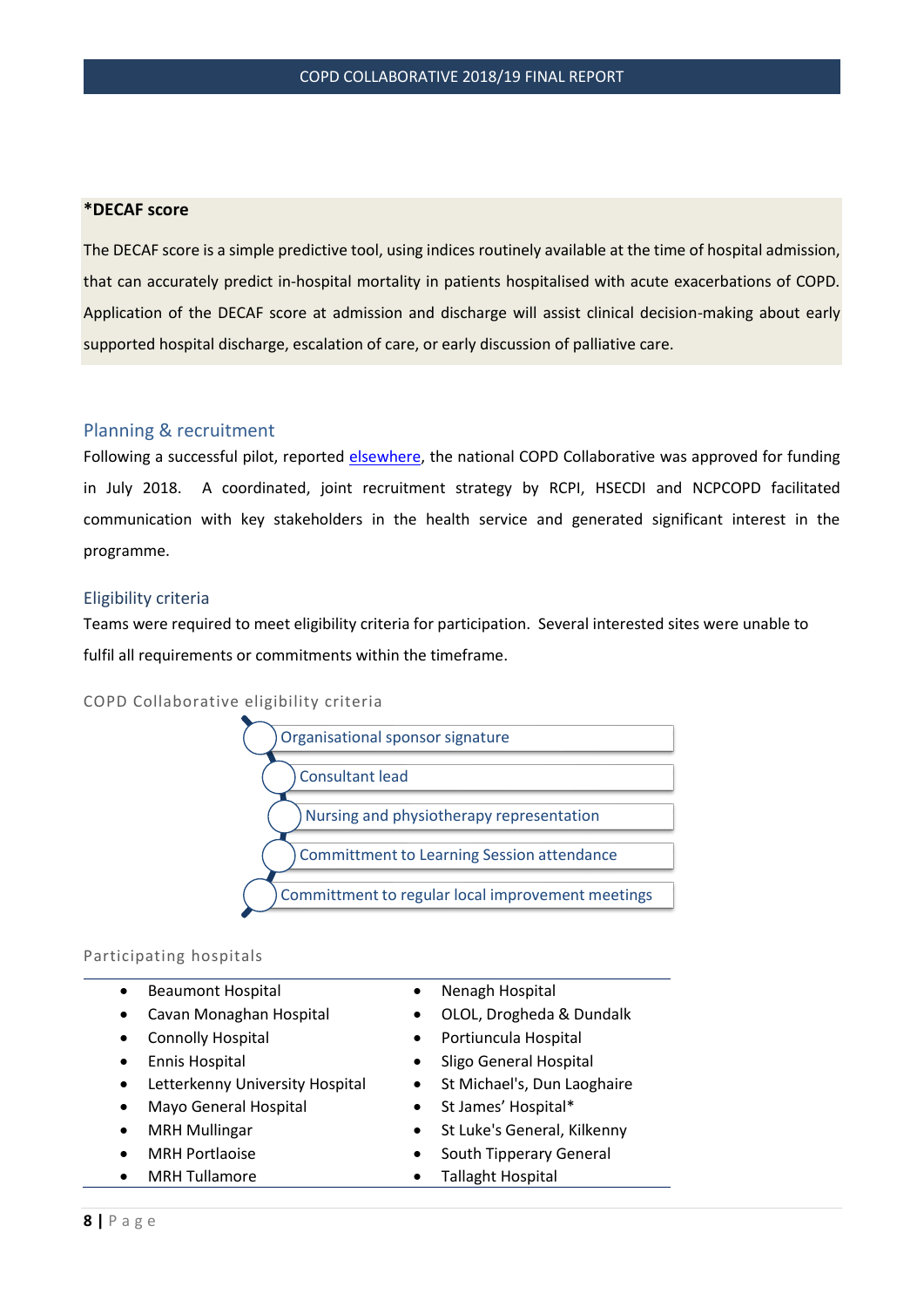**\*DECAF score**

The DECAF score is a simple predictive tool, using indices routinely available at the time of hospital admission, that can accurately predict in-hospital mortality in patients hospitalised with acute exacerbations of COPD. Application of the DECAF score at admission and discharge will assist clinical decision-making about early supported hospital discharge, escalation of care, or early discussion of palliative care.

## Planning & recruitment

Following a successful pilot, reported elsewhere, the national COPD Collaborative was approved for funding in July 2018. A coordinated, joint recruitment strategy by RCPI, HSECDI and NCPCOPD facilitated communication with key stakeholders in the health service and generated significant interest in the programme.

## Eligibility criteria

Teams were required to meet eligibility criteria for participation. Several interested sites were unable to fulfil all requirements or commitments within the timeframe.

COPD Collaborative eligibility criteria

- Organisational sponsor signature
- Consultant lead
- Nursing and physiotherapy representation
- Committment to Learning Session attendance
- Committment to regular local improvement meetings

Participating hospitals

- Beaumont Hospital
- Cavan Monaghan Hospital
- Connolly Hospital
- Ennis Hospital
- Letterkenny University Hospital
- Mayo General Hospital
- MRH Mullingar
- MRH Portlaoise
- MRH Tullamore
- Nenagh Hospital
- OLOL, Drogheda & Dundalk
- Portiuncula Hospital
- Sligo General Hospital
- St Michael's, Dun Laoghaire
- St James' Hospital*
- St Luke's General, Kilkenny
- South Tipperary General
- Tallaght Hospital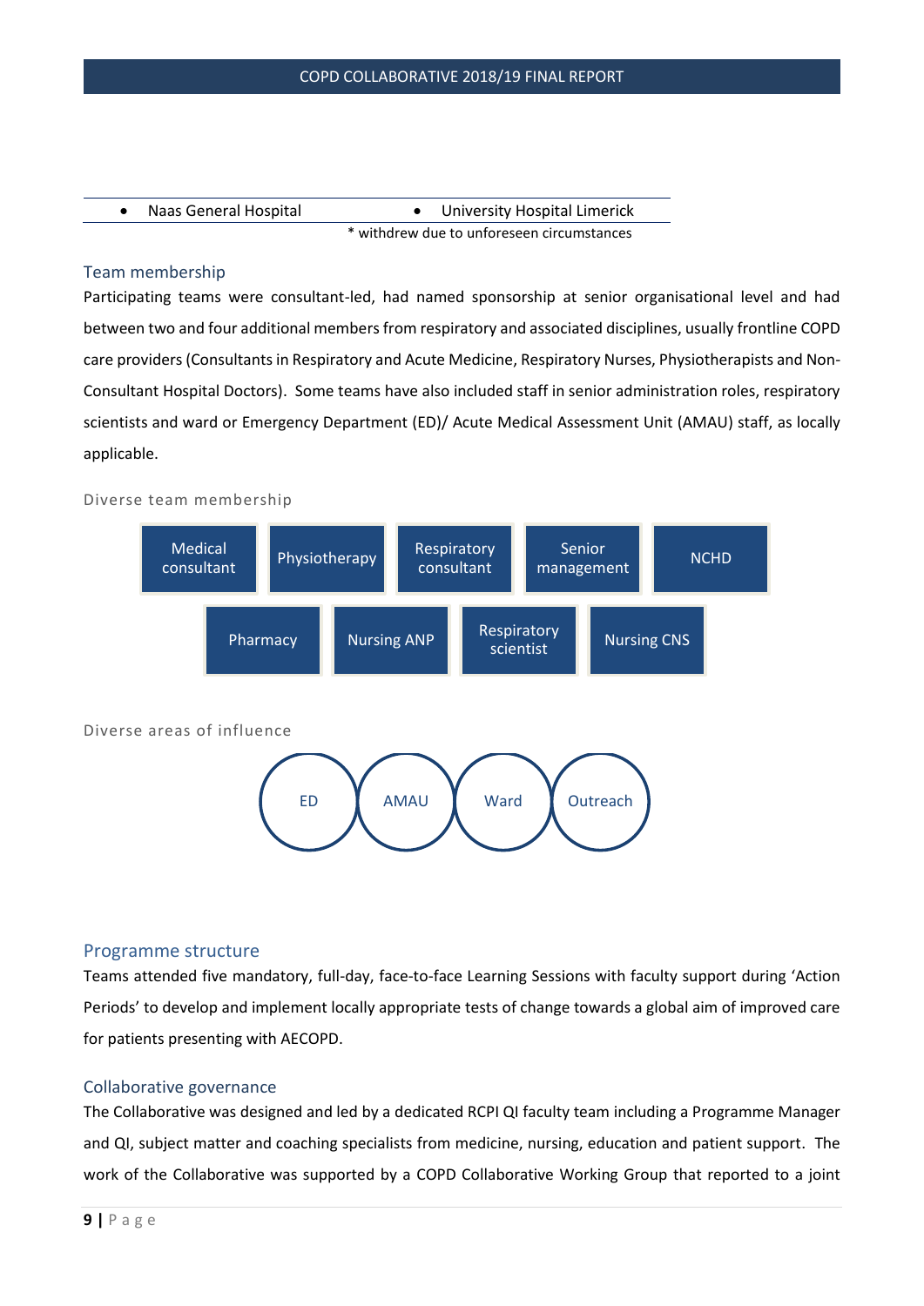| • Naas General Hospital | • University Hospital Limerick |
|---|---|

\* withdrew due to unforeseen circumstances

## Team membership

Participating teams were consultant-led, had named sponsorship at senior organisational level and had between two and four additional members from respiratory and associated disciplines, usually frontline COPD care providers (Consultants in Respiratory and Acute Medicine, Respiratory Nurses, Physiotherapists and Non-Consultant Hospital Doctors). Some teams have also included staff in senior administration roles, respiratory scientists and ward or Emergency Department (ED)/ Acute Medical Assessment Unit (AMAU) staff, as locally applicable.

Diverse team membership

- Medical consultant
- Physiotherapy
- Respiratory consultant
- Senior management
- NCHD
- Pharmacy
- Nursing ANP
- Respiratory scientist
- Nursing CNS

Diverse areas of influence

- ED
- AMAU
- Ward
- Outreach

## Programme structure

Teams attended five mandatory, full-day, face-to-face Learning Sessions with faculty support during 'Action Periods' to develop and implement locally appropriate tests of change towards a global aim of improved care for patients presenting with AECOPD.

## Collaborative governance

The Collaborative was designed and led by a dedicated RCPI QI faculty team including a Programme Manager and QI, subject matter and coaching specialists from medicine, nursing, education and patient support. The work of the Collaborative was supported by a COPD Collaborative Working Group that reported to a joint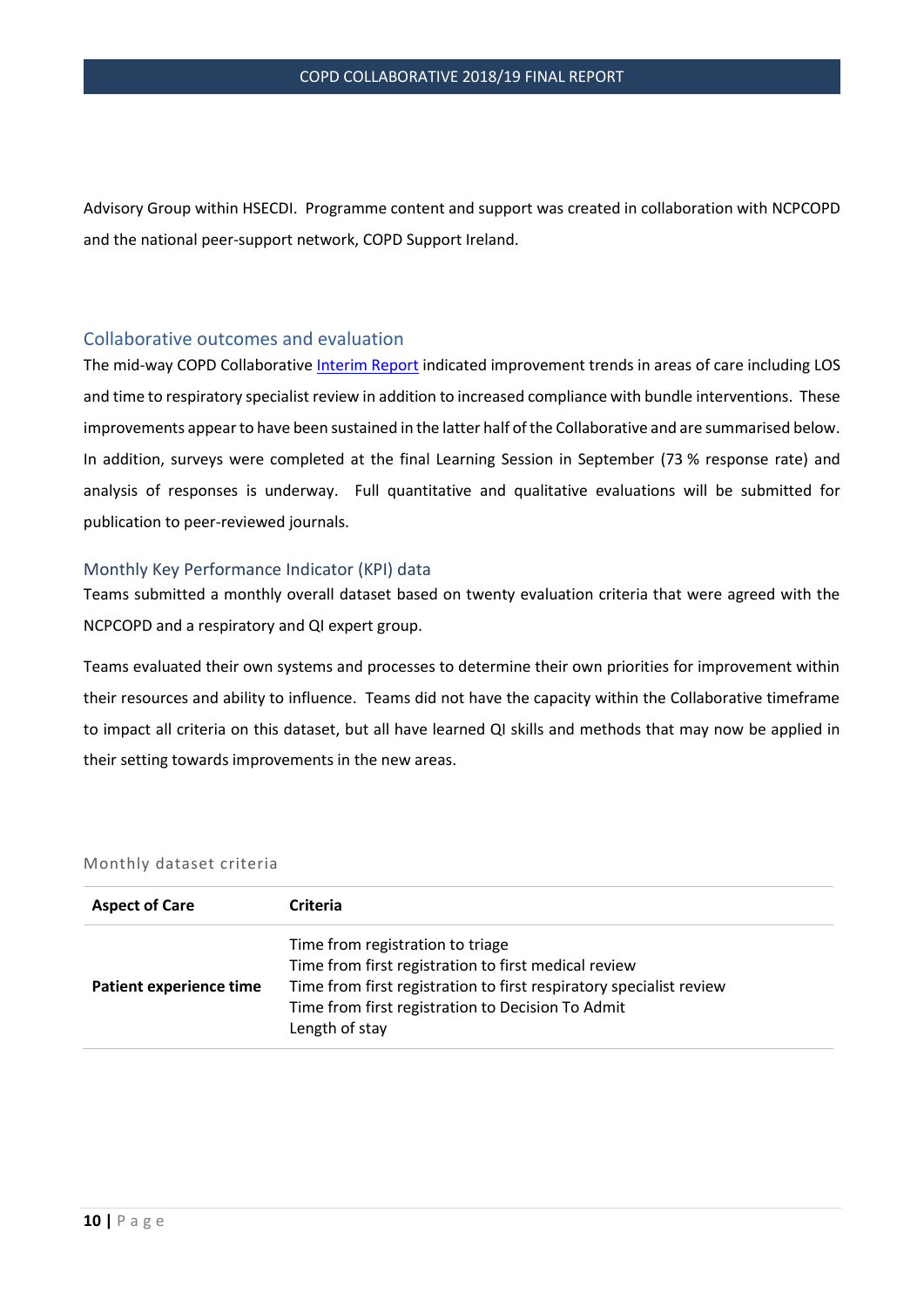Advisory Group within HSECDI. Programme content and support was created in collaboration with NCPCOPD and the national peer-support network, COPD Support Ireland.

## Collaborative outcomes and evaluation

The mid-way COPD Collaborative Interim Report indicated improvement trends in areas of care including LOS and time to respiratory specialist review in addition to increased compliance with bundle interventions. These improvements appear to have been sustained in the latter half of the Collaborative and are summarised below. In addition, surveys were completed at the final Learning Session in September (73 % response rate) and analysis of responses is underway. Full quantitative and qualitative evaluations will be submitted for publication to peer-reviewed journals.

### Monthly Key Performance Indicator (KPI) data

Teams submitted a monthly overall dataset based on twenty evaluation criteria that were agreed with the NCPCOPD and a respiratory and QI expert group.

Teams evaluated their own systems and processes to determine their own priorities for improvement within their resources and ability to influence. Teams did not have the capacity within the Collaborative timeframe to impact all criteria on this dataset, but all have learned QI skills and methods that may now be applied in their setting towards improvements in the new areas.

Monthly dataset criteria

| Aspect of Care | Criteria |
| --- | --- |
| **Patient experience time** | Time from registration to triage<br>Time from first registration to first medical review<br>Time from first registration to first respiratory specialist review<br>Time from first registration to Decision To Admit<br>Length of stay |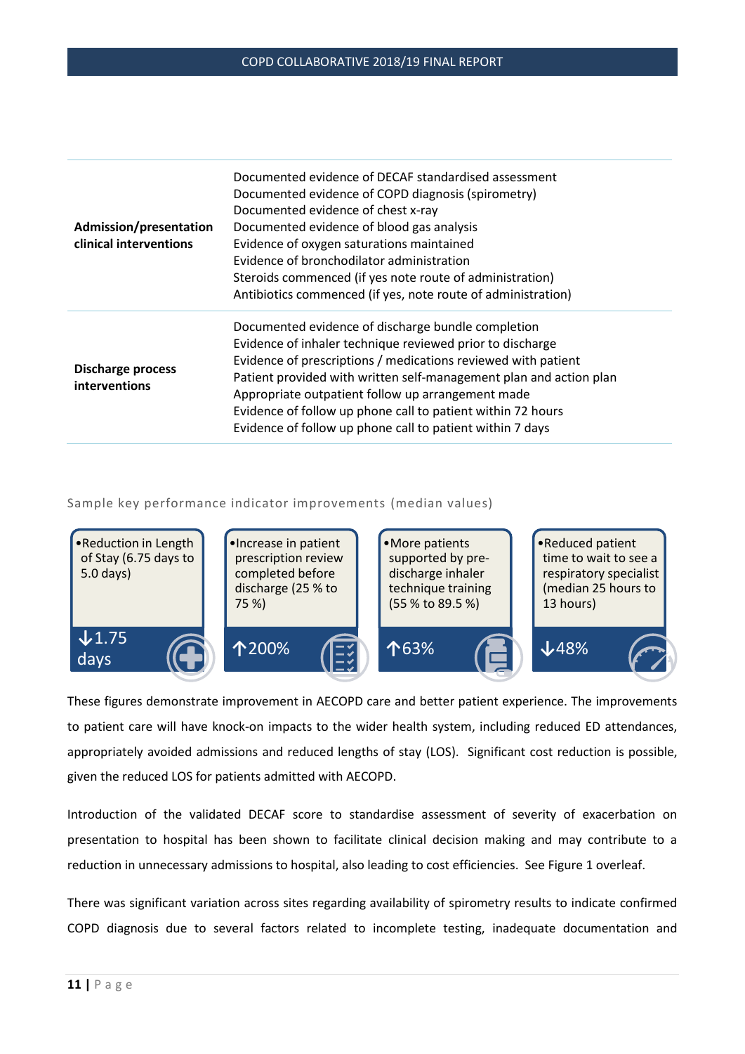| | |
|---|---|
| **Admission/presentation clinical interventions** | Documented evidence of DECAF standardised assessment<br>Documented evidence of COPD diagnosis (spirometry)<br>Documented evidence of chest x-ray<br>Documented evidence of blood gas analysis<br>Evidence of oxygen saturations maintained<br>Evidence of bronchodilator administration<br>Steroids commenced (if yes note route of administration)<br>Antibiotics commenced (if yes, note route of administration) |
| **Discharge process interventions** | Documented evidence of discharge bundle completion<br>Evidence of inhaler technique reviewed prior to discharge<br>Evidence of prescriptions / medications reviewed with patient<br>Patient provided with written self-management plan and action plan<br>Appropriate outpatient follow up arrangement made<br>Evidence of follow up phone call to patient within 72 hours<br>Evidence of follow up phone call to patient within 7 days |

Sample key performance indicator improvements (median values)

| | | | |
|---|---|---|---|
| • Reduction in Length of Stay (6.75 days to 5.0 days) | • Increase in patient prescription review completed before discharge (25 % to 75 %) | • More patients supported by pre-discharge inhaler technique training (55 % to 89.5 %) | • Reduced patient time to wait to see a respiratory specialist (median 25 hours to 13 hours) |
| ↓1.75 days | ↑200% | ↑63% | ↓48% |

These figures demonstrate improvement in AECOPD care and better patient experience. The improvements to patient care will have knock-on impacts to the wider health system, including reduced ED attendances, appropriately avoided admissions and reduced lengths of stay (LOS). Significant cost reduction is possible, given the reduced LOS for patients admitted with AECOPD.

Introduction of the validated DECAF score to standardise assessment of severity of exacerbation on presentation to hospital has been shown to facilitate clinical decision making and may contribute to a reduction in unnecessary admissions to hospital, also leading to cost efficiencies. See Figure 1 overleaf.

There was significant variation across sites regarding availability of spirometry results to indicate confirmed COPD diagnosis due to several factors related to incomplete testing, inadequate documentation and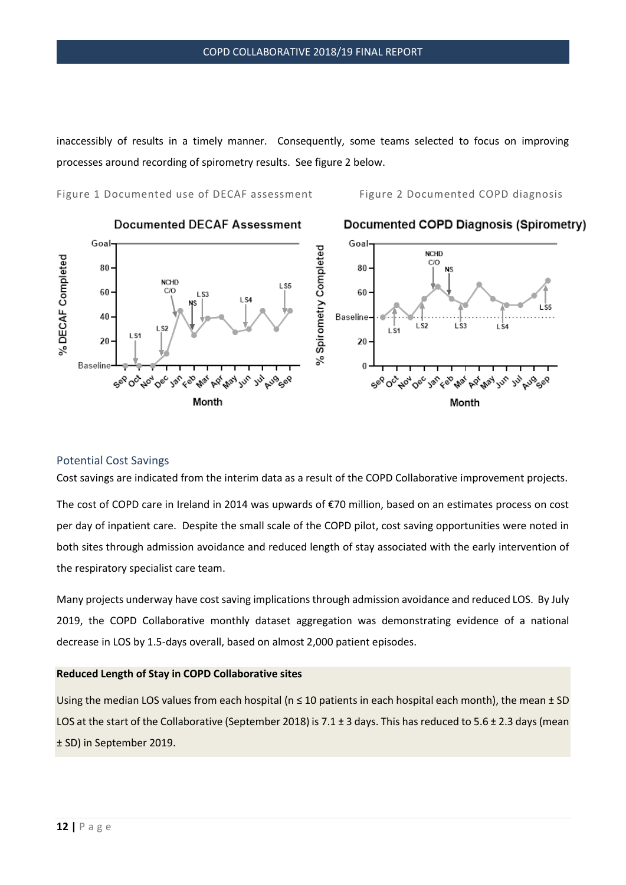inaccessibly of results in a timely manner. Consequently, some teams selected to focus on improving processes around recording of spirometry results. See figure 2 below.

Figure 1 Documented use of DECAF assessment

Figure 2 Documented COPD diagnosis

## Potential Cost Savings

Cost savings are indicated from the interim data as a result of the COPD Collaborative improvement projects.

The cost of COPD care in Ireland in 2014 was upwards of €70 million, based on an estimates process on cost per day of inpatient care. Despite the small scale of the COPD pilot, cost saving opportunities were noted in both sites through admission avoidance and reduced length of stay associated with the early intervention of the respiratory specialist care team.

Many projects underway have cost saving implications through admission avoidance and reduced LOS. By July 2019, the COPD Collaborative monthly dataset aggregation was demonstrating evidence of a national decrease in LOS by 1.5-days overall, based on almost 2,000 patient episodes.

**Reduced Length of Stay in COPD Collaborative sites**

Using the median LOS values from each hospital (n ≤ 10 patients in each hospital each month), the mean ± SD LOS at the start of the Collaborative (September 2018) is 7.1 ± 3 days. This has reduced to 5.6 ± 2.3 days (mean ± SD) in September 2019.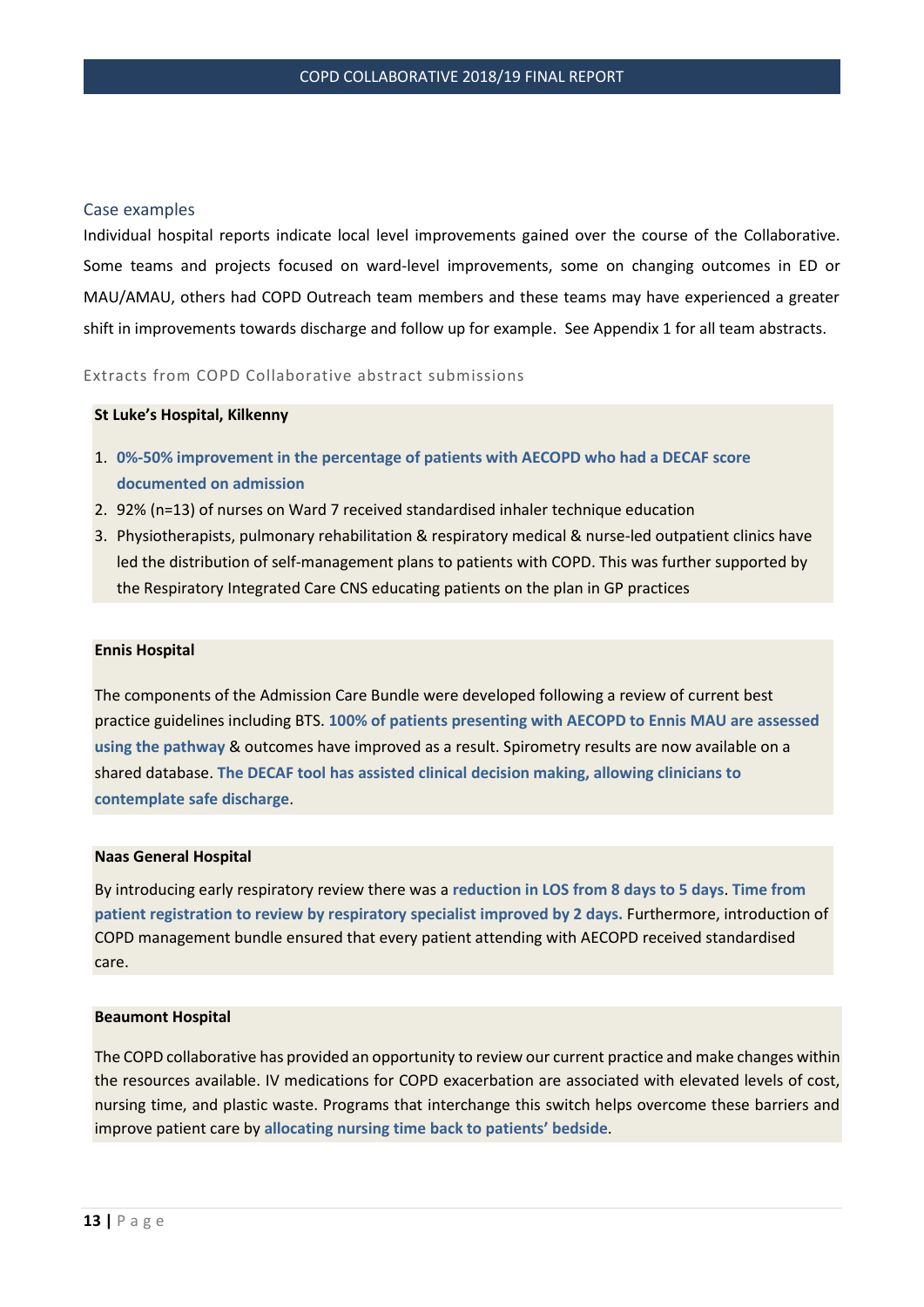## Case examples

Individual hospital reports indicate local level improvements gained over the course of the Collaborative. Some teams and projects focused on ward-level improvements, some on changing outcomes in ED or MAU/AMAU, others had COPD Outreach team members and these teams may have experienced a greater shift in improvements towards discharge and follow up for example. See Appendix 1 for all team abstracts.

### Extracts from COPD Collaborative abstract submissions

**St Luke's Hospital, Kilkenny**

1. **0%-50% improvement in the percentage of patients with AECOPD who had a DECAF score documented on admission**
2. 92% (n=13) of nurses on Ward 7 received standardised inhaler technique education
3. Physiotherapists, pulmonary rehabilitation & respiratory medical & nurse-led outpatient clinics have led the distribution of self-management plans to patients with COPD. This was further supported by the Respiratory Integrated Care CNS educating patients on the plan in GP practices

**Ennis Hospital**

The components of the Admission Care Bundle were developed following a review of current best practice guidelines including BTS. **100% of patients presenting with AECOPD to Ennis MAU are assessed using the pathway** & outcomes have improved as a result. Spirometry results are now available on a shared database. **The DECAF tool has assisted clinical decision making, allowing clinicians to contemplate safe discharge**.

**Naas General Hospital**

By introducing early respiratory review there was a **reduction in LOS from 8 days to 5 days**. **Time from patient registration to review by respiratory specialist improved by 2 days.** Furthermore, introduction of COPD management bundle ensured that every patient attending with AECOPD received standardised care.

**Beaumont Hospital**

The COPD collaborative has provided an opportunity to review our current practice and make changes within the resources available. IV medications for COPD exacerbation are associated with elevated levels of cost, nursing time, and plastic waste. Programs that interchange this switch helps overcome these barriers and improve patient care by **allocating nursing time back to patients' bedside**.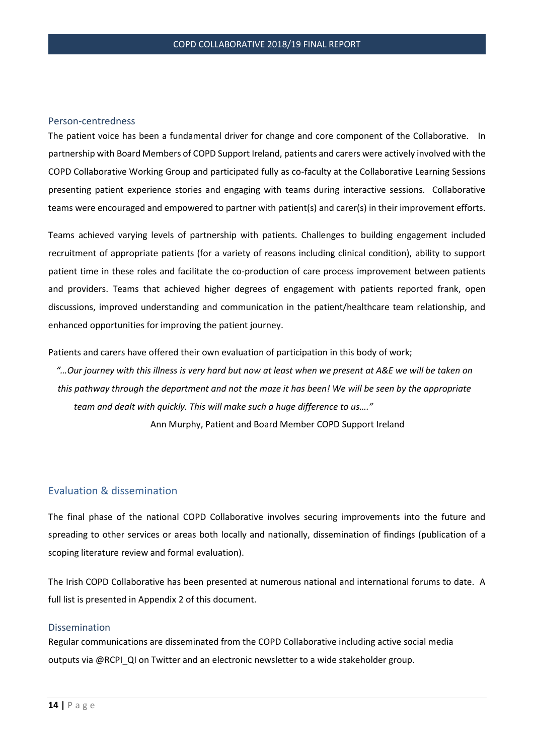### Person-centredness

The patient voice has been a fundamental driver for change and core component of the Collaborative. In partnership with Board Members of COPD Support Ireland, patients and carers were actively involved with the COPD Collaborative Working Group and participated fully as co-faculty at the Collaborative Learning Sessions presenting patient experience stories and engaging with teams during interactive sessions. Collaborative teams were encouraged and empowered to partner with patient(s) and carer(s) in their improvement efforts.

Teams achieved varying levels of partnership with patients. Challenges to building engagement included recruitment of appropriate patients (for a variety of reasons including clinical condition), ability to support patient time in these roles and facilitate the co-production of care process improvement between patients and providers. Teams that achieved higher degrees of engagement with patients reported frank, open discussions, improved understanding and communication in the patient/healthcare team relationship, and enhanced opportunities for improving the patient journey.

Patients and carers have offered their own evaluation of participation in this body of work;

> *"…Our journey with this illness is very hard but now at least when we present at A&E we will be taken on this pathway through the department and not the maze it has been! We will be seen by the appropriate team and dealt with quickly. This will make such a huge difference to us…."*
>
> Ann Murphy, Patient and Board Member COPD Support Ireland

## Evaluation & dissemination

The final phase of the national COPD Collaborative involves securing improvements into the future and spreading to other services or areas both locally and nationally, dissemination of findings (publication of a scoping literature review and formal evaluation).

The Irish COPD Collaborative has been presented at numerous national and international forums to date. A full list is presented in Appendix 2 of this document.

### Dissemination

Regular communications are disseminated from the COPD Collaborative including active social media outputs via @RCPI_QI on Twitter and an electronic newsletter to a wide stakeholder group.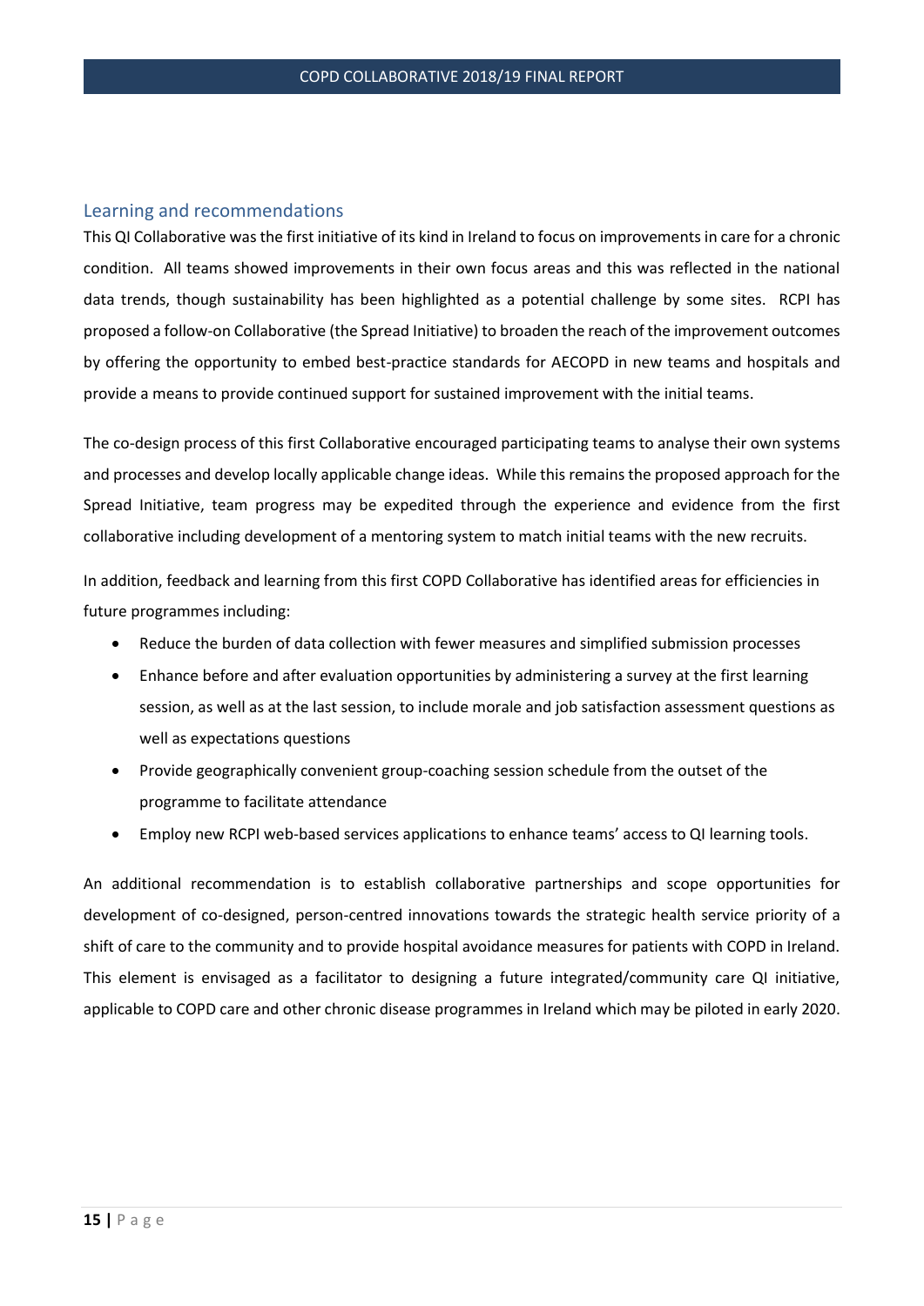## Learning and recommendations

This QI Collaborative was the first initiative of its kind in Ireland to focus on improvements in care for a chronic condition. All teams showed improvements in their own focus areas and this was reflected in the national data trends, though sustainability has been highlighted as a potential challenge by some sites. RCPI has proposed a follow-on Collaborative (the Spread Initiative) to broaden the reach of the improvement outcomes by offering the opportunity to embed best-practice standards for AECOPD in new teams and hospitals and provide a means to provide continued support for sustained improvement with the initial teams.

The co-design process of this first Collaborative encouraged participating teams to analyse their own systems and processes and develop locally applicable change ideas. While this remains the proposed approach for the Spread Initiative, team progress may be expedited through the experience and evidence from the first collaborative including development of a mentoring system to match initial teams with the new recruits.

In addition, feedback and learning from this first COPD Collaborative has identified areas for efficiencies in future programmes including:

- Reduce the burden of data collection with fewer measures and simplified submission processes
- Enhance before and after evaluation opportunities by administering a survey at the first learning session, as well as at the last session, to include morale and job satisfaction assessment questions as well as expectations questions
- Provide geographically convenient group-coaching session schedule from the outset of the programme to facilitate attendance
- Employ new RCPI web-based services applications to enhance teams' access to QI learning tools.

An additional recommendation is to establish collaborative partnerships and scope opportunities for development of co-designed, person-centred innovations towards the strategic health service priority of a shift of care to the community and to provide hospital avoidance measures for patients with COPD in Ireland. This element is envisaged as a facilitator to designing a future integrated/community care QI initiative, applicable to COPD care and other chronic disease programmes in Ireland which may be piloted in early 2020.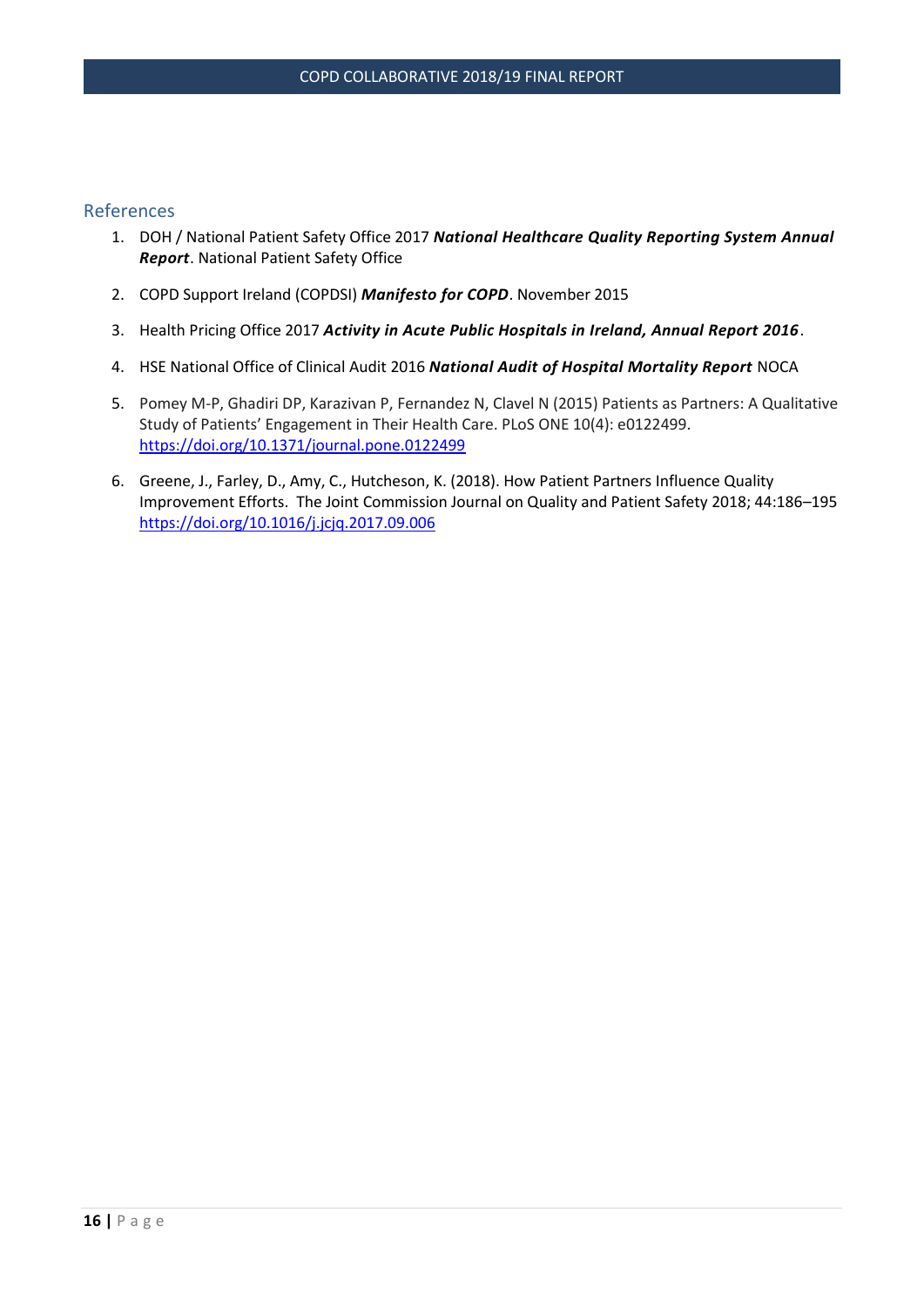## References

1. DOH / National Patient Safety Office 2017 ***National Healthcare Quality Reporting System Annual Report***. National Patient Safety Office

2. COPD Support Ireland (COPDSI) ***Manifesto for COPD***. November 2015

3. Health Pricing Office 2017 ***Activity in Acute Public Hospitals in Ireland, Annual Report 2016***.

4. HSE National Office of Clinical Audit 2016 ***National Audit of Hospital Mortality Report*** NOCA

5. Pomey M-P, Ghadiri DP, Karazivan P, Fernandez N, Clavel N (2015) Patients as Partners: A Qualitative Study of Patients' Engagement in Their Health Care. PLoS ONE 10(4): e0122499. https://doi.org/10.1371/journal.pone.0122499

6. Greene, J., Farley, D., Amy, C., Hutcheson, K. (2018). How Patient Partners Influence Quality Improvement Efforts. The Joint Commission Journal on Quality and Patient Safety 2018; 44:186–195 https://doi.org/10.1016/j.jcjq.2017.09.006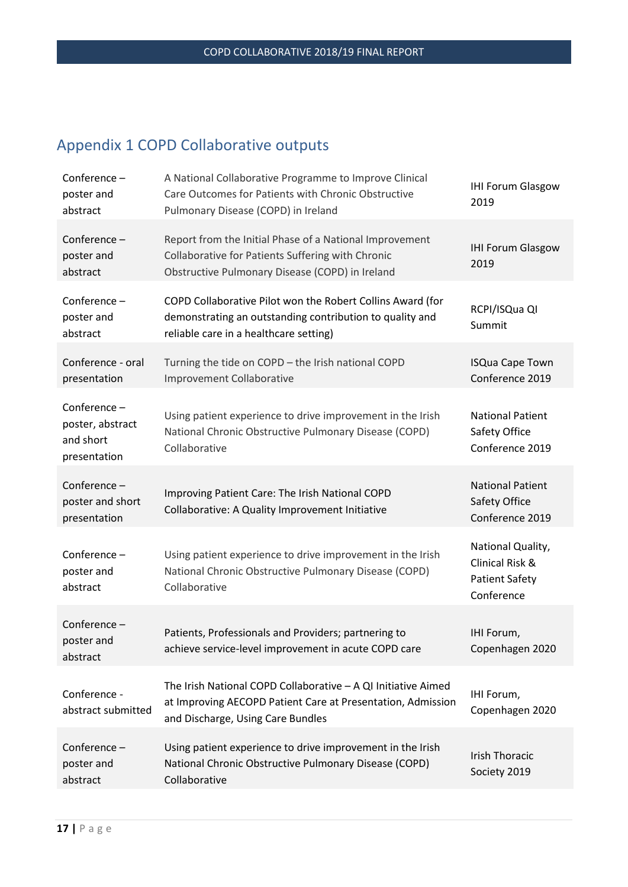## Appendix 1 COPD Collaborative outputs

| | | |
|---|---|---|
| Conference – poster and abstract | A National Collaborative Programme to Improve Clinical Care Outcomes for Patients with Chronic Obstructive Pulmonary Disease (COPD) in Ireland | IHI Forum Glasgow 2019 |
| Conference – poster and abstract | Report from the Initial Phase of a National Improvement Collaborative for Patients Suffering with Chronic Obstructive Pulmonary Disease (COPD) in Ireland | IHI Forum Glasgow 2019 |
| Conference – poster and abstract | COPD Collaborative Pilot won the Robert Collins Award (for demonstrating an outstanding contribution to quality and reliable care in a healthcare setting) | RCPI/ISQua QI Summit |
| Conference - oral presentation | Turning the tide on COPD – the Irish national COPD Improvement Collaborative | ISQua Cape Town Conference 2019 |
| Conference – poster, abstract and short presentation | Using patient experience to drive improvement in the Irish National Chronic Obstructive Pulmonary Disease (COPD) Collaborative | National Patient Safety Office Conference 2019 |
| Conference – poster and short presentation | Improving Patient Care: The Irish National COPD Collaborative: A Quality Improvement Initiative | National Patient Safety Office Conference 2019 |
| Conference – poster and abstract | Using patient experience to drive improvement in the Irish National Chronic Obstructive Pulmonary Disease (COPD) Collaborative | National Quality, Clinical Risk & Patient Safety Conference |
| Conference – poster and abstract | Patients, Professionals and Providers; partnering to achieve service-level improvement in acute COPD care | IHI Forum, Copenhagen 2020 |
| Conference - abstract submitted | The Irish National COPD Collaborative – A QI Initiative Aimed at Improving AECOPD Patient Care at Presentation, Admission and Discharge, Using Care Bundles | IHI Forum, Copenhagen 2020 |
| Conference – poster and abstract | Using patient experience to drive improvement in the Irish National Chronic Obstructive Pulmonary Disease (COPD) Collaborative | Irish Thoracic Society 2019 |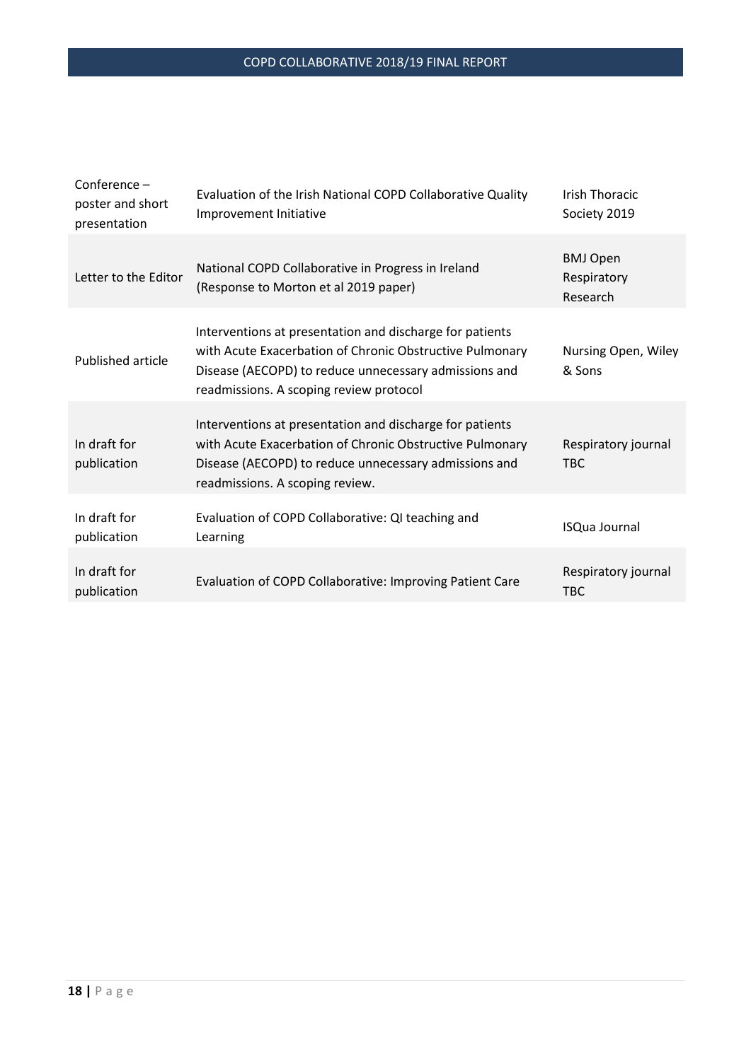| | | |
|---|---|---|
| Conference – poster and short presentation | Evaluation of the Irish National COPD Collaborative Quality Improvement Initiative | Irish Thoracic Society 2019 |
| Letter to the Editor | National COPD Collaborative in Progress in Ireland (Response to Morton et al 2019 paper) | BMJ Open Respiratory Research |
| Published article | Interventions at presentation and discharge for patients with Acute Exacerbation of Chronic Obstructive Pulmonary Disease (AECOPD) to reduce unnecessary admissions and readmissions. A scoping review protocol | Nursing Open, Wiley & Sons |
| In draft for publication | Interventions at presentation and discharge for patients with Acute Exacerbation of Chronic Obstructive Pulmonary Disease (AECOPD) to reduce unnecessary admissions and readmissions. A scoping review. | Respiratory journal TBC |
| In draft for publication | Evaluation of COPD Collaborative: QI teaching and Learning | ISQua Journal |
| In draft for publication | Evaluation of COPD Collaborative: Improving Patient Care | Respiratory journal TBC |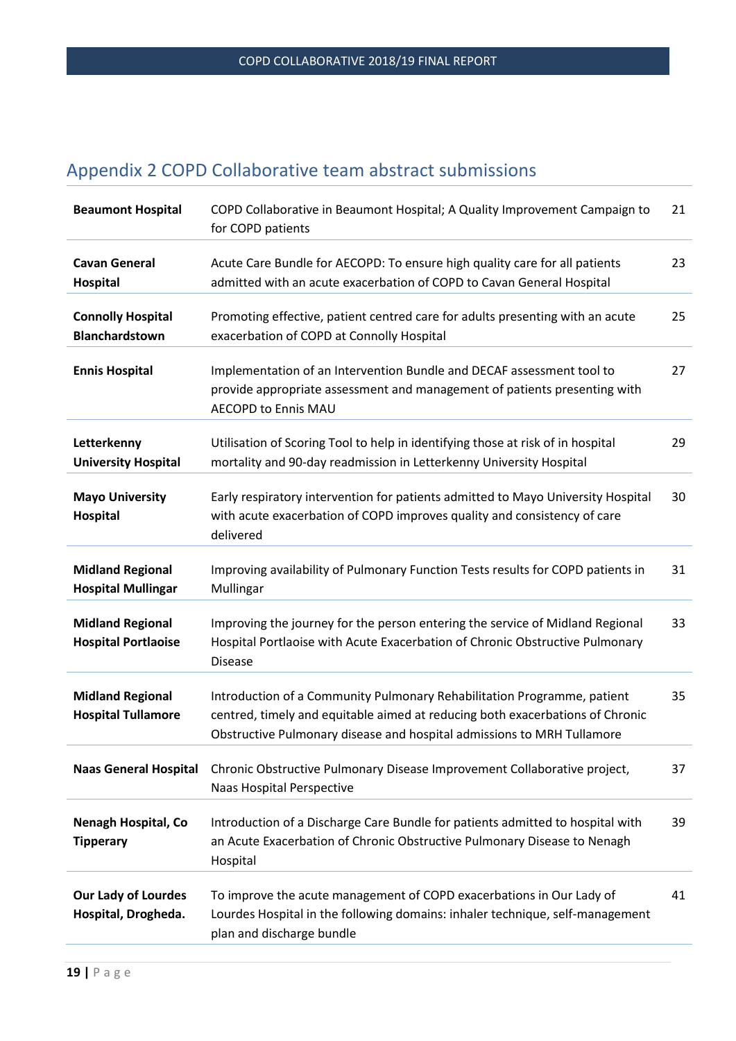## Appendix 2 COPD Collaborative team abstract submissions

| | | |
|---|---|---|
| **Beaumont Hospital** | COPD Collaborative in Beaumont Hospital; A Quality Improvement Campaign to for COPD patients | 21 |
| **Cavan General Hospital** | Acute Care Bundle for AECOPD: To ensure high quality care for all patients admitted with an acute exacerbation of COPD to Cavan General Hospital | 23 |
| **Connolly Hospital Blanchardstown** | Promoting effective, patient centred care for adults presenting with an acute exacerbation of COPD at Connolly Hospital | 25 |
| **Ennis Hospital** | Implementation of an Intervention Bundle and DECAF assessment tool to provide appropriate assessment and management of patients presenting with AECOPD to Ennis MAU | 27 |
| **Letterkenny University Hospital** | Utilisation of Scoring Tool to help in identifying those at risk of in hospital mortality and 90-day readmission in Letterkenny University Hospital | 29 |
| **Mayo University Hospital** | Early respiratory intervention for patients admitted to Mayo University Hospital with acute exacerbation of COPD improves quality and consistency of care delivered | 30 |
| **Midland Regional Hospital Mullingar** | Improving availability of Pulmonary Function Tests results for COPD patients in Mullingar | 31 |
| **Midland Regional Hospital Portlaoise** | Improving the journey for the person entering the service of Midland Regional Hospital Portlaoise with Acute Exacerbation of Chronic Obstructive Pulmonary Disease | 33 |
| **Midland Regional Hospital Tullamore** | Introduction of a Community Pulmonary Rehabilitation Programme, patient centred, timely and equitable aimed at reducing both exacerbations of Chronic Obstructive Pulmonary disease and hospital admissions to MRH Tullamore | 35 |
| **Naas General Hospital** | Chronic Obstructive Pulmonary Disease Improvement Collaborative project, Naas Hospital Perspective | 37 |
| **Nenagh Hospital, Co Tipperary** | Introduction of a Discharge Care Bundle for patients admitted to hospital with an Acute Exacerbation of Chronic Obstructive Pulmonary Disease to Nenagh Hospital | 39 |
| **Our Lady of Lourdes Hospital, Drogheda.** | To improve the acute management of COPD exacerbations in Our Lady of Lourdes Hospital in the following domains: inhaler technique, self-management plan and discharge bundle | 41 |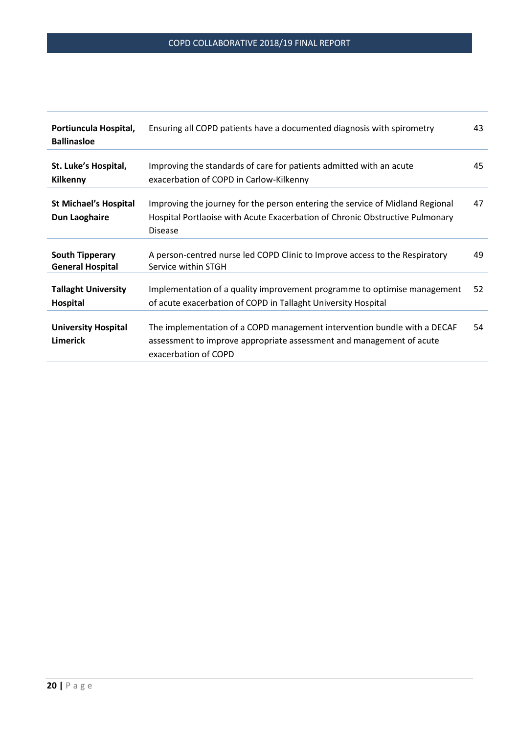| | | |
|---|---|---|
| **Portiuncula Hospital, Ballinasloe** | Ensuring all COPD patients have a documented diagnosis with spirometry | 43 |
| **St. Luke's Hospital, Kilkenny** | Improving the standards of care for patients admitted with an acute exacerbation of COPD in Carlow-Kilkenny | 45 |
| **St Michael's Hospital Dun Laoghaire** | Improving the journey for the person entering the service of Midland Regional Hospital Portlaoise with Acute Exacerbation of Chronic Obstructive Pulmonary Disease | 47 |
| **South Tipperary General Hospital** | A person-centred nurse led COPD Clinic to Improve access to the Respiratory Service within STGH | 49 |
| **Tallaght University Hospital** | Implementation of a quality improvement programme to optimise management of acute exacerbation of COPD in Tallaght University Hospital | 52 |
| **University Hospital Limerick** | The implementation of a COPD management intervention bundle with a DECAF assessment to improve appropriate assessment and management of acute exacerbation of COPD | 54 |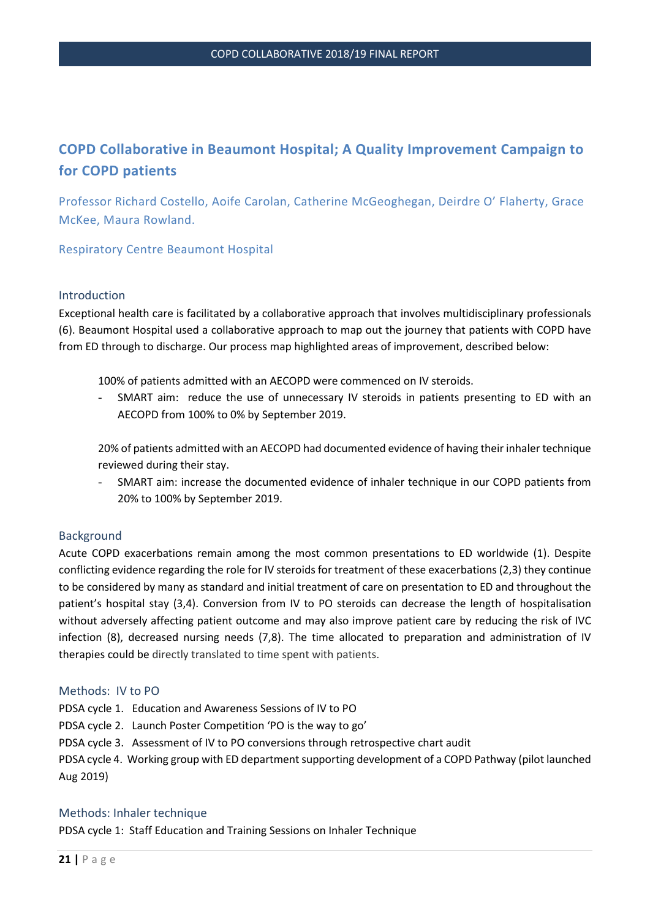## COPD Collaborative in Beaumont Hospital; A Quality Improvement Campaign to for COPD patients

Professor Richard Costello, Aoife Carolan, Catherine McGeoghegan, Deirdre O' Flaherty, Grace McKee, Maura Rowland.

Respiratory Centre Beaumont Hospital

### Introduction

Exceptional health care is facilitated by a collaborative approach that involves multidisciplinary professionals (6). Beaumont Hospital used a collaborative approach to map out the journey that patients with COPD have from ED through to discharge. Our process map highlighted areas of improvement, described below:

100% of patients admitted with an AECOPD were commenced on IV steroids.

- SMART aim: reduce the use of unnecessary IV steroids in patients presenting to ED with an AECOPD from 100% to 0% by September 2019.

20% of patients admitted with an AECOPD had documented evidence of having their inhaler technique reviewed during their stay.

- SMART aim: increase the documented evidence of inhaler technique in our COPD patients from 20% to 100% by September 2019.

### Background

Acute COPD exacerbations remain among the most common presentations to ED worldwide (1). Despite conflicting evidence regarding the role for IV steroids for treatment of these exacerbations (2,3) they continue to be considered by many as standard and initial treatment of care on presentation to ED and throughout the patient's hospital stay (3,4). Conversion from IV to PO steroids can decrease the length of hospitalisation without adversely affecting patient outcome and may also improve patient care by reducing the risk of IVC infection (8), decreased nursing needs (7,8). The time allocated to preparation and administration of IV therapies could be directly translated to time spent with patients.

### Methods: IV to PO

PDSA cycle 1. Education and Awareness Sessions of IV to PO

PDSA cycle 2. Launch Poster Competition 'PO is the way to go'

PDSA cycle 3. Assessment of IV to PO conversions through retrospective chart audit

PDSA cycle 4. Working group with ED department supporting development of a COPD Pathway (pilot launched Aug 2019)

### Methods: Inhaler technique

PDSA cycle 1: Staff Education and Training Sessions on Inhaler Technique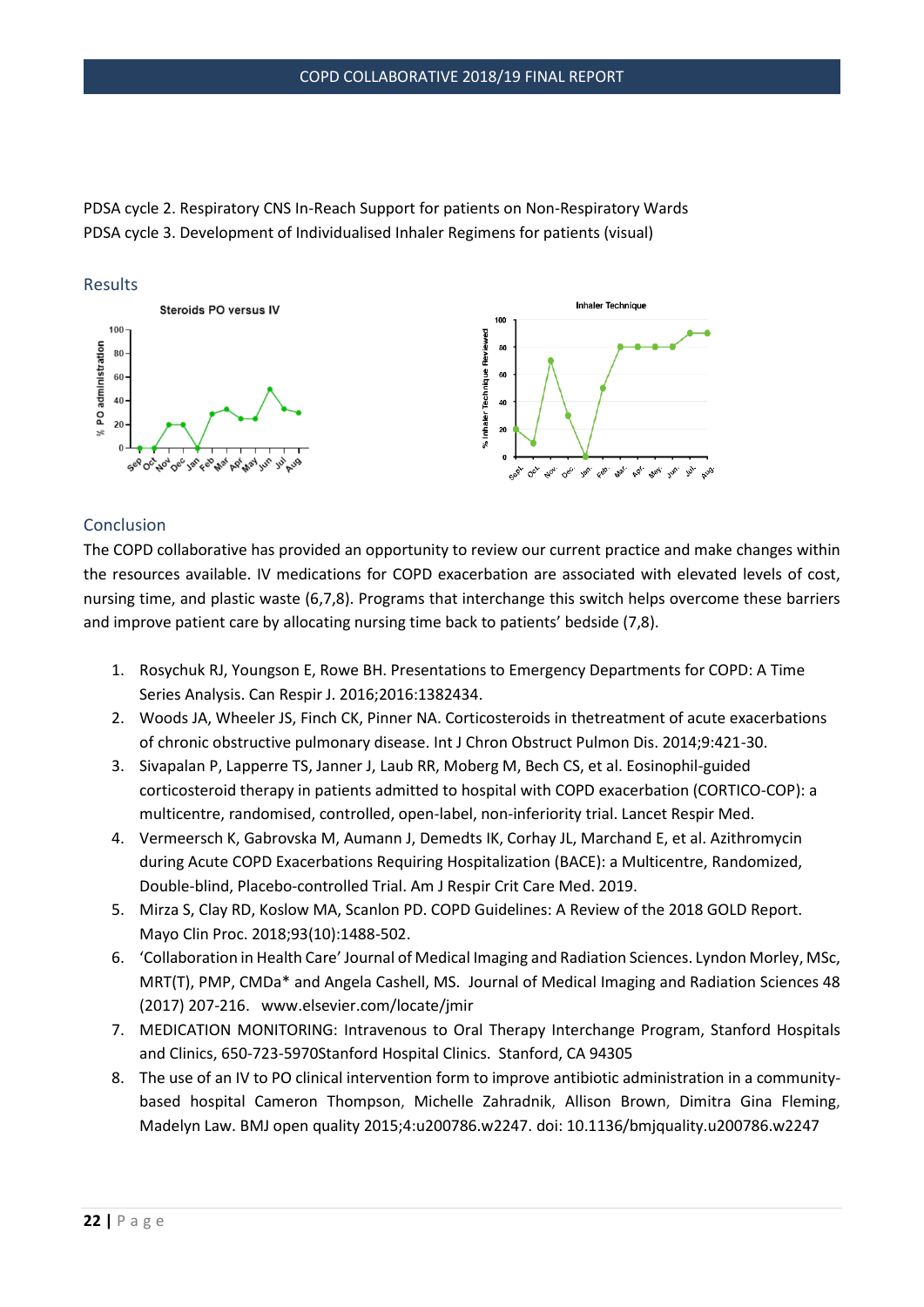PDSA cycle 2. Respiratory CNS In-Reach Support for patients on Non-Respiratory Wards

PDSA cycle 3. Development of Individualised Inhaler Regimens for patients (visual)

## Results

Steroids PO versus IV

Inhaler Technique

## Conclusion

The COPD collaborative has provided an opportunity to review our current practice and make changes within the resources available. IV medications for COPD exacerbation are associated with elevated levels of cost, nursing time, and plastic waste (6,7,8). Programs that interchange this switch helps overcome these barriers and improve patient care by allocating nursing time back to patients' bedside (7,8).

1. Rosychuk RJ, Youngson E, Rowe BH. Presentations to Emergency Departments for COPD: A Time Series Analysis. Can Respir J. 2016;2016:1382434.
2. Woods JA, Wheeler JS, Finch CK, Pinner NA. Corticosteroids in thetreatment of acute exacerbations of chronic obstructive pulmonary disease. Int J Chron Obstruct Pulmon Dis. 2014;9:421-30.
3. Sivapalan P, Lapperre TS, Janner J, Laub RR, Moberg M, Bech CS, et al. Eosinophil-guided corticosteroid therapy in patients admitted to hospital with COPD exacerbation (CORTICO-COP): a multicentre, randomised, controlled, open-label, non-inferiority trial. Lancet Respir Med.
4. Vermeersch K, Gabrovska M, Aumann J, Demedts IK, Corhay JL, Marchand E, et al. Azithromycin during Acute COPD Exacerbations Requiring Hospitalization (BACE): a Multicentre, Randomized, Double-blind, Placebo-controlled Trial. Am J Respir Crit Care Med. 2019.
5. Mirza S, Clay RD, Koslow MA, Scanlon PD. COPD Guidelines: A Review of the 2018 GOLD Report. Mayo Clin Proc. 2018;93(10):1488-502.
6. 'Collaboration in Health Care' Journal of Medical Imaging and Radiation Sciences. Lyndon Morley, MSc, MRT(T), PMP, CMDa* and Angela Cashell, MS. Journal of Medical Imaging and Radiation Sciences 48 (2017) 207-216. www.elsevier.com/locate/jmir
7. MEDICATION MONITORING: Intravenous to Oral Therapy Interchange Program, Stanford Hospitals and Clinics, 650-723-5970Stanford Hospital Clinics. Stanford, CA 94305
8. The use of an IV to PO clinical intervention form to improve antibiotic administration in a community-based hospital Cameron Thompson, Michelle Zahradnik, Allison Brown, Dimitra Gina Fleming, Madelyn Law. BMJ open quality 2015;4:u200786.w2247. doi: 10.1136/bmjquality.u200786.w2247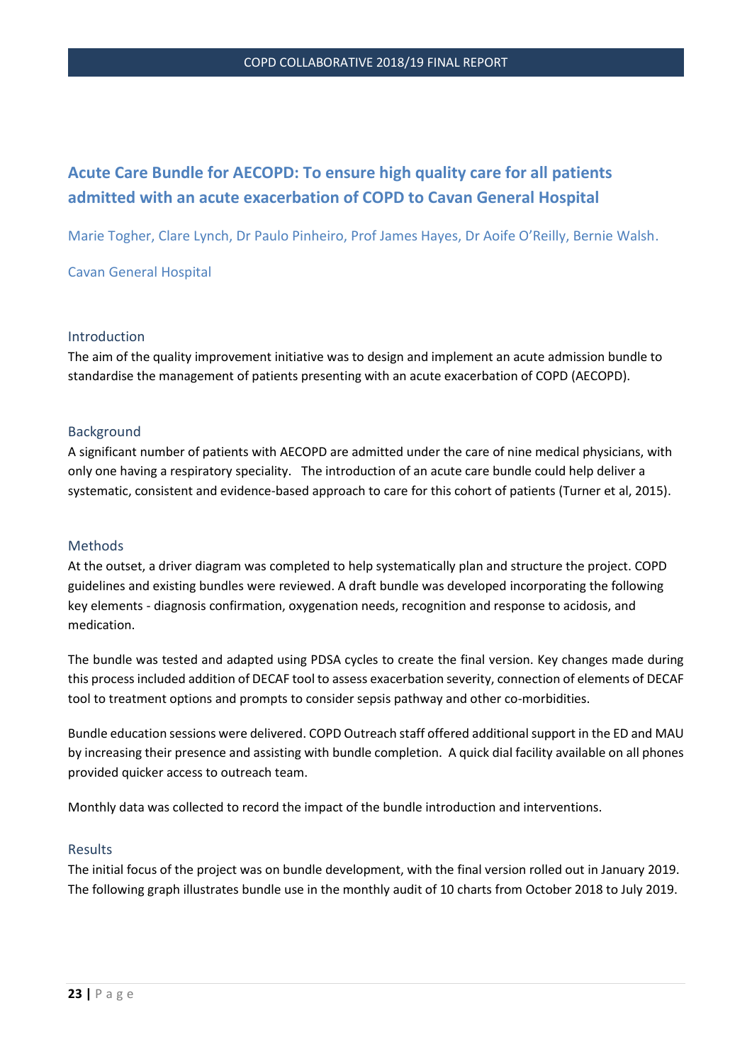## Acute Care Bundle for AECOPD: To ensure high quality care for all patients admitted with an acute exacerbation of COPD to Cavan General Hospital

Marie Togher, Clare Lynch, Dr Paulo Pinheiro, Prof James Hayes, Dr Aoife O'Reilly, Bernie Walsh.

Cavan General Hospital

### Introduction

The aim of the quality improvement initiative was to design and implement an acute admission bundle to standardise the management of patients presenting with an acute exacerbation of COPD (AECOPD).

### Background

A significant number of patients with AECOPD are admitted under the care of nine medical physicians, with only one having a respiratory speciality. The introduction of an acute care bundle could help deliver a systematic, consistent and evidence-based approach to care for this cohort of patients (Turner et al, 2015).

### Methods

At the outset, a driver diagram was completed to help systematically plan and structure the project. COPD guidelines and existing bundles were reviewed. A draft bundle was developed incorporating the following key elements - diagnosis confirmation, oxygenation needs, recognition and response to acidosis, and medication.

The bundle was tested and adapted using PDSA cycles to create the final version. Key changes made during this process included addition of DECAF tool to assess exacerbation severity, connection of elements of DECAF tool to treatment options and prompts to consider sepsis pathway and other co-morbidities.

Bundle education sessions were delivered. COPD Outreach staff offered additional support in the ED and MAU by increasing their presence and assisting with bundle completion. A quick dial facility available on all phones provided quicker access to outreach team.

Monthly data was collected to record the impact of the bundle introduction and interventions.

### Results

The initial focus of the project was on bundle development, with the final version rolled out in January 2019. The following graph illustrates bundle use in the monthly audit of 10 charts from October 2018 to July 2019.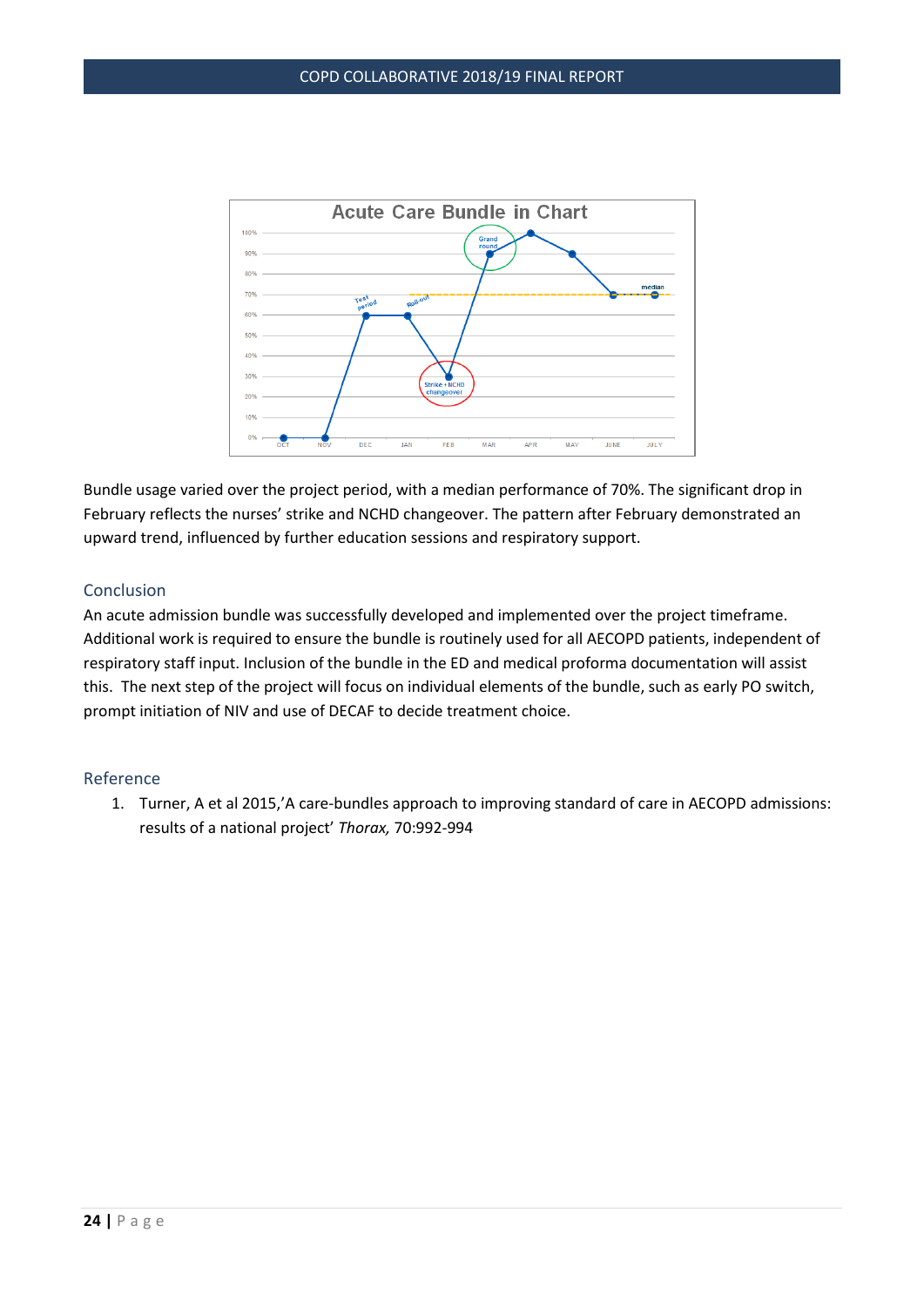Bundle usage varied over the project period, with a median performance of 70%. The significant drop in February reflects the nurses' strike and NCHD changeover. The pattern after February demonstrated an upward trend, influenced by further education sessions and respiratory support.

## Conclusion

An acute admission bundle was successfully developed and implemented over the project timeframe. Additional work is required to ensure the bundle is routinely used for all AECOPD patients, independent of respiratory staff input. Inclusion of the bundle in the ED and medical proforma documentation will assist this. The next step of the project will focus on individual elements of the bundle, such as early PO switch, prompt initiation of NIV and use of DECAF to decide treatment choice.

## Reference

1. Turner, A et al 2015,'A care-bundles approach to improving standard of care in AECOPD admissions: results of a national project' *Thorax,* 70:992-994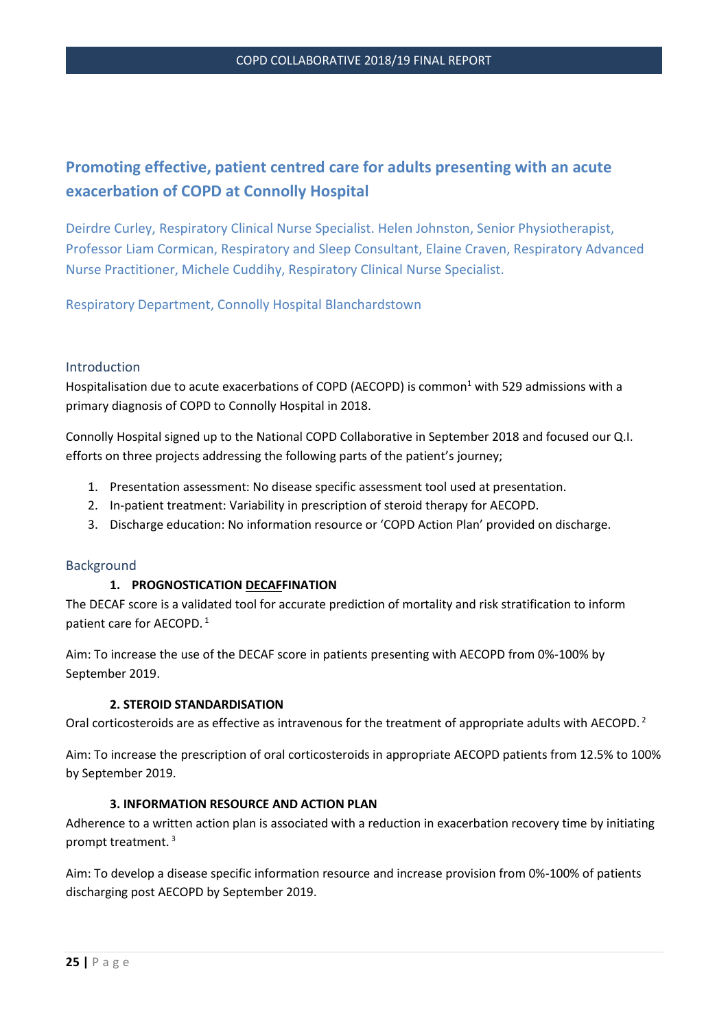# Promoting effective, patient centred care for adults presenting with an acute exacerbation of COPD at Connolly Hospital

Deirdre Curley, Respiratory Clinical Nurse Specialist. Helen Johnston, Senior Physiotherapist, Professor Liam Cormican, Respiratory and Sleep Consultant, Elaine Craven, Respiratory Advanced Nurse Practitioner, Michele Cuddihy, Respiratory Clinical Nurse Specialist.

Respiratory Department, Connolly Hospital Blanchardstown

## Introduction

Hospitalisation due to acute exacerbations of COPD (AECOPD) is common[1] with 529 admissions with a primary diagnosis of COPD to Connolly Hospital in 2018.

Connolly Hospital signed up to the National COPD Collaborative in September 2018 and focused our Q.I. efforts on three projects addressing the following parts of the patient's journey;

1. Presentation assessment: No disease specific assessment tool used at presentation.
2. In-patient treatment: Variability in prescription of steroid therapy for AECOPD.
3. Discharge education: No information resource or 'COPD Action Plan' provided on discharge.

## Background

### 1. PROGNOSTICATION DECAFFINATION

The DECAF score is a validated tool for accurate prediction of mortality and risk stratification to inform patient care for AECOPD.[1]

Aim: To increase the use of the DECAF score in patients presenting with AECOPD from 0%-100% by September 2019.

### 2. STEROID STANDARDISATION

Oral corticosteroids are as effective as intravenous for the treatment of appropriate adults with AECOPD.[2]

Aim: To increase the prescription of oral corticosteroids in appropriate AECOPD patients from 12.5% to 100% by September 2019.

### 3. INFORMATION RESOURCE AND ACTION PLAN

Adherence to a written action plan is associated with a reduction in exacerbation recovery time by initiating prompt treatment.[3]

Aim: To develop a disease specific information resource and increase provision from 0%-100% of patients discharging post AECOPD by September 2019.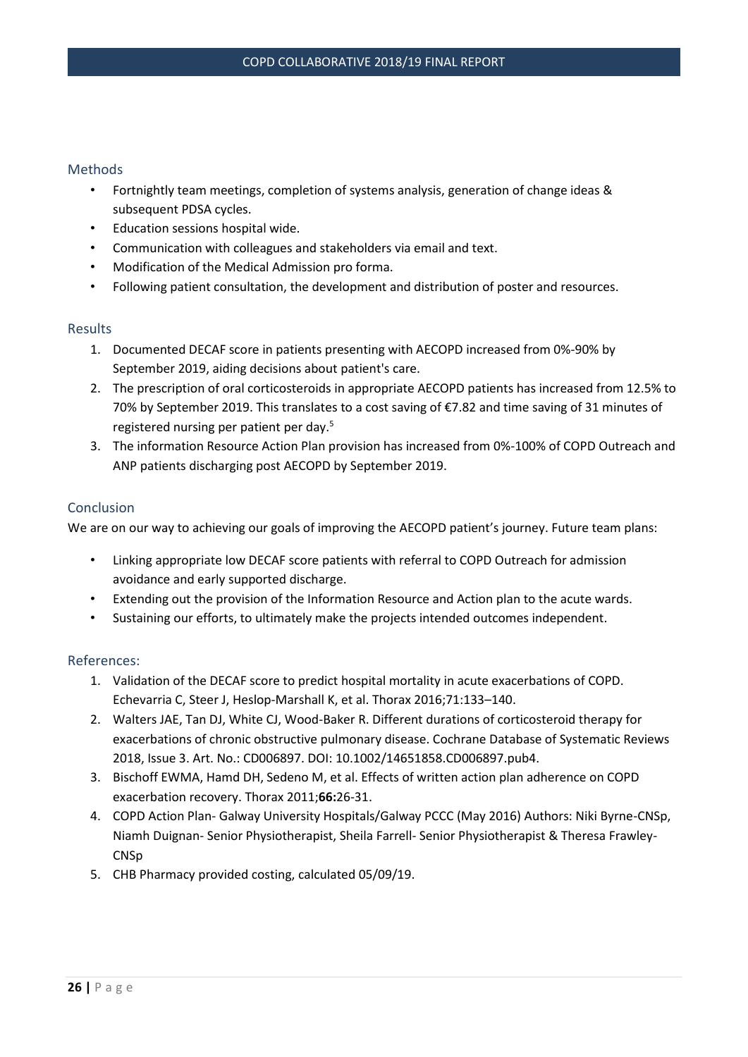## Methods

- Fortnightly team meetings, completion of systems analysis, generation of change ideas & subsequent PDSA cycles.
- Education sessions hospital wide.
- Communication with colleagues and stakeholders via email and text.
- Modification of the Medical Admission pro forma.
- Following patient consultation, the development and distribution of poster and resources.

## Results

1. Documented DECAF score in patients presenting with AECOPD increased from 0%-90% by September 2019, aiding decisions about patient's care.
2. The prescription of oral corticosteroids in appropriate AECOPD patients has increased from 12.5% to 70% by September 2019. This translates to a cost saving of €7.82 and time saving of 31 minutes of registered nursing per patient per day.[5]
3. The information Resource Action Plan provision has increased from 0%-100% of COPD Outreach and ANP patients discharging post AECOPD by September 2019.

## Conclusion

We are on our way to achieving our goals of improving the AECOPD patient's journey. Future team plans:

- Linking appropriate low DECAF score patients with referral to COPD Outreach for admission avoidance and early supported discharge.
- Extending out the provision of the Information Resource and Action plan to the acute wards.
- Sustaining our efforts, to ultimately make the projects intended outcomes independent.

## References:

1. Validation of the DECAF score to predict hospital mortality in acute exacerbations of COPD. Echevarria C, Steer J, Heslop-Marshall K, et al. Thorax 2016;71:133–140.
2. Walters JAE, Tan DJ, White CJ, Wood-Baker R. Different durations of corticosteroid therapy for exacerbations of chronic obstructive pulmonary disease. Cochrane Database of Systematic Reviews 2018, Issue 3. Art. No.: CD006897. DOI: 10.1002/14651858.CD006897.pub4.
3. Bischoff EWMA, Hamd DH, Sedeno M, et al. Effects of written action plan adherence on COPD exacerbation recovery. Thorax 2011;**66:**26-31.
4. COPD Action Plan- Galway University Hospitals/Galway PCCC (May 2016) Authors: Niki Byrne-CNSp, Niamh Duignan- Senior Physiotherapist, Sheila Farrell- Senior Physiotherapist & Theresa Frawley-CNSp
5. CHB Pharmacy provided costing, calculated 05/09/19.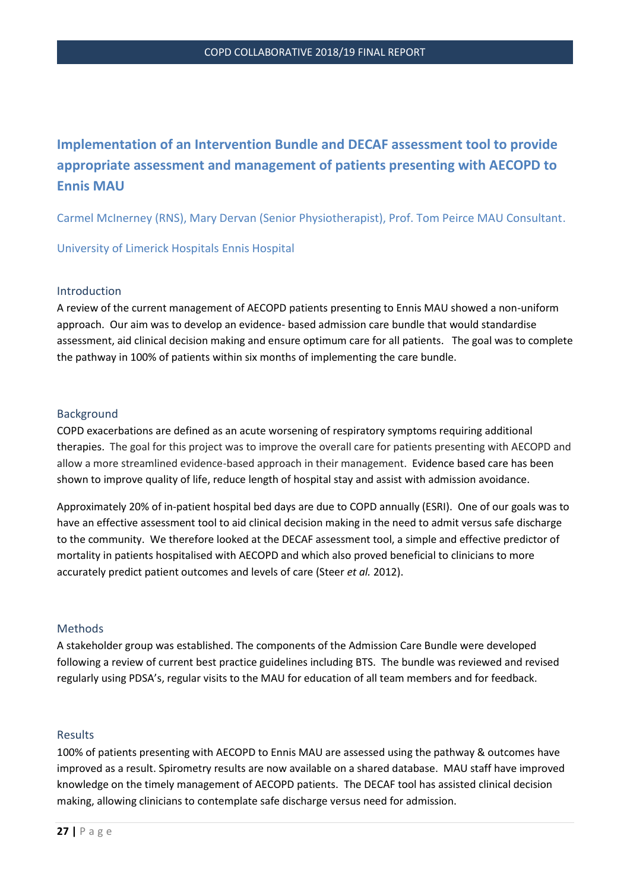## Implementation of an Intervention Bundle and DECAF assessment tool to provide appropriate assessment and management of patients presenting with AECOPD to Ennis MAU

Carmel McInerney (RNS), Mary Dervan (Senior Physiotherapist), Prof. Tom Peirce MAU Consultant.

University of Limerick Hospitals Ennis Hospital

### Introduction

A review of the current management of AECOPD patients presenting to Ennis MAU showed a non-uniform approach. Our aim was to develop an evidence- based admission care bundle that would standardise assessment, aid clinical decision making and ensure optimum care for all patients. The goal was to complete the pathway in 100% of patients within six months of implementing the care bundle.

### Background

COPD exacerbations are defined as an acute worsening of respiratory symptoms requiring additional therapies. The goal for this project was to improve the overall care for patients presenting with AECOPD and allow a more streamlined evidence-based approach in their management. Evidence based care has been shown to improve quality of life, reduce length of hospital stay and assist with admission avoidance.

Approximately 20% of in-patient hospital bed days are due to COPD annually (ESRI). One of our goals was to have an effective assessment tool to aid clinical decision making in the need to admit versus safe discharge to the community. We therefore looked at the DECAF assessment tool, a simple and effective predictor of mortality in patients hospitalised with AECOPD and which also proved beneficial to clinicians to more accurately predict patient outcomes and levels of care (Steer *et al.* 2012).

### Methods

A stakeholder group was established. The components of the Admission Care Bundle were developed following a review of current best practice guidelines including BTS. The bundle was reviewed and revised regularly using PDSA's, regular visits to the MAU for education of all team members and for feedback.

### Results

100% of patients presenting with AECOPD to Ennis MAU are assessed using the pathway & outcomes have improved as a result. Spirometry results are now available on a shared database. MAU staff have improved knowledge on the timely management of AECOPD patients. The DECAF tool has assisted clinical decision making, allowing clinicians to contemplate safe discharge versus need for admission.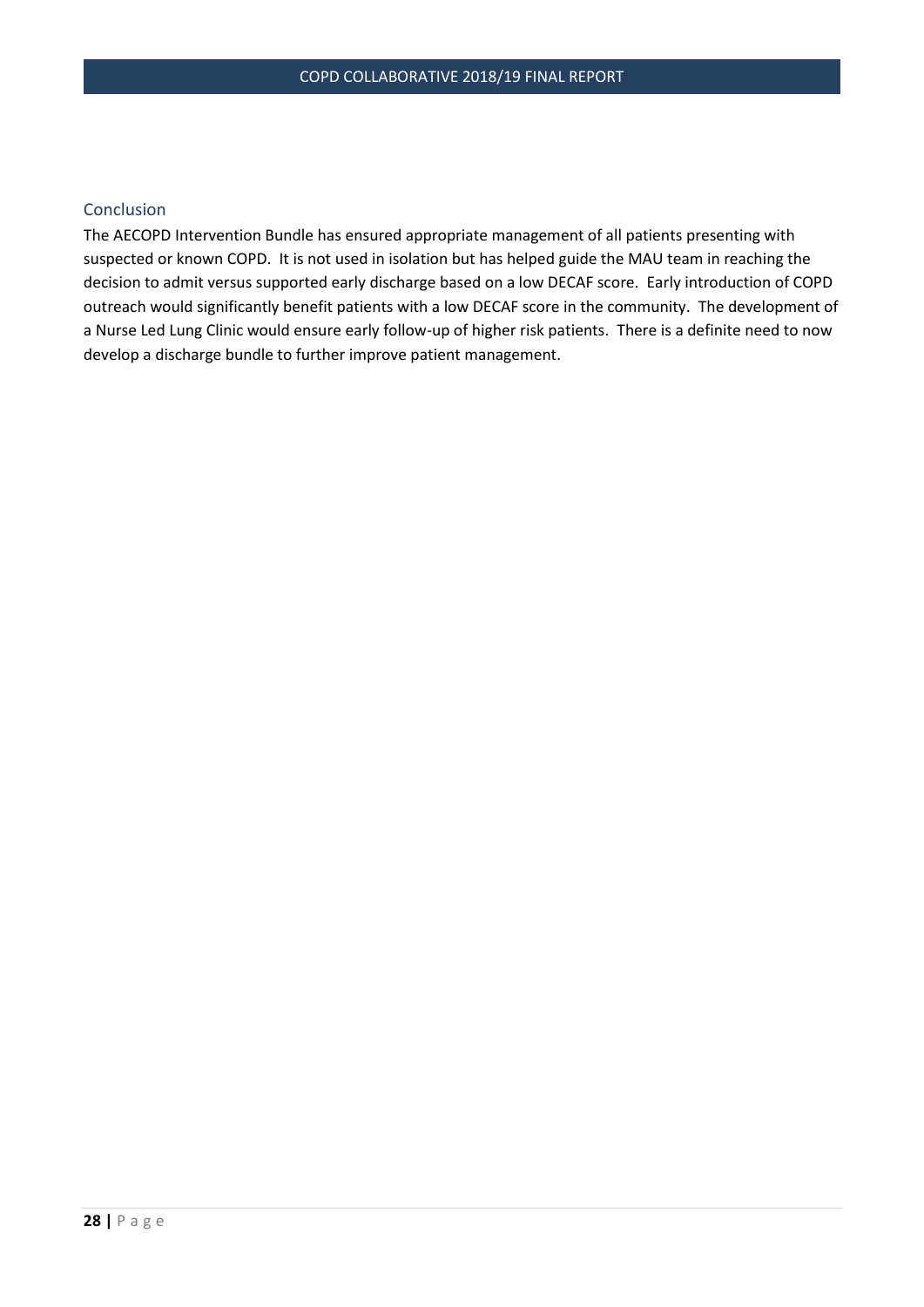## Conclusion

The AECOPD Intervention Bundle has ensured appropriate management of all patients presenting with suspected or known COPD. It is not used in isolation but has helped guide the MAU team in reaching the decision to admit versus supported early discharge based on a low DECAF score. Early introduction of COPD outreach would significantly benefit patients with a low DECAF score in the community. The development of a Nurse Led Lung Clinic would ensure early follow-up of higher risk patients. There is a definite need to now develop a discharge bundle to further improve patient management.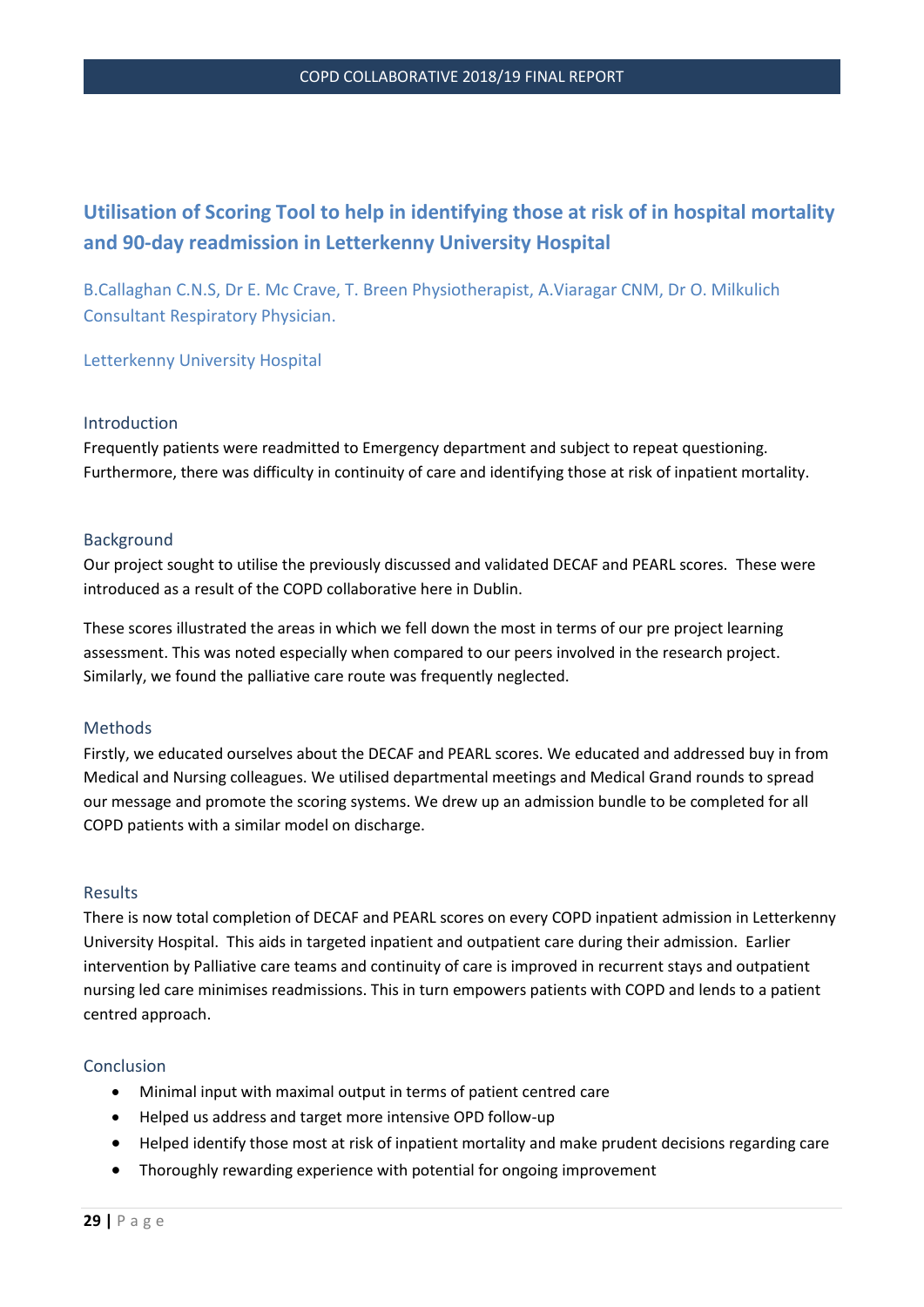# Utilisation of Scoring Tool to help in identifying those at risk of in hospital mortality and 90-day readmission in Letterkenny University Hospital

B.Callaghan C.N.S, Dr E. Mc Crave, T. Breen Physiotherapist, A.Viaragar CNM, Dr O. Milkulich Consultant Respiratory Physician.

Letterkenny University Hospital

## Introduction

Frequently patients were readmitted to Emergency department and subject to repeat questioning. Furthermore, there was difficulty in continuity of care and identifying those at risk of inpatient mortality.

## Background

Our project sought to utilise the previously discussed and validated DECAF and PEARL scores. These were introduced as a result of the COPD collaborative here in Dublin.

These scores illustrated the areas in which we fell down the most in terms of our pre project learning assessment. This was noted especially when compared to our peers involved in the research project. Similarly, we found the palliative care route was frequently neglected.

## Methods

Firstly, we educated ourselves about the DECAF and PEARL scores. We educated and addressed buy in from Medical and Nursing colleagues. We utilised departmental meetings and Medical Grand rounds to spread our message and promote the scoring systems. We drew up an admission bundle to be completed for all COPD patients with a similar model on discharge.

## Results

There is now total completion of DECAF and PEARL scores on every COPD inpatient admission in Letterkenny University Hospital. This aids in targeted inpatient and outpatient care during their admission. Earlier intervention by Palliative care teams and continuity of care is improved in recurrent stays and outpatient nursing led care minimises readmissions. This in turn empowers patients with COPD and lends to a patient centred approach.

## Conclusion

- Minimal input with maximal output in terms of patient centred care
- Helped us address and target more intensive OPD follow-up
- Helped identify those most at risk of inpatient mortality and make prudent decisions regarding care
- Thoroughly rewarding experience with potential for ongoing improvement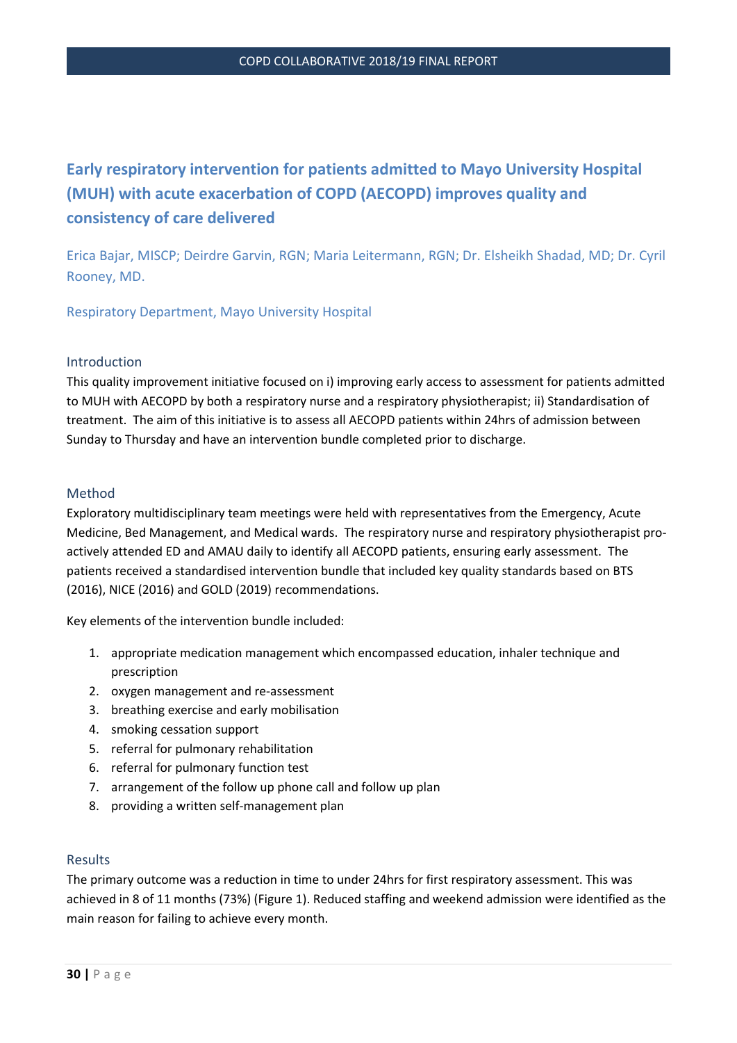## Early respiratory intervention for patients admitted to Mayo University Hospital (MUH) with acute exacerbation of COPD (AECOPD) improves quality and consistency of care delivered

Erica Bajar, MISCP; Deirdre Garvin, RGN; Maria Leitermann, RGN; Dr. Elsheikh Shadad, MD; Dr. Cyril Rooney, MD.

Respiratory Department, Mayo University Hospital

### Introduction

This quality improvement initiative focused on i) improving early access to assessment for patients admitted to MUH with AECOPD by both a respiratory nurse and a respiratory physiotherapist; ii) Standardisation of treatment. The aim of this initiative is to assess all AECOPD patients within 24hrs of admission between Sunday to Thursday and have an intervention bundle completed prior to discharge.

### Method

Exploratory multidisciplinary team meetings were held with representatives from the Emergency, Acute Medicine, Bed Management, and Medical wards. The respiratory nurse and respiratory physiotherapist pro-actively attended ED and AMAU daily to identify all AECOPD patients, ensuring early assessment. The patients received a standardised intervention bundle that included key quality standards based on BTS (2016), NICE (2016) and GOLD (2019) recommendations.

Key elements of the intervention bundle included:

1. appropriate medication management which encompassed education, inhaler technique and prescription
2. oxygen management and re-assessment
3. breathing exercise and early mobilisation
4. smoking cessation support
5. referral for pulmonary rehabilitation
6. referral for pulmonary function test
7. arrangement of the follow up phone call and follow up plan
8. providing a written self-management plan

### Results

The primary outcome was a reduction in time to under 24hrs for first respiratory assessment. This was achieved in 8 of 11 months (73%) (Figure 1). Reduced staffing and weekend admission were identified as the main reason for failing to achieve every month.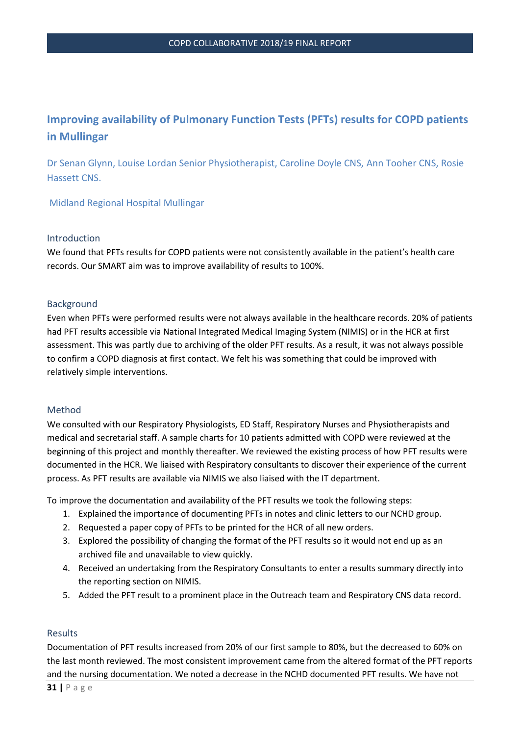## Improving availability of Pulmonary Function Tests (PFTs) results for COPD patients in Mullingar

Dr Senan Glynn, Louise Lordan Senior Physiotherapist, Caroline Doyle CNS, Ann Tooher CNS, Rosie Hassett CNS.

Midland Regional Hospital Mullingar

### Introduction

We found that PFTs results for COPD patients were not consistently available in the patient's health care records. Our SMART aim was to improve availability of results to 100%.

### Background

Even when PFTs were performed results were not always available in the healthcare records. 20% of patients had PFT results accessible via National Integrated Medical Imaging System (NIMIS) or in the HCR at first assessment. This was partly due to archiving of the older PFT results. As a result, it was not always possible to confirm a COPD diagnosis at first contact. We felt his was something that could be improved with relatively simple interventions.

### Method

We consulted with our Respiratory Physiologists, ED Staff, Respiratory Nurses and Physiotherapists and medical and secretarial staff. A sample charts for 10 patients admitted with COPD were reviewed at the beginning of this project and monthly thereafter. We reviewed the existing process of how PFT results were documented in the HCR. We liaised with Respiratory consultants to discover their experience of the current process. As PFT results are available via NIMIS we also liaised with the IT department.

To improve the documentation and availability of the PFT results we took the following steps:

1. Explained the importance of documenting PFTs in notes and clinic letters to our NCHD group.
2. Requested a paper copy of PFTs to be printed for the HCR of all new orders.
3. Explored the possibility of changing the format of the PFT results so it would not end up as an archived file and unavailable to view quickly.
4. Received an undertaking from the Respiratory Consultants to enter a results summary directly into the reporting section on NIMIS.
5. Added the PFT result to a prominent place in the Outreach team and Respiratory CNS data record.

### Results

Documentation of PFT results increased from 20% of our first sample to 80%, but the decreased to 60% on the last month reviewed. The most consistent improvement came from the altered format of the PFT reports and the nursing documentation. We noted a decrease in the NCHD documented PFT results. We have not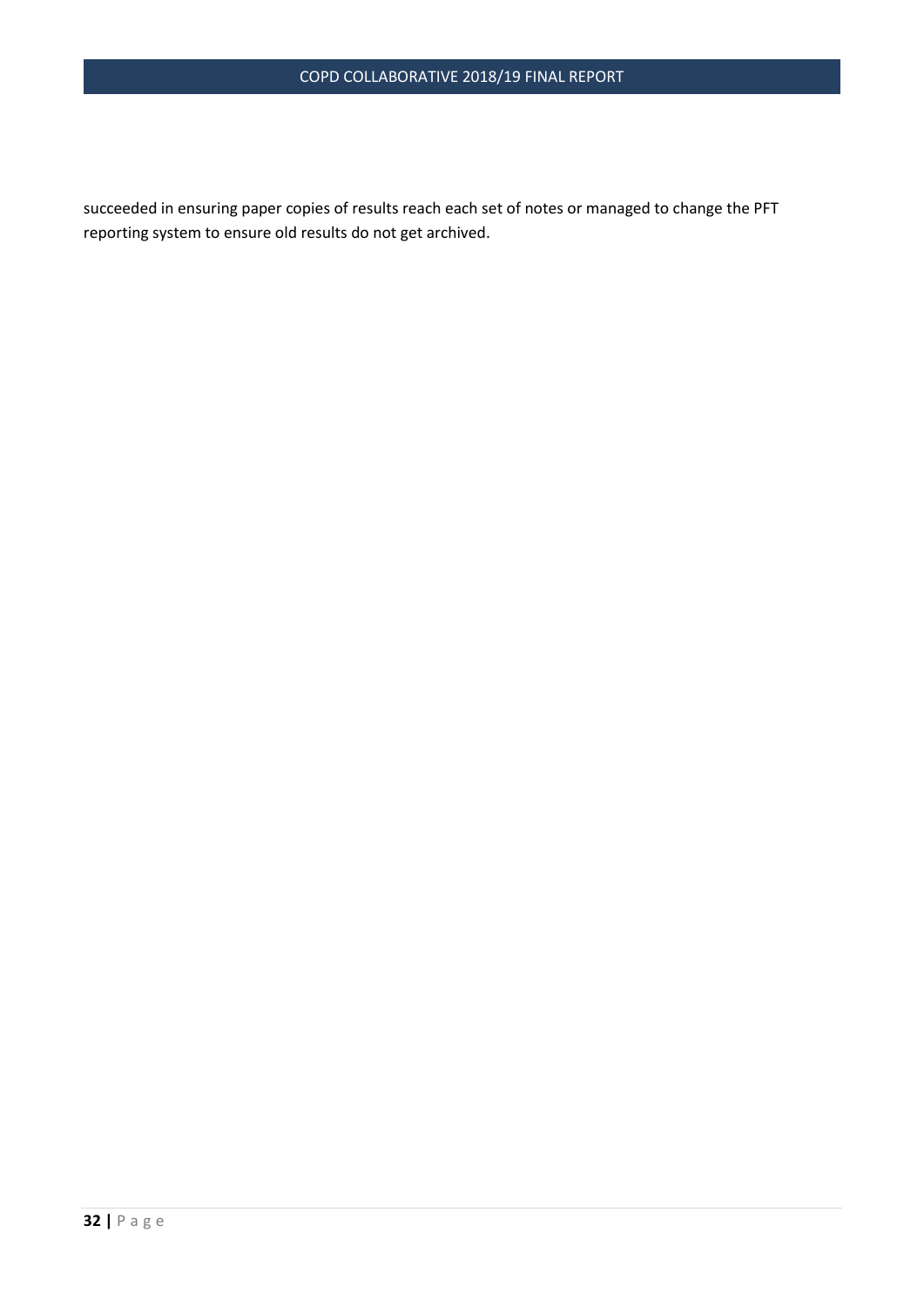succeeded in ensuring paper copies of results reach each set of notes or managed to change the PFT reporting system to ensure old results do not get archived.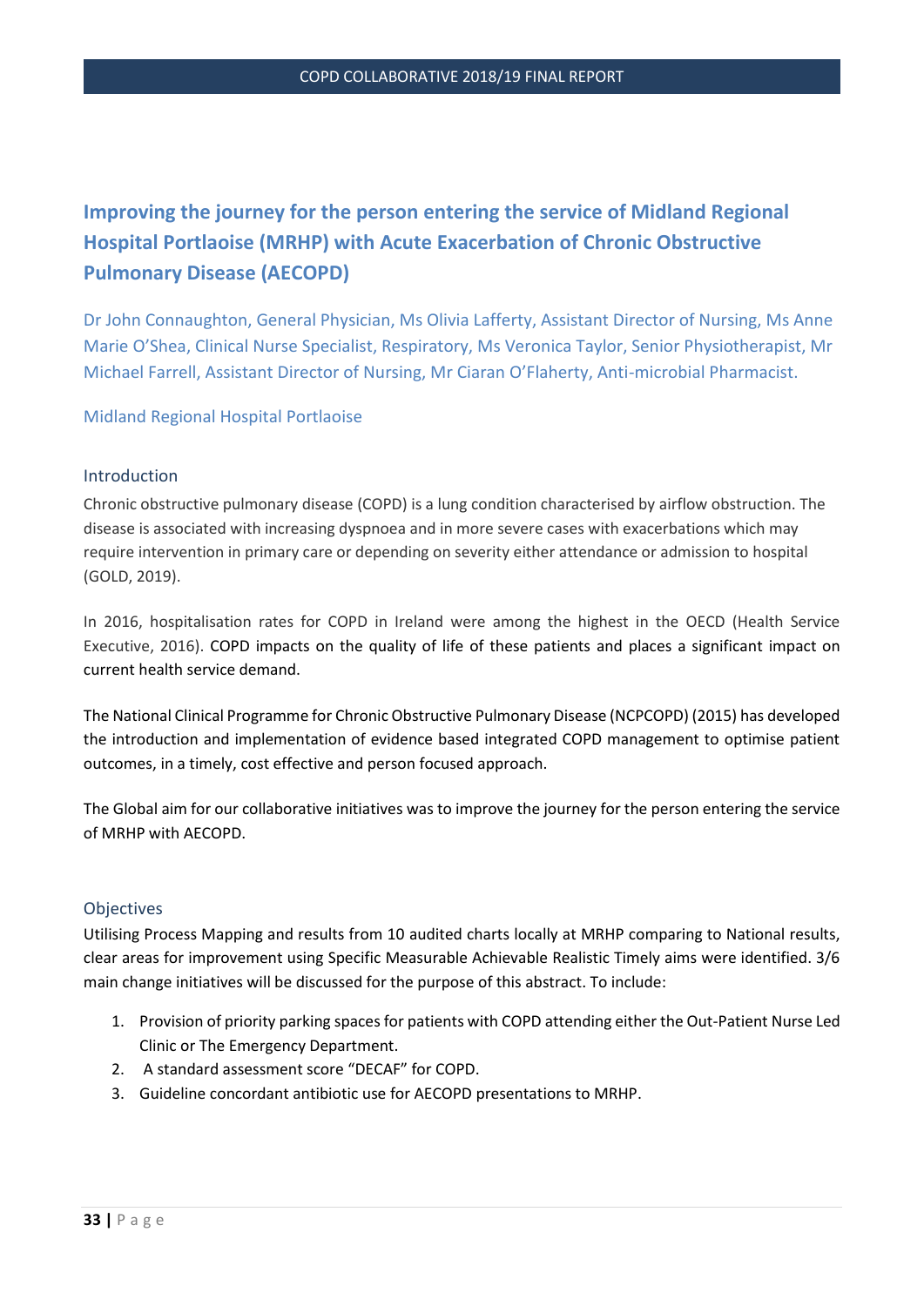## Improving the journey for the person entering the service of Midland Regional Hospital Portlaoise (MRHP) with Acute Exacerbation of Chronic Obstructive Pulmonary Disease (AECOPD)

Dr John Connaughton, General Physician, Ms Olivia Lafferty, Assistant Director of Nursing, Ms Anne Marie O'Shea, Clinical Nurse Specialist, Respiratory, Ms Veronica Taylor, Senior Physiotherapist, Mr Michael Farrell, Assistant Director of Nursing, Mr Ciaran O'Flaherty, Anti-microbial Pharmacist.

Midland Regional Hospital Portlaoise

### Introduction

Chronic obstructive pulmonary disease (COPD) is a lung condition characterised by airflow obstruction. The disease is associated with increasing dyspnoea and in more severe cases with exacerbations which may require intervention in primary care or depending on severity either attendance or admission to hospital (GOLD, 2019).

In 2016, hospitalisation rates for COPD in Ireland were among the highest in the OECD (Health Service Executive, 2016). COPD impacts on the quality of life of these patients and places a significant impact on current health service demand.

The National Clinical Programme for Chronic Obstructive Pulmonary Disease (NCPCOPD) (2015) has developed the introduction and implementation of evidence based integrated COPD management to optimise patient outcomes, in a timely, cost effective and person focused approach.

The Global aim for our collaborative initiatives was to improve the journey for the person entering the service of MRHP with AECOPD.

### Objectives

Utilising Process Mapping and results from 10 audited charts locally at MRHP comparing to National results, clear areas for improvement using Specific Measurable Achievable Realistic Timely aims were identified. 3/6 main change initiatives will be discussed for the purpose of this abstract. To include:

1. Provision of priority parking spaces for patients with COPD attending either the Out-Patient Nurse Led Clinic or The Emergency Department.
2. A standard assessment score "DECAF" for COPD.
3. Guideline concordant antibiotic use for AECOPD presentations to MRHP.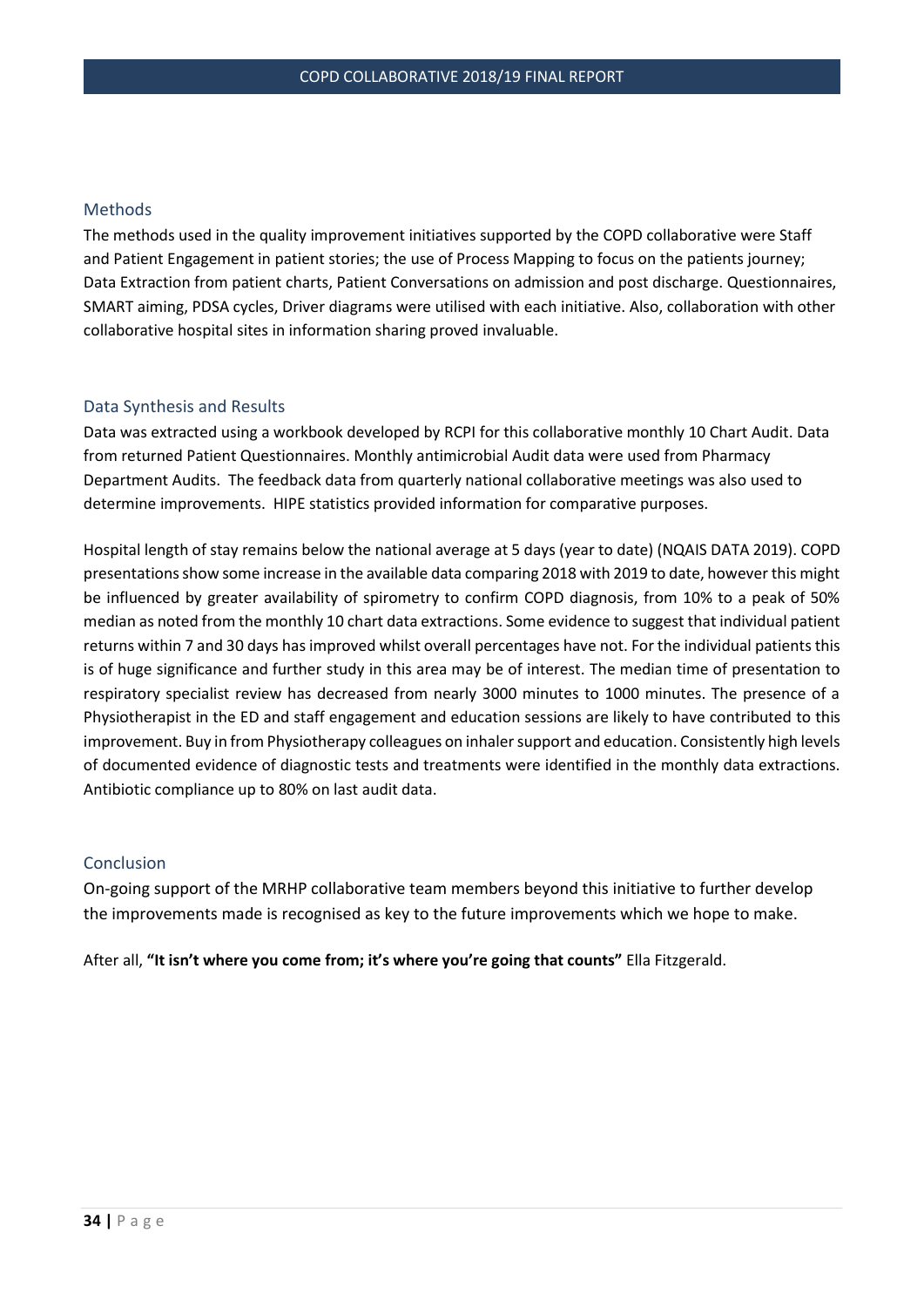## Methods

The methods used in the quality improvement initiatives supported by the COPD collaborative were Staff and Patient Engagement in patient stories; the use of Process Mapping to focus on the patients journey; Data Extraction from patient charts, Patient Conversations on admission and post discharge. Questionnaires, SMART aiming, PDSA cycles, Driver diagrams were utilised with each initiative. Also, collaboration with other collaborative hospital sites in information sharing proved invaluable.

## Data Synthesis and Results

Data was extracted using a workbook developed by RCPI for this collaborative monthly 10 Chart Audit. Data from returned Patient Questionnaires. Monthly antimicrobial Audit data were used from Pharmacy Department Audits. The feedback data from quarterly national collaborative meetings was also used to determine improvements. HIPE statistics provided information for comparative purposes.

Hospital length of stay remains below the national average at 5 days (year to date) (NQAIS DATA 2019). COPD presentations show some increase in the available data comparing 2018 with 2019 to date, however this might be influenced by greater availability of spirometry to confirm COPD diagnosis, from 10% to a peak of 50% median as noted from the monthly 10 chart data extractions. Some evidence to suggest that individual patient returns within 7 and 30 days has improved whilst overall percentages have not. For the individual patients this is of huge significance and further study in this area may be of interest. The median time of presentation to respiratory specialist review has decreased from nearly 3000 minutes to 1000 minutes. The presence of a Physiotherapist in the ED and staff engagement and education sessions are likely to have contributed to this improvement. Buy in from Physiotherapy colleagues on inhaler support and education. Consistently high levels of documented evidence of diagnostic tests and treatments were identified in the monthly data extractions. Antibiotic compliance up to 80% on last audit data.

## Conclusion

On-going support of the MRHP collaborative team members beyond this initiative to further develop the improvements made is recognised as key to the future improvements which we hope to make.

After all, **"It isn't where you come from; it's where you're going that counts"** Ella Fitzgerald.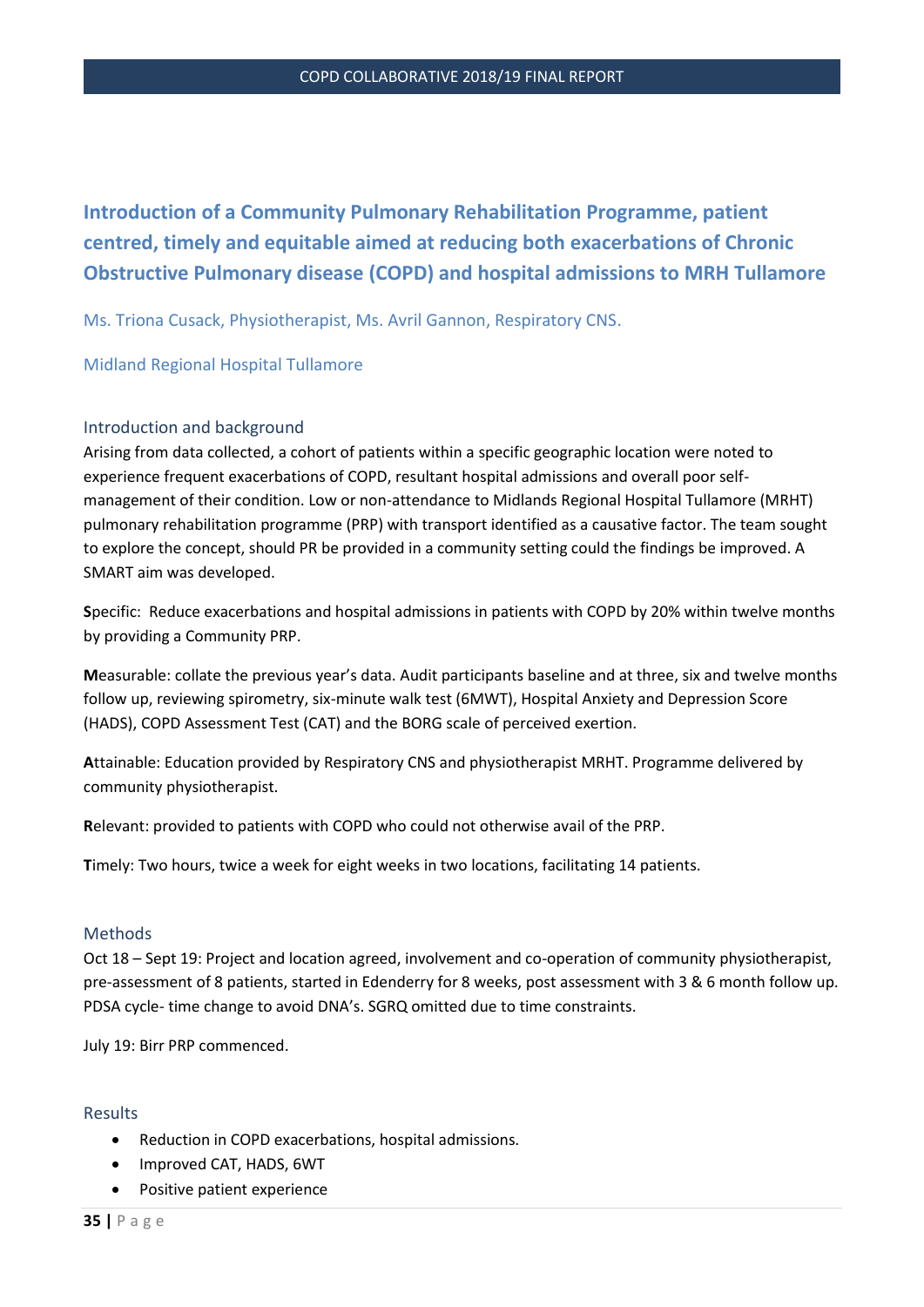## Introduction of a Community Pulmonary Rehabilitation Programme, patient centred, timely and equitable aimed at reducing both exacerbations of Chronic Obstructive Pulmonary disease (COPD) and hospital admissions to MRH Tullamore

Ms. Triona Cusack, Physiotherapist, Ms. Avril Gannon, Respiratory CNS.

Midland Regional Hospital Tullamore

### Introduction and background

Arising from data collected, a cohort of patients within a specific geographic location were noted to experience frequent exacerbations of COPD, resultant hospital admissions and overall poor self-management of their condition. Low or non-attendance to Midlands Regional Hospital Tullamore (MRHT) pulmonary rehabilitation programme (PRP) with transport identified as a causative factor. The team sought to explore the concept, should PR be provided in a community setting could the findings be improved. A SMART aim was developed.

**S**pecific: Reduce exacerbations and hospital admissions in patients with COPD by 20% within twelve months by providing a Community PRP.

**M**easurable: collate the previous year's data. Audit participants baseline and at three, six and twelve months follow up, reviewing spirometry, six-minute walk test (6MWT), Hospital Anxiety and Depression Score (HADS), COPD Assessment Test (CAT) and the BORG scale of perceived exertion.

**A**ttainable: Education provided by Respiratory CNS and physiotherapist MRHT. Programme delivered by community physiotherapist.

**R**elevant: provided to patients with COPD who could not otherwise avail of the PRP.

**T**imely: Two hours, twice a week for eight weeks in two locations, facilitating 14 patients.

### Methods

Oct 18 – Sept 19: Project and location agreed, involvement and co-operation of community physiotherapist, pre-assessment of 8 patients, started in Edenderry for 8 weeks, post assessment with 3 & 6 month follow up. PDSA cycle- time change to avoid DNA's. SGRQ omitted due to time constraints.

July 19: Birr PRP commenced.

### Results

- Reduction in COPD exacerbations, hospital admissions.
- Improved CAT, HADS, 6WT
- Positive patient experience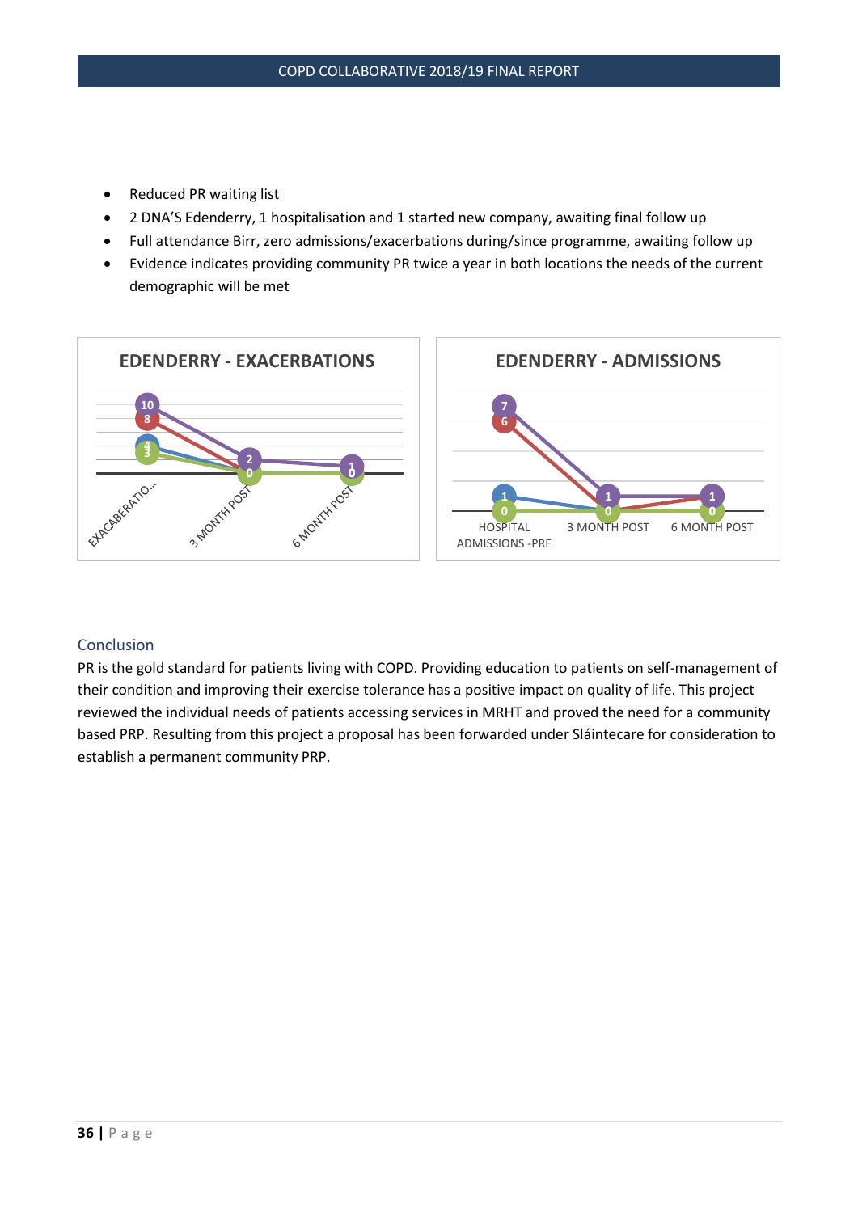- Reduced PR waiting list
- 2 DNA'S Edenderry, 1 hospitalisation and 1 started new company, awaiting final follow up
- Full attendance Birr, zero admissions/exacerbations during/since programme, awaiting follow up
- Evidence indicates providing community PR twice a year in both locations the needs of the current demographic will be met

**EDENDERRY - EXACERBATIONS**

**EDENDERRY - ADMISSIONS**

### Conclusion

PR is the gold standard for patients living with COPD. Providing education to patients on self-management of their condition and improving their exercise tolerance has a positive impact on quality of life. This project reviewed the individual needs of patients accessing services in MRHT and proved the need for a community based PRP. Resulting from this project a proposal has been forwarded under Sláintecare for consideration to establish a permanent community PRP.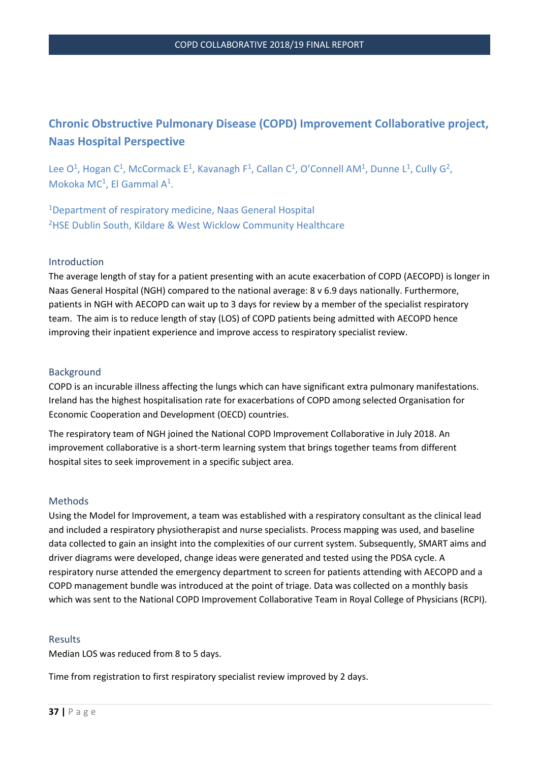## Chronic Obstructive Pulmonary Disease (COPD) Improvement Collaborative project, Naas Hospital Perspective

Lee O[1], Hogan C[1], McCormack E[1], Kavanagh F[1], Callan C[1], O'Connell AM[1], Dunne L[1], Cully G[2], Mokoka MC[1], El Gammal A[1].

[1]Department of respiratory medicine, Naas General Hospital
[2]HSE Dublin South, Kildare & West Wicklow Community Healthcare

### Introduction

The average length of stay for a patient presenting with an acute exacerbation of COPD (AECOPD) is longer in Naas General Hospital (NGH) compared to the national average: 8 v 6.9 days nationally. Furthermore, patients in NGH with AECOPD can wait up to 3 days for review by a member of the specialist respiratory team. The aim is to reduce length of stay (LOS) of COPD patients being admitted with AECOPD hence improving their inpatient experience and improve access to respiratory specialist review.

### Background

COPD is an incurable illness affecting the lungs which can have significant extra pulmonary manifestations. Ireland has the highest hospitalisation rate for exacerbations of COPD among selected Organisation for Economic Cooperation and Development (OECD) countries.

The respiratory team of NGH joined the National COPD Improvement Collaborative in July 2018. An improvement collaborative is a short-term learning system that brings together teams from different hospital sites to seek improvement in a specific subject area.

### Methods

Using the Model for Improvement, a team was established with a respiratory consultant as the clinical lead and included a respiratory physiotherapist and nurse specialists. Process mapping was used, and baseline data collected to gain an insight into the complexities of our current system. Subsequently, SMART aims and driver diagrams were developed, change ideas were generated and tested using the PDSA cycle. A respiratory nurse attended the emergency department to screen for patients attending with AECOPD and a COPD management bundle was introduced at the point of triage. Data was collected on a monthly basis which was sent to the National COPD Improvement Collaborative Team in Royal College of Physicians (RCPI).

### Results

Median LOS was reduced from 8 to 5 days.

Time from registration to first respiratory specialist review improved by 2 days.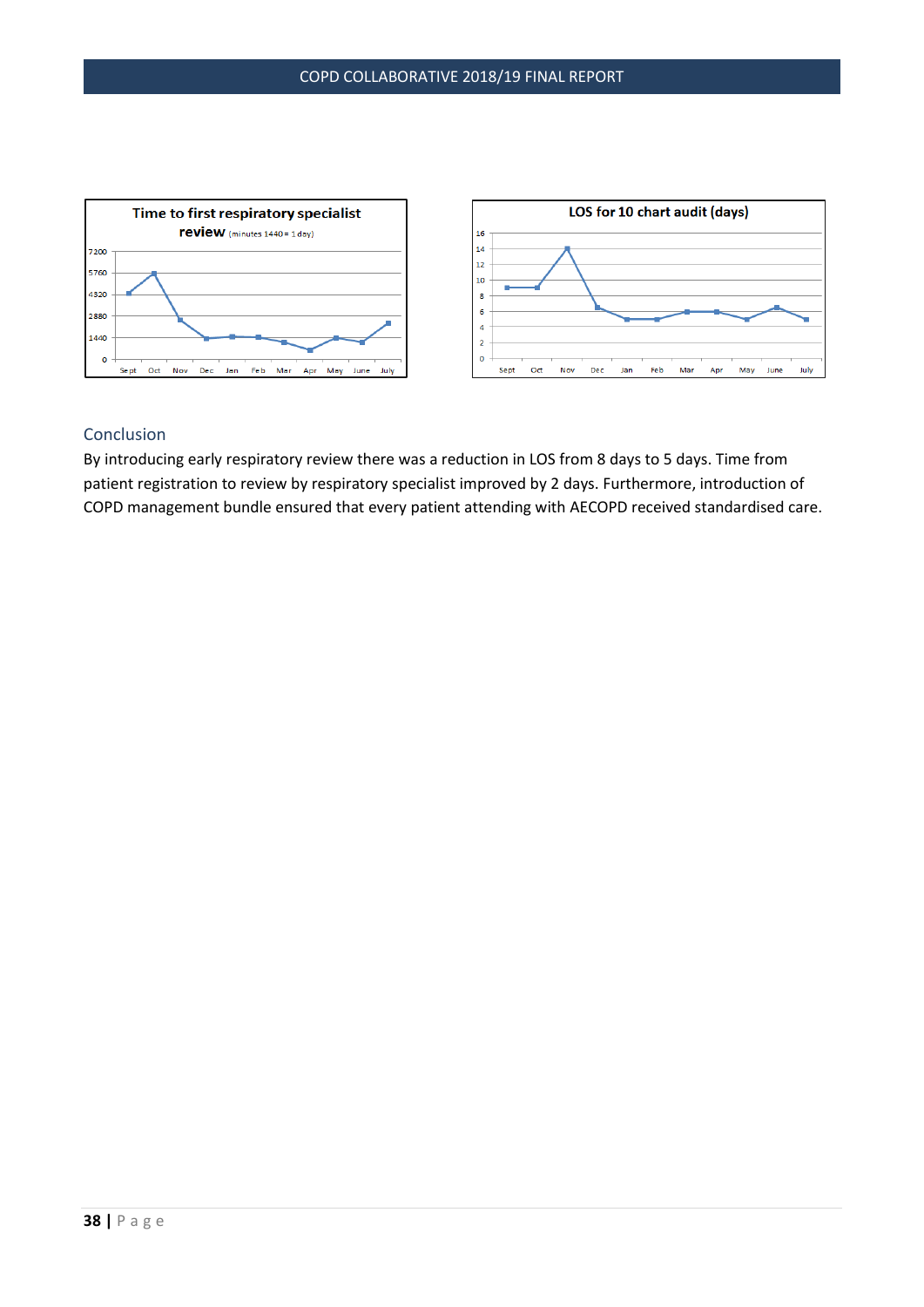Time to first respiratory specialist review (minutes 1440 = 1 day)

LOS for 10 chart audit (days)

## Conclusion

By introducing early respiratory review there was a reduction in LOS from 8 days to 5 days. Time from patient registration to review by respiratory specialist improved by 2 days. Furthermore, introduction of COPD management bundle ensured that every patient attending with AECOPD received standardised care.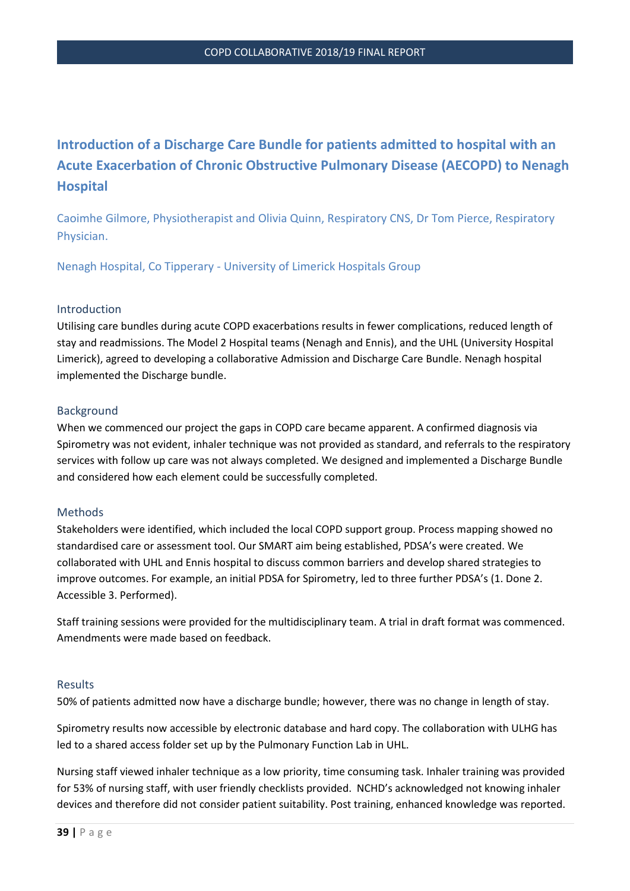## Introduction of a Discharge Care Bundle for patients admitted to hospital with an Acute Exacerbation of Chronic Obstructive Pulmonary Disease (AECOPD) to Nenagh Hospital

Caoimhe Gilmore, Physiotherapist and Olivia Quinn, Respiratory CNS, Dr Tom Pierce, Respiratory Physician.

Nenagh Hospital, Co Tipperary - University of Limerick Hospitals Group

### Introduction

Utilising care bundles during acute COPD exacerbations results in fewer complications, reduced length of stay and readmissions. The Model 2 Hospital teams (Nenagh and Ennis), and the UHL (University Hospital Limerick), agreed to developing a collaborative Admission and Discharge Care Bundle. Nenagh hospital implemented the Discharge bundle.

### Background

When we commenced our project the gaps in COPD care became apparent. A confirmed diagnosis via Spirometry was not evident, inhaler technique was not provided as standard, and referrals to the respiratory services with follow up care was not always completed. We designed and implemented a Discharge Bundle and considered how each element could be successfully completed.

### Methods

Stakeholders were identified, which included the local COPD support group. Process mapping showed no standardised care or assessment tool. Our SMART aim being established, PDSA's were created. We collaborated with UHL and Ennis hospital to discuss common barriers and develop shared strategies to improve outcomes. For example, an initial PDSA for Spirometry, led to three further PDSA's (1. Done 2. Accessible 3. Performed).

Staff training sessions were provided for the multidisciplinary team. A trial in draft format was commenced. Amendments were made based on feedback.

### Results

50% of patients admitted now have a discharge bundle; however, there was no change in length of stay.

Spirometry results now accessible by electronic database and hard copy. The collaboration with ULHG has led to a shared access folder set up by the Pulmonary Function Lab in UHL.

Nursing staff viewed inhaler technique as a low priority, time consuming task. Inhaler training was provided for 53% of nursing staff, with user friendly checklists provided. NCHD's acknowledged not knowing inhaler devices and therefore did not consider patient suitability. Post training, enhanced knowledge was reported.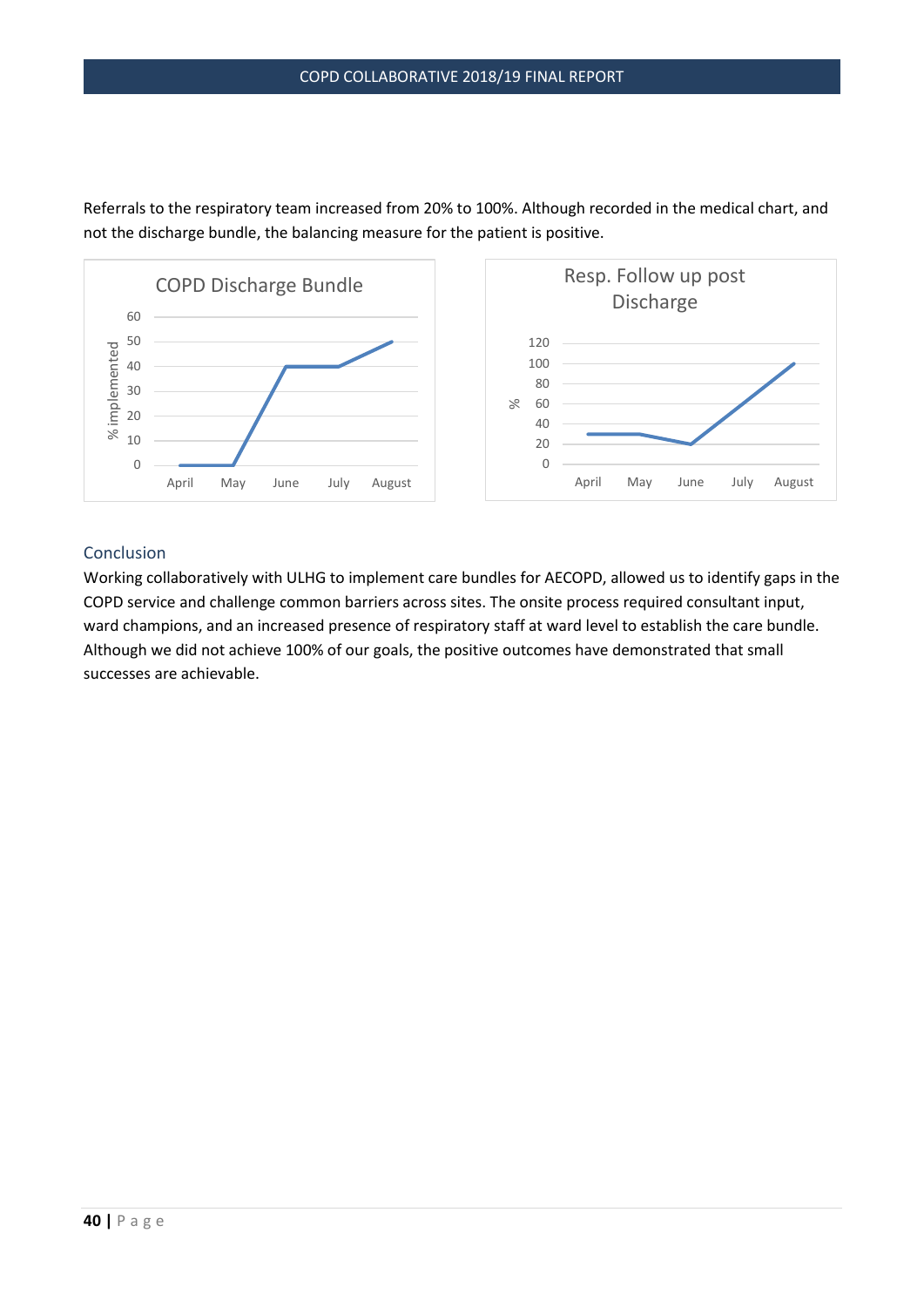Referrals to the respiratory team increased from 20% to 100%. Although recorded in the medical chart, and not the discharge bundle, the balancing measure for the patient is positive.

## Conclusion

Working collaboratively with ULHG to implement care bundles for AECOPD, allowed us to identify gaps in the COPD service and challenge common barriers across sites. The onsite process required consultant input, ward champions, and an increased presence of respiratory staff at ward level to establish the care bundle. Although we did not achieve 100% of our goals, the positive outcomes have demonstrated that small successes are achievable.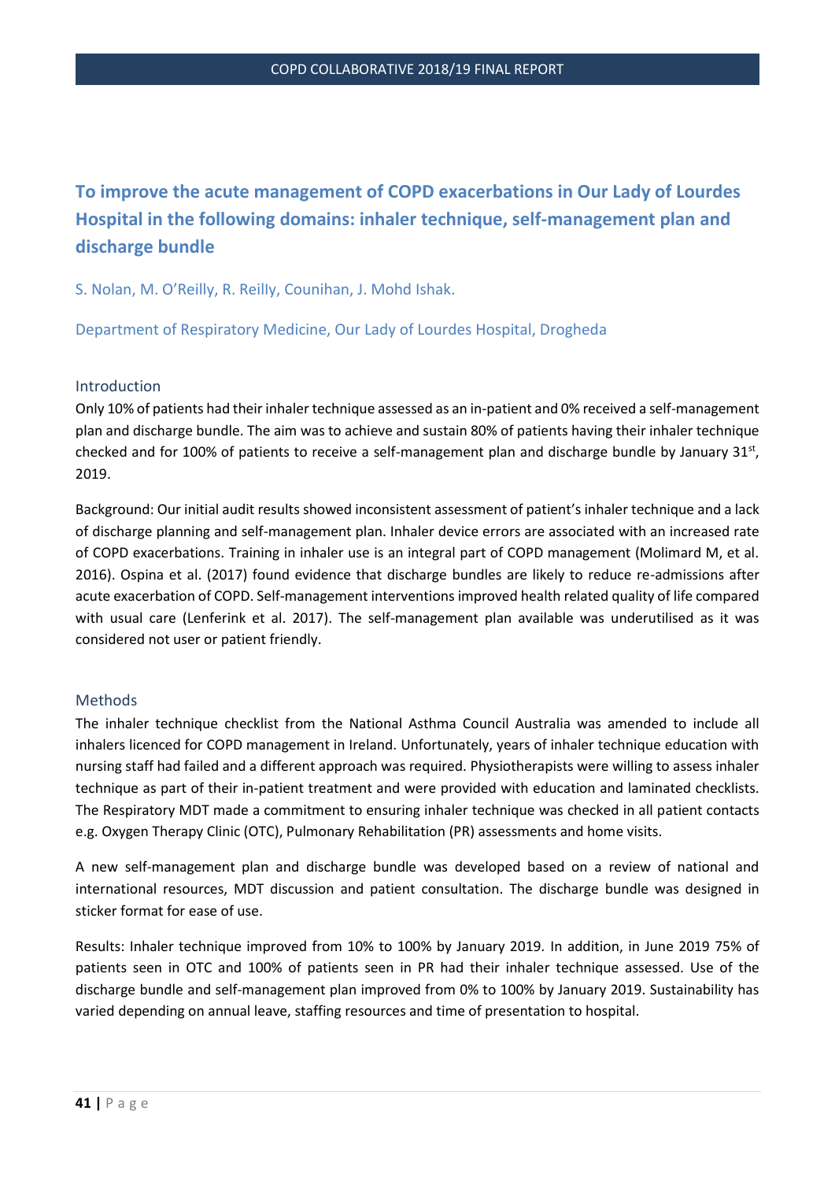## To improve the acute management of COPD exacerbations in Our Lady of Lourdes Hospital in the following domains: inhaler technique, self-management plan and discharge bundle

S. Nolan, M. O'Reilly, R. Reilly, Counihan, J. Mohd Ishak.

Department of Respiratory Medicine, Our Lady of Lourdes Hospital, Drogheda

### Introduction

Only 10% of patients had their inhaler technique assessed as an in-patient and 0% received a self-management plan and discharge bundle. The aim was to achieve and sustain 80% of patients having their inhaler technique checked and for 100% of patients to receive a self-management plan and discharge bundle by January 31st, 2019.

Background: Our initial audit results showed inconsistent assessment of patient's inhaler technique and a lack of discharge planning and self-management plan. Inhaler device errors are associated with an increased rate of COPD exacerbations. Training in inhaler use is an integral part of COPD management (Molimard M, et al. 2016). Ospina et al. (2017) found evidence that discharge bundles are likely to reduce re-admissions after acute exacerbation of COPD. Self-management interventions improved health related quality of life compared with usual care (Lenferink et al. 2017). The self-management plan available was underutilised as it was considered not user or patient friendly.

### Methods

The inhaler technique checklist from the National Asthma Council Australia was amended to include all inhalers licenced for COPD management in Ireland. Unfortunately, years of inhaler technique education with nursing staff had failed and a different approach was required. Physiotherapists were willing to assess inhaler technique as part of their in-patient treatment and were provided with education and laminated checklists. The Respiratory MDT made a commitment to ensuring inhaler technique was checked in all patient contacts e.g. Oxygen Therapy Clinic (OTC), Pulmonary Rehabilitation (PR) assessments and home visits.

A new self-management plan and discharge bundle was developed based on a review of national and international resources, MDT discussion and patient consultation. The discharge bundle was designed in sticker format for ease of use.

Results: Inhaler technique improved from 10% to 100% by January 2019. In addition, in June 2019 75% of patients seen in OTC and 100% of patients seen in PR had their inhaler technique assessed. Use of the discharge bundle and self-management plan improved from 0% to 100% by January 2019. Sustainability has varied depending on annual leave, staffing resources and time of presentation to hospital.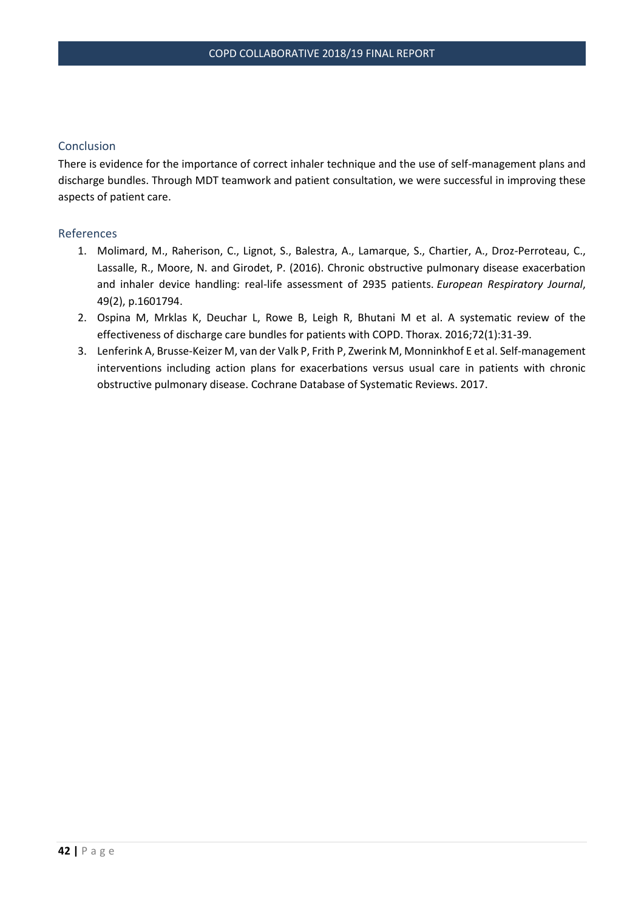## Conclusion

There is evidence for the importance of correct inhaler technique and the use of self-management plans and discharge bundles. Through MDT teamwork and patient consultation, we were successful in improving these aspects of patient care.

## References

1. Molimard, M., Raherison, C., Lignot, S., Balestra, A., Lamarque, S., Chartier, A., Droz-Perroteau, C., Lassalle, R., Moore, N. and Girodet, P. (2016). Chronic obstructive pulmonary disease exacerbation and inhaler device handling: real-life assessment of 2935 patients. *European Respiratory Journal*, 49(2), p.1601794.
2. Ospina M, Mrklas K, Deuchar L, Rowe B, Leigh R, Bhutani M et al. A systematic review of the effectiveness of discharge care bundles for patients with COPD. Thorax. 2016;72(1):31-39.
3. Lenferink A, Brusse-Keizer M, van der Valk P, Frith P, Zwerink M, Monninkhof E et al. Self-management interventions including action plans for exacerbations versus usual care in patients with chronic obstructive pulmonary disease. Cochrane Database of Systematic Reviews. 2017.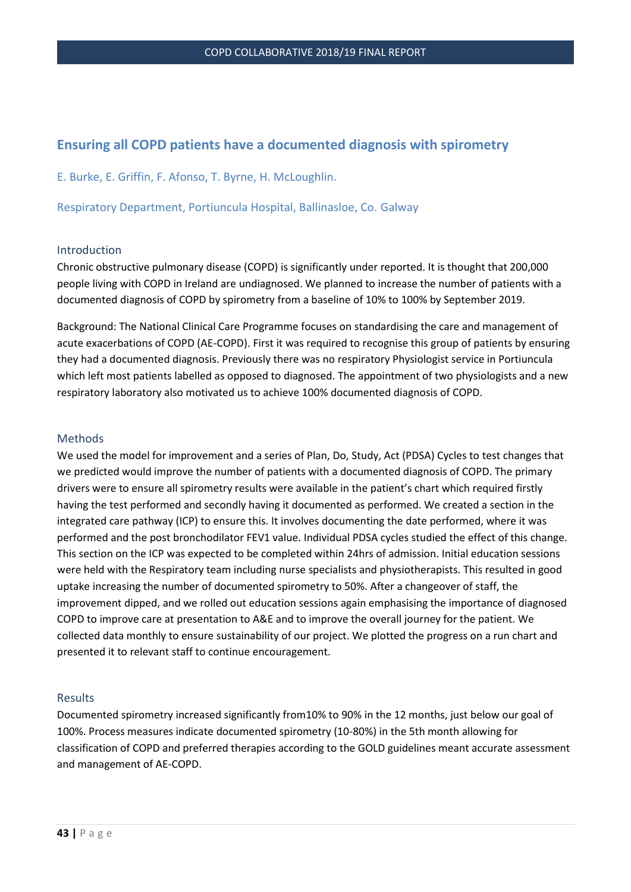## Ensuring all COPD patients have a documented diagnosis with spirometry

E. Burke, E. Griffin, F. Afonso, T. Byrne, H. McLoughlin.

Respiratory Department, Portiuncula Hospital, Ballinasloe, Co. Galway

### Introduction

Chronic obstructive pulmonary disease (COPD) is significantly under reported. It is thought that 200,000 people living with COPD in Ireland are undiagnosed. We planned to increase the number of patients with a documented diagnosis of COPD by spirometry from a baseline of 10% to 100% by September 2019.

Background: The National Clinical Care Programme focuses on standardising the care and management of acute exacerbations of COPD (AE-COPD). First it was required to recognise this group of patients by ensuring they had a documented diagnosis. Previously there was no respiratory Physiologist service in Portiuncula which left most patients labelled as opposed to diagnosed. The appointment of two physiologists and a new respiratory laboratory also motivated us to achieve 100% documented diagnosis of COPD.

### Methods

We used the model for improvement and a series of Plan, Do, Study, Act (PDSA) Cycles to test changes that we predicted would improve the number of patients with a documented diagnosis of COPD. The primary drivers were to ensure all spirometry results were available in the patient's chart which required firstly having the test performed and secondly having it documented as performed. We created a section in the integrated care pathway (ICP) to ensure this. It involves documenting the date performed, where it was performed and the post bronchodilator FEV1 value. Individual PDSA cycles studied the effect of this change. This section on the ICP was expected to be completed within 24hrs of admission. Initial education sessions were held with the Respiratory team including nurse specialists and physiotherapists. This resulted in good uptake increasing the number of documented spirometry to 50%. After a changeover of staff, the improvement dipped, and we rolled out education sessions again emphasising the importance of diagnosed COPD to improve care at presentation to A&E and to improve the overall journey for the patient. We collected data monthly to ensure sustainability of our project. We plotted the progress on a run chart and presented it to relevant staff to continue encouragement.

### Results

Documented spirometry increased significantly from10% to 90% in the 12 months, just below our goal of 100%. Process measures indicate documented spirometry (10-80%) in the 5th month allowing for classification of COPD and preferred therapies according to the GOLD guidelines meant accurate assessment and management of AE-COPD.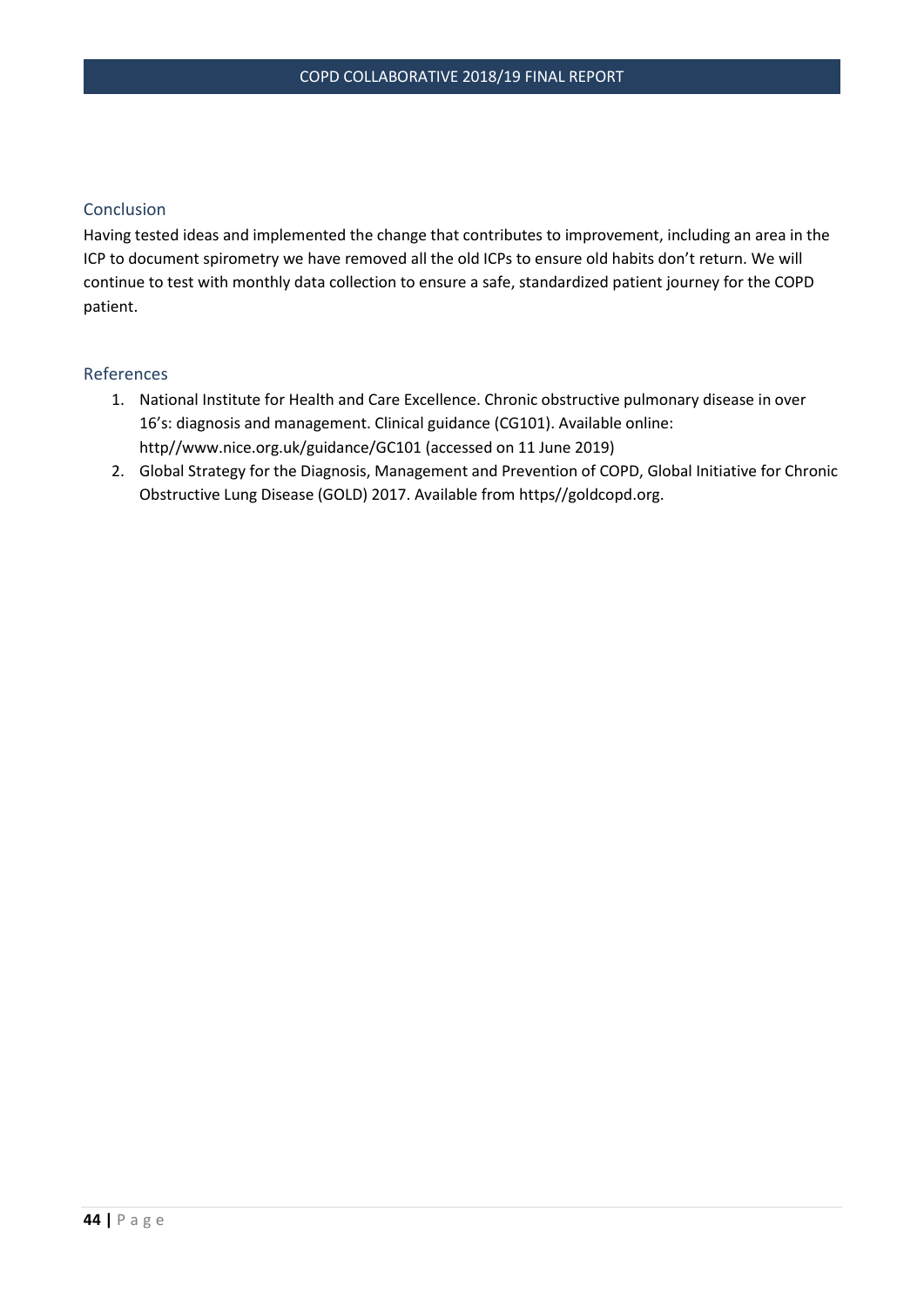## Conclusion

Having tested ideas and implemented the change that contributes to improvement, including an area in the ICP to document spirometry we have removed all the old ICPs to ensure old habits don't return. We will continue to test with monthly data collection to ensure a safe, standardized patient journey for the COPD patient.

## References

1. National Institute for Health and Care Excellence. Chronic obstructive pulmonary disease in over 16's: diagnosis and management. Clinical guidance (CG101). Available online: http//www.nice.org.uk/guidance/GC101 (accessed on 11 June 2019)
2. Global Strategy for the Diagnosis, Management and Prevention of COPD, Global Initiative for Chronic Obstructive Lung Disease (GOLD) 2017. Available from https//goldcopd.org.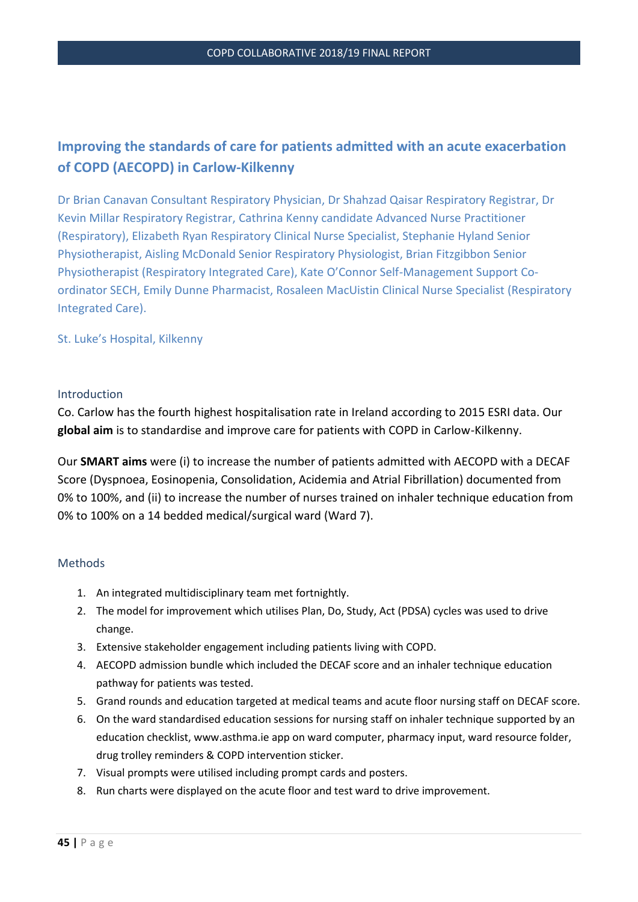## Improving the standards of care for patients admitted with an acute exacerbation of COPD (AECOPD) in Carlow-Kilkenny

Dr Brian Canavan Consultant Respiratory Physician, Dr Shahzad Qaisar Respiratory Registrar, Dr Kevin Millar Respiratory Registrar, Cathrina Kenny candidate Advanced Nurse Practitioner (Respiratory), Elizabeth Ryan Respiratory Clinical Nurse Specialist, Stephanie Hyland Senior Physiotherapist, Aisling McDonald Senior Respiratory Physiologist, Brian Fitzgibbon Senior Physiotherapist (Respiratory Integrated Care), Kate O'Connor Self-Management Support Co-ordinator SECH, Emily Dunne Pharmacist, Rosaleen MacUistin Clinical Nurse Specialist (Respiratory Integrated Care).

St. Luke's Hospital, Kilkenny

### Introduction

Co. Carlow has the fourth highest hospitalisation rate in Ireland according to 2015 ESRI data. Our **global aim** is to standardise and improve care for patients with COPD in Carlow-Kilkenny.

Our **SMART aims** were (i) to increase the number of patients admitted with AECOPD with a DECAF Score (Dyspnoea, Eosinopenia, Consolidation, Acidemia and Atrial Fibrillation) documented from 0% to 100%, and (ii) to increase the number of nurses trained on inhaler technique education from 0% to 100% on a 14 bedded medical/surgical ward (Ward 7).

### Methods

1. An integrated multidisciplinary team met fortnightly.
2. The model for improvement which utilises Plan, Do, Study, Act (PDSA) cycles was used to drive change.
3. Extensive stakeholder engagement including patients living with COPD.
4. AECOPD admission bundle which included the DECAF score and an inhaler technique education pathway for patients was tested.
5. Grand rounds and education targeted at medical teams and acute floor nursing staff on DECAF score.
6. On the ward standardised education sessions for nursing staff on inhaler technique supported by an education checklist, www.asthma.ie app on ward computer, pharmacy input, ward resource folder, drug trolley reminders & COPD intervention sticker.
7. Visual prompts were utilised including prompt cards and posters.
8. Run charts were displayed on the acute floor and test ward to drive improvement.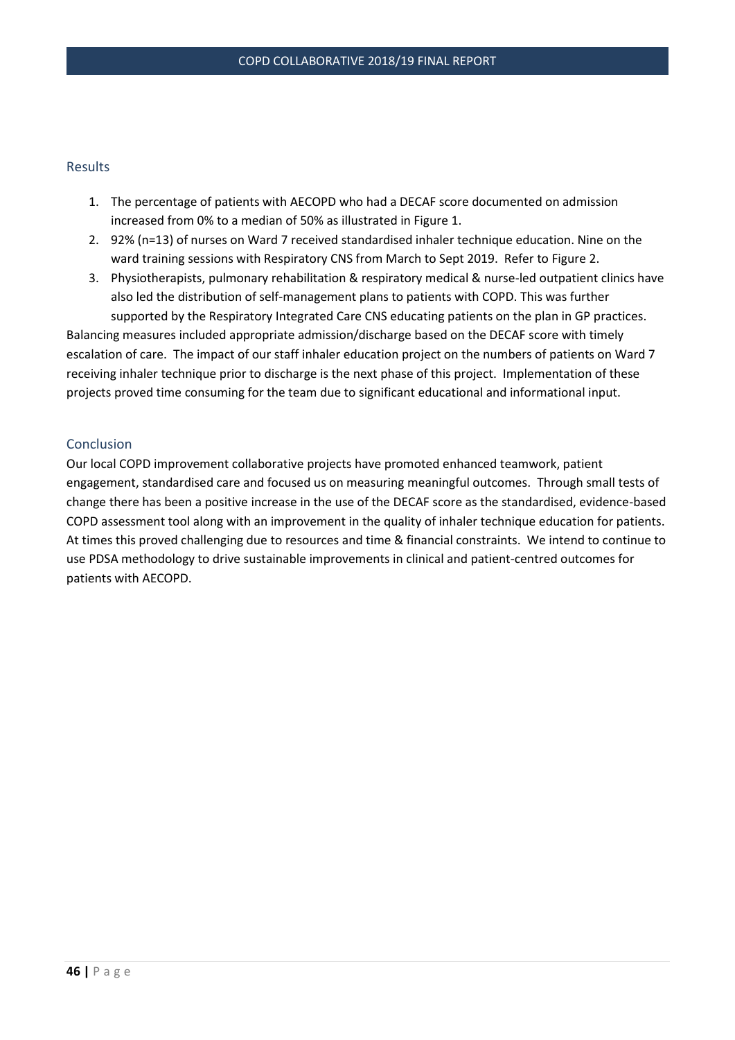## Results

1. The percentage of patients with AECOPD who had a DECAF score documented on admission increased from 0% to a median of 50% as illustrated in Figure 1.
2. 92% (n=13) of nurses on Ward 7 received standardised inhaler technique education. Nine on the ward training sessions with Respiratory CNS from March to Sept 2019. Refer to Figure 2.
3. Physiotherapists, pulmonary rehabilitation & respiratory medical & nurse-led outpatient clinics have also led the distribution of self-management plans to patients with COPD. This was further supported by the Respiratory Integrated Care CNS educating patients on the plan in GP practices.

Balancing measures included appropriate admission/discharge based on the DECAF score with timely escalation of care. The impact of our staff inhaler education project on the numbers of patients on Ward 7 receiving inhaler technique prior to discharge is the next phase of this project. Implementation of these projects proved time consuming for the team due to significant educational and informational input.

## Conclusion

Our local COPD improvement collaborative projects have promoted enhanced teamwork, patient engagement, standardised care and focused us on measuring meaningful outcomes. Through small tests of change there has been a positive increase in the use of the DECAF score as the standardised, evidence-based COPD assessment tool along with an improvement in the quality of inhaler technique education for patients. At times this proved challenging due to resources and time & financial constraints. We intend to continue to use PDSA methodology to drive sustainable improvements in clinical and patient-centred outcomes for patients with AECOPD.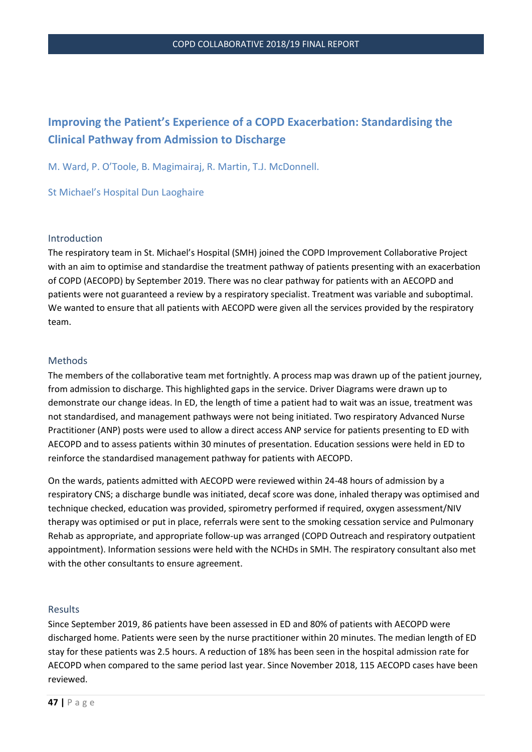## Improving the Patient's Experience of a COPD Exacerbation: Standardising the Clinical Pathway from Admission to Discharge

M. Ward, P. O'Toole, B. Magimairaj, R. Martin, T.J. McDonnell.

St Michael's Hospital Dun Laoghaire

### Introduction

The respiratory team in St. Michael's Hospital (SMH) joined the COPD Improvement Collaborative Project with an aim to optimise and standardise the treatment pathway of patients presenting with an exacerbation of COPD (AECOPD) by September 2019. There was no clear pathway for patients with an AECOPD and patients were not guaranteed a review by a respiratory specialist. Treatment was variable and suboptimal. We wanted to ensure that all patients with AECOPD were given all the services provided by the respiratory team.

### Methods

The members of the collaborative team met fortnightly. A process map was drawn up of the patient journey, from admission to discharge. This highlighted gaps in the service. Driver Diagrams were drawn up to demonstrate our change ideas. In ED, the length of time a patient had to wait was an issue, treatment was not standardised, and management pathways were not being initiated. Two respiratory Advanced Nurse Practitioner (ANP) posts were used to allow a direct access ANP service for patients presenting to ED with AECOPD and to assess patients within 30 minutes of presentation. Education sessions were held in ED to reinforce the standardised management pathway for patients with AECOPD.

On the wards, patients admitted with AECOPD were reviewed within 24-48 hours of admission by a respiratory CNS; a discharge bundle was initiated, decaf score was done, inhaled therapy was optimised and technique checked, education was provided, spirometry performed if required, oxygen assessment/NIV therapy was optimised or put in place, referrals were sent to the smoking cessation service and Pulmonary Rehab as appropriate, and appropriate follow-up was arranged (COPD Outreach and respiratory outpatient appointment). Information sessions were held with the NCHDs in SMH. The respiratory consultant also met with the other consultants to ensure agreement.

### Results

Since September 2019, 86 patients have been assessed in ED and 80% of patients with AECOPD were discharged home. Patients were seen by the nurse practitioner within 20 minutes. The median length of ED stay for these patients was 2.5 hours. A reduction of 18% has been seen in the hospital admission rate for AECOPD when compared to the same period last year. Since November 2018, 115 AECOPD cases have been reviewed.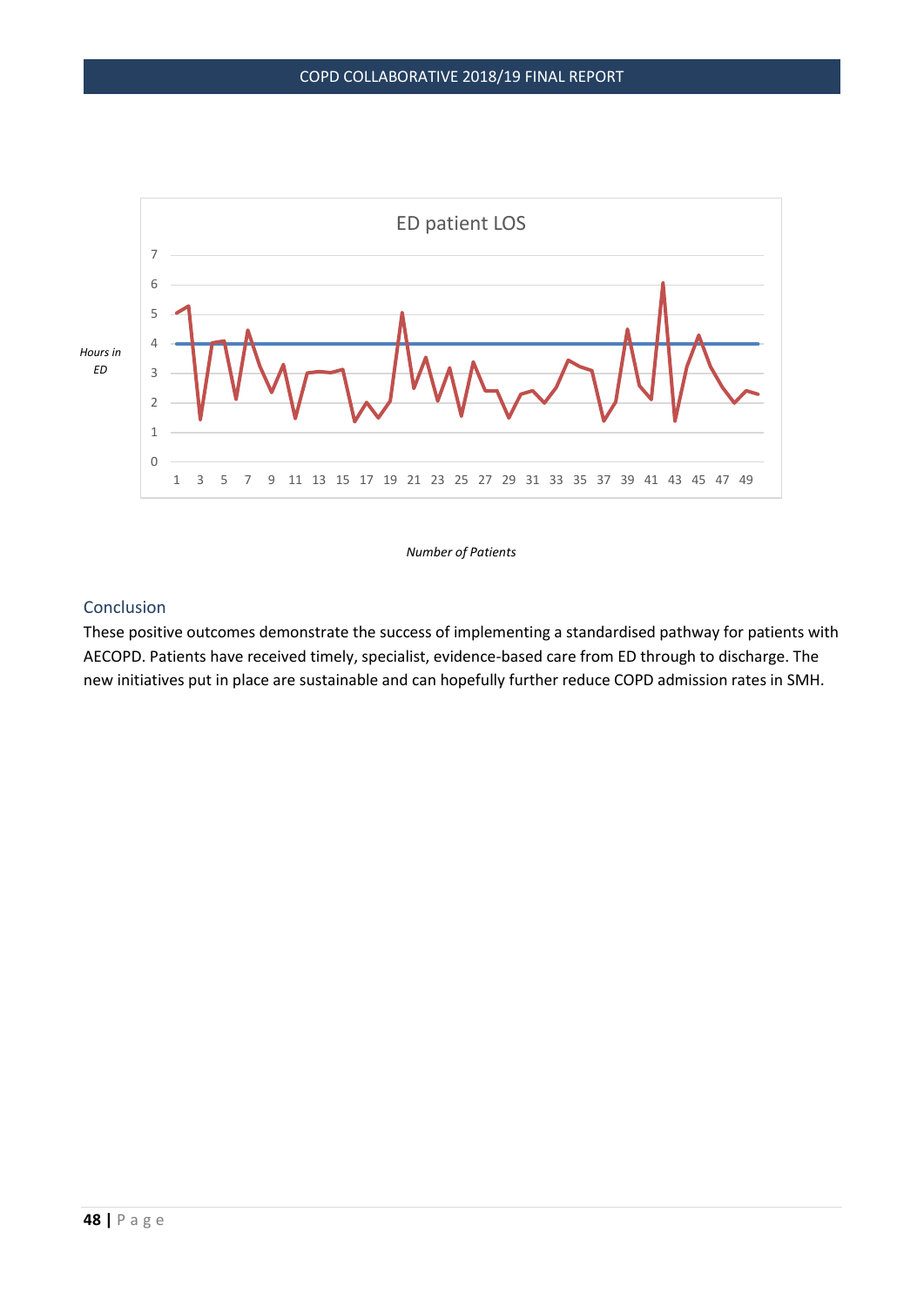ED patient LOS

*Hours in ED*

*Number of Patients*

## Conclusion

These positive outcomes demonstrate the success of implementing a standardised pathway for patients with AECOPD. Patients have received timely, specialist, evidence-based care from ED through to discharge. The new initiatives put in place are sustainable and can hopefully further reduce COPD admission rates in SMH.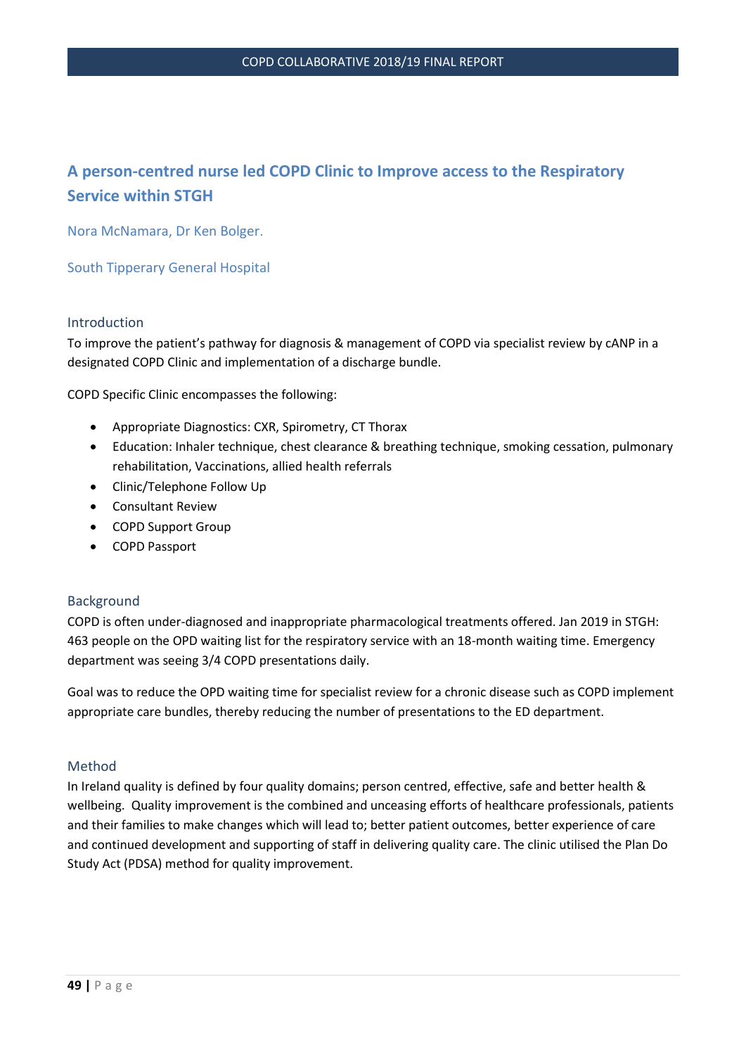## A person-centred nurse led COPD Clinic to Improve access to the Respiratory Service within STGH

Nora McNamara, Dr Ken Bolger.

South Tipperary General Hospital

### Introduction

To improve the patient's pathway for diagnosis & management of COPD via specialist review by cANP in a designated COPD Clinic and implementation of a discharge bundle.

COPD Specific Clinic encompasses the following:

- Appropriate Diagnostics: CXR, Spirometry, CT Thorax
- Education: Inhaler technique, chest clearance & breathing technique, smoking cessation, pulmonary rehabilitation, Vaccinations, allied health referrals
- Clinic/Telephone Follow Up
- Consultant Review
- COPD Support Group
- COPD Passport

### Background

COPD is often under-diagnosed and inappropriate pharmacological treatments offered. Jan 2019 in STGH: 463 people on the OPD waiting list for the respiratory service with an 18-month waiting time. Emergency department was seeing 3/4 COPD presentations daily.

Goal was to reduce the OPD waiting time for specialist review for a chronic disease such as COPD implement appropriate care bundles, thereby reducing the number of presentations to the ED department.

### Method

In Ireland quality is defined by four quality domains; person centred, effective, safe and better health & wellbeing. Quality improvement is the combined and unceasing efforts of healthcare professionals, patients and their families to make changes which will lead to; better patient outcomes, better experience of care and continued development and supporting of staff in delivering quality care. The clinic utilised the Plan Do Study Act (PDSA) method for quality improvement.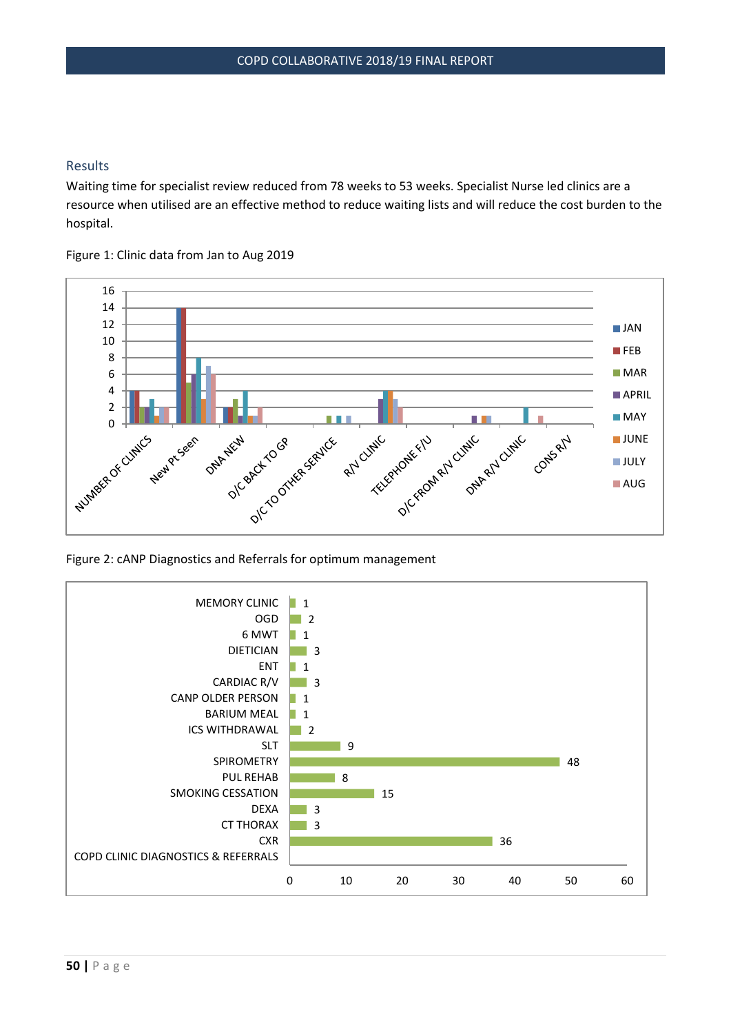## Results

Waiting time for specialist review reduced from 78 weeks to 53 weeks. Specialist Nurse led clinics are a resource when utilised are an effective method to reduce waiting lists and will reduce the cost burden to the hospital.

Figure 1: Clinic data from Jan to Aug 2019

Figure 2: cANP Diagnostics and Referrals for optimum management

| COPD CLINIC DIAGNOSTICS & REFERRALS | |
|---|---|
| MEMORY CLINIC | 1 |
| OGD | 2 |
| 6 MWT | 1 |
| DIETICIAN | 3 |
| ENT | 1 |
| CARDIAC R/V | 3 |
| CANP OLDER PERSON | 1 |
| BARIUM MEAL | 1 |
| ICS WITHDRAWAL | 2 |
| SLT | 9 |
| SPIROMETRY | 48 |
| PUL REHAB | 8 |
| SMOKING CESSATION | 15 |
| DEXA | 3 |
| CT THORAX | 3 |
| CXR | 36 |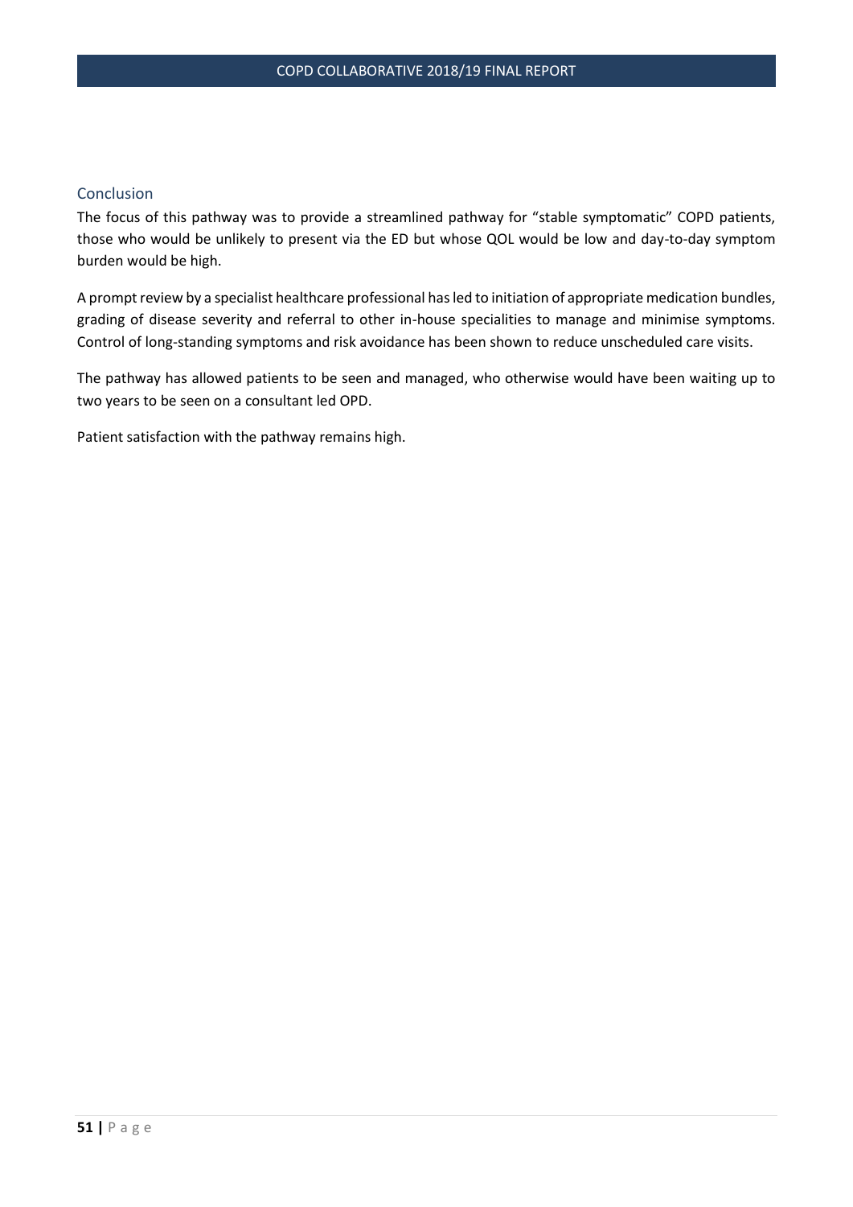## Conclusion

The focus of this pathway was to provide a streamlined pathway for "stable symptomatic" COPD patients, those who would be unlikely to present via the ED but whose QOL would be low and day-to-day symptom burden would be high.

A prompt review by a specialist healthcare professional has led to initiation of appropriate medication bundles, grading of disease severity and referral to other in-house specialities to manage and minimise symptoms. Control of long-standing symptoms and risk avoidance has been shown to reduce unscheduled care visits.

The pathway has allowed patients to be seen and managed, who otherwise would have been waiting up to two years to be seen on a consultant led OPD.

Patient satisfaction with the pathway remains high.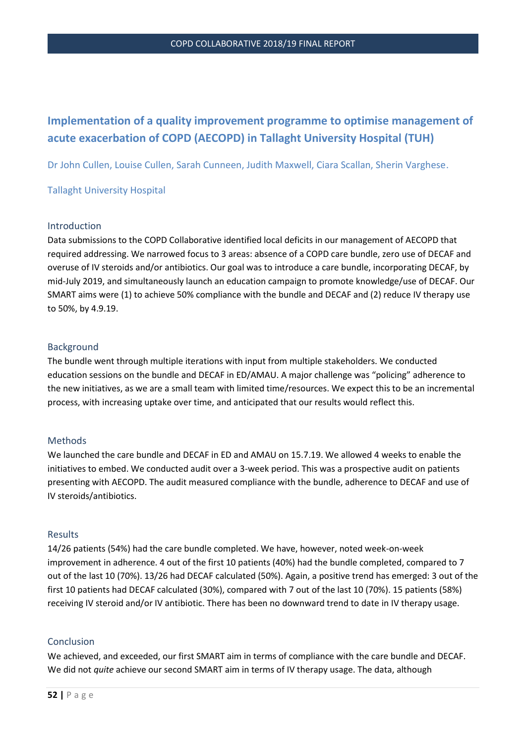## Implementation of a quality improvement programme to optimise management of acute exacerbation of COPD (AECOPD) in Tallaght University Hospital (TUH)

Dr John Cullen, Louise Cullen, Sarah Cunneen, Judith Maxwell, Ciara Scallan, Sherin Varghese.

Tallaght University Hospital

### Introduction

Data submissions to the COPD Collaborative identified local deficits in our management of AECOPD that required addressing. We narrowed focus to 3 areas: absence of a COPD care bundle, zero use of DECAF and overuse of IV steroids and/or antibiotics. Our goal was to introduce a care bundle, incorporating DECAF, by mid-July 2019, and simultaneously launch an education campaign to promote knowledge/use of DECAF. Our SMART aims were (1) to achieve 50% compliance with the bundle and DECAF and (2) reduce IV therapy use to 50%, by 4.9.19.

### Background

The bundle went through multiple iterations with input from multiple stakeholders. We conducted education sessions on the bundle and DECAF in ED/AMAU. A major challenge was "policing" adherence to the new initiatives, as we are a small team with limited time/resources. We expect this to be an incremental process, with increasing uptake over time, and anticipated that our results would reflect this.

### Methods

We launched the care bundle and DECAF in ED and AMAU on 15.7.19. We allowed 4 weeks to enable the initiatives to embed. We conducted audit over a 3-week period. This was a prospective audit on patients presenting with AECOPD. The audit measured compliance with the bundle, adherence to DECAF and use of IV steroids/antibiotics.

### Results

14/26 patients (54%) had the care bundle completed. We have, however, noted week-on-week improvement in adherence. 4 out of the first 10 patients (40%) had the bundle completed, compared to 7 out of the last 10 (70%). 13/26 had DECAF calculated (50%). Again, a positive trend has emerged: 3 out of the first 10 patients had DECAF calculated (30%), compared with 7 out of the last 10 (70%). 15 patients (58%) receiving IV steroid and/or IV antibiotic. There has been no downward trend to date in IV therapy usage.

### Conclusion

We achieved, and exceeded, our first SMART aim in terms of compliance with the care bundle and DECAF. We did not *quite* achieve our second SMART aim in terms of IV therapy usage. The data, although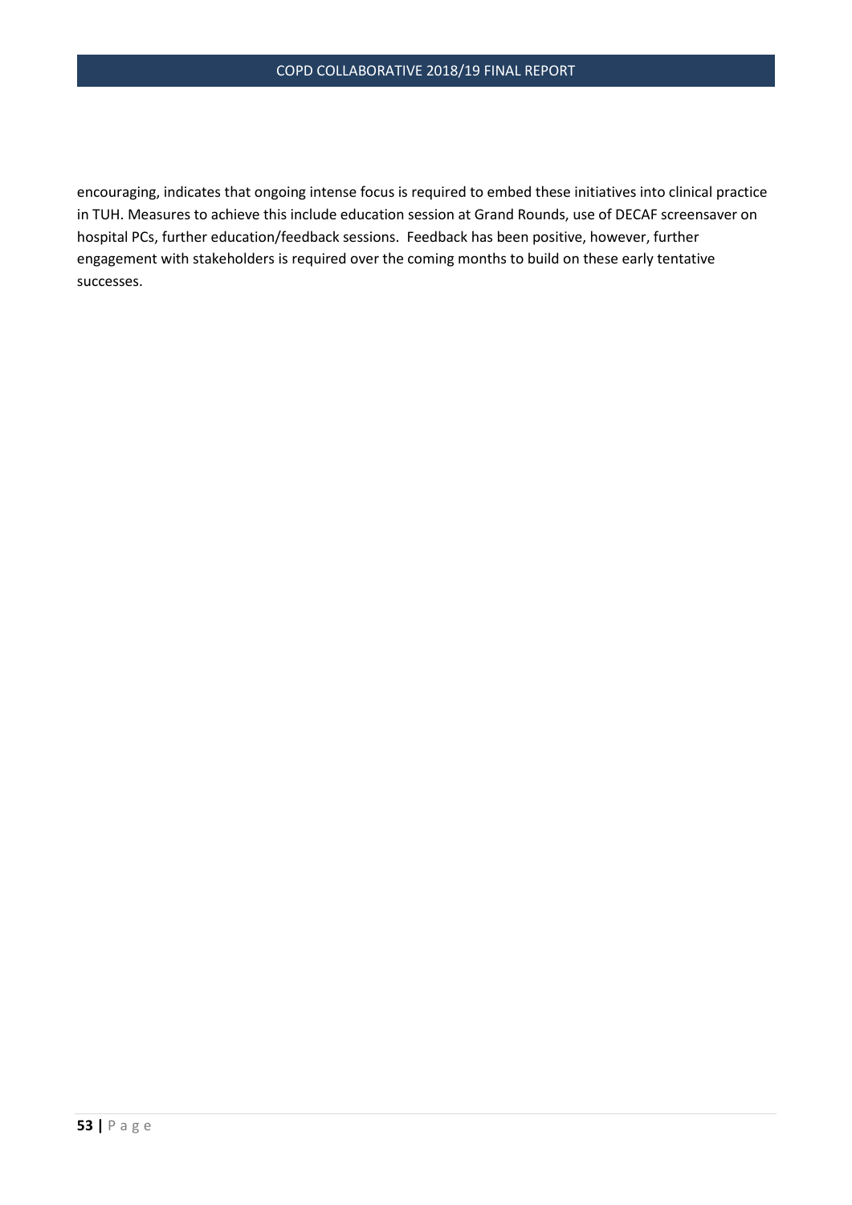encouraging, indicates that ongoing intense focus is required to embed these initiatives into clinical practice in TUH. Measures to achieve this include education session at Grand Rounds, use of DECAF screensaver on hospital PCs, further education/feedback sessions. Feedback has been positive, however, further engagement with stakeholders is required over the coming months to build on these early tentative successes.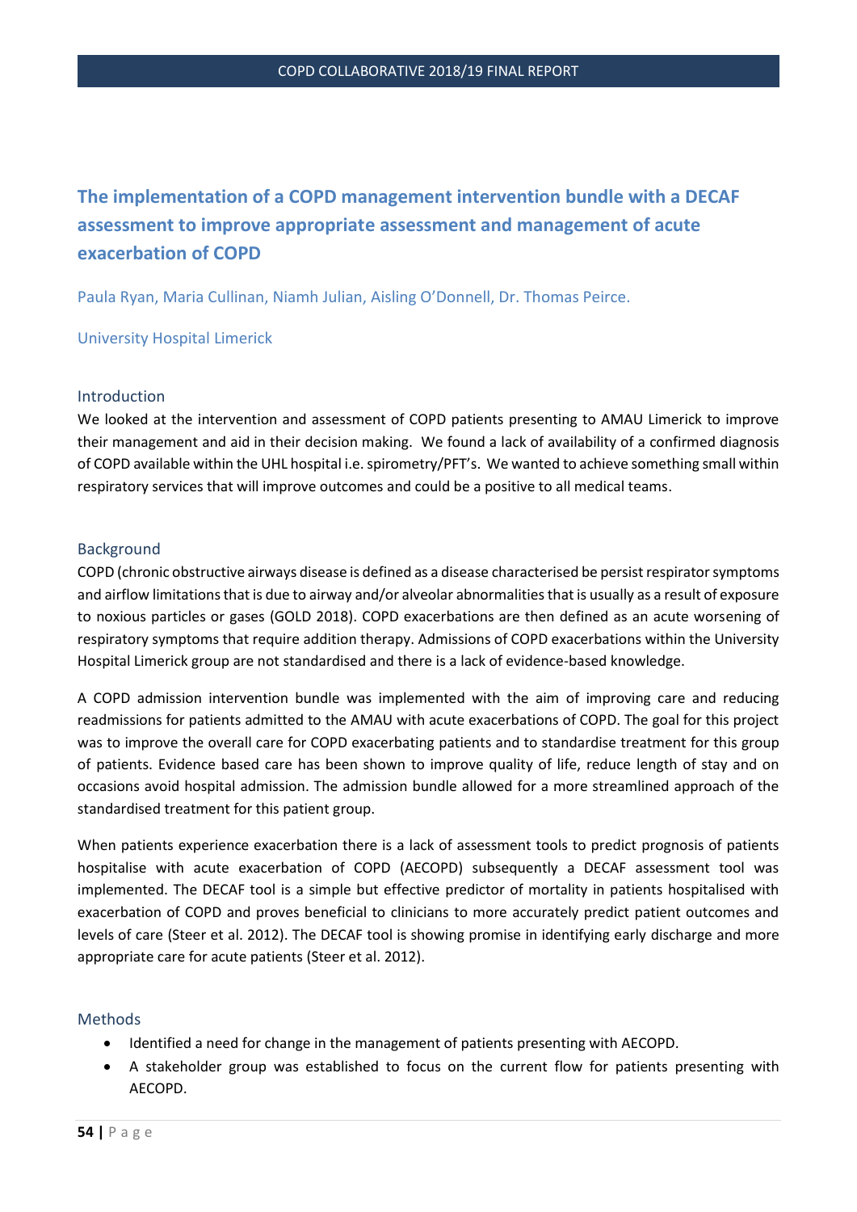# The implementation of a COPD management intervention bundle with a DECAF assessment to improve appropriate assessment and management of acute exacerbation of COPD

Paula Ryan, Maria Cullinan, Niamh Julian, Aisling O'Donnell, Dr. Thomas Peirce.

University Hospital Limerick

## Introduction

We looked at the intervention and assessment of COPD patients presenting to AMAU Limerick to improve their management and aid in their decision making. We found a lack of availability of a confirmed diagnosis of COPD available within the UHL hospital i.e. spirometry/PFT's. We wanted to achieve something small within respiratory services that will improve outcomes and could be a positive to all medical teams.

## Background

COPD (chronic obstructive airways disease is defined as a disease characterised be persist respirator symptoms and airflow limitations that is due to airway and/or alveolar abnormalities that is usually as a result of exposure to noxious particles or gases (GOLD 2018). COPD exacerbations are then defined as an acute worsening of respiratory symptoms that require addition therapy. Admissions of COPD exacerbations within the University Hospital Limerick group are not standardised and there is a lack of evidence-based knowledge.

A COPD admission intervention bundle was implemented with the aim of improving care and reducing readmissions for patients admitted to the AMAU with acute exacerbations of COPD. The goal for this project was to improve the overall care for COPD exacerbating patients and to standardise treatment for this group of patients. Evidence based care has been shown to improve quality of life, reduce length of stay and on occasions avoid hospital admission. The admission bundle allowed for a more streamlined approach of the standardised treatment for this patient group.

When patients experience exacerbation there is a lack of assessment tools to predict prognosis of patients hospitalise with acute exacerbation of COPD (AECOPD) subsequently a DECAF assessment tool was implemented. The DECAF tool is a simple but effective predictor of mortality in patients hospitalised with exacerbation of COPD and proves beneficial to clinicians to more accurately predict patient outcomes and levels of care (Steer et al. 2012). The DECAF tool is showing promise in identifying early discharge and more appropriate care for acute patients (Steer et al. 2012).

## Methods

- Identified a need for change in the management of patients presenting with AECOPD.
- A stakeholder group was established to focus on the current flow for patients presenting with AECOPD.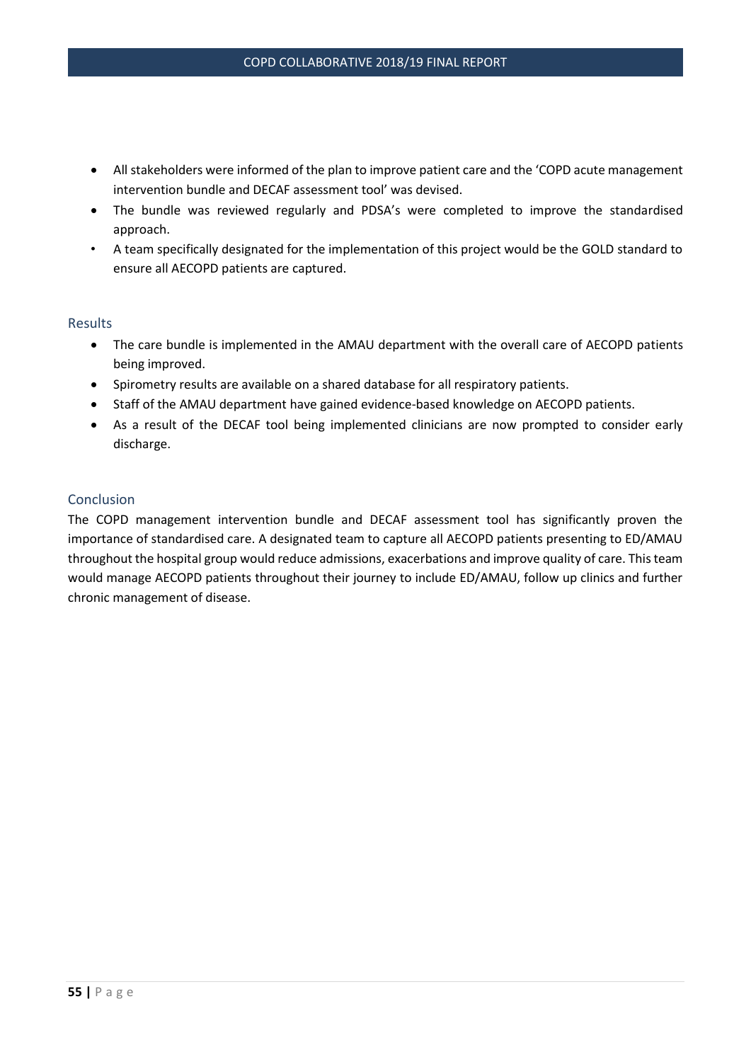- All stakeholders were informed of the plan to improve patient care and the 'COPD acute management intervention bundle and DECAF assessment tool' was devised.
- The bundle was reviewed regularly and PDSA's were completed to improve the standardised approach.
- A team specifically designated for the implementation of this project would be the GOLD standard to ensure all AECOPD patients are captured.

## Results

- The care bundle is implemented in the AMAU department with the overall care of AECOPD patients being improved.
- Spirometry results are available on a shared database for all respiratory patients.
- Staff of the AMAU department have gained evidence-based knowledge on AECOPD patients.
- As a result of the DECAF tool being implemented clinicians are now prompted to consider early discharge.

## Conclusion

The COPD management intervention bundle and DECAF assessment tool has significantly proven the importance of standardised care. A designated team to capture all AECOPD patients presenting to ED/AMAU throughout the hospital group would reduce admissions, exacerbations and improve quality of care. This team would manage AECOPD patients throughout their journey to include ED/AMAU, follow up clinics and further chronic management of disease.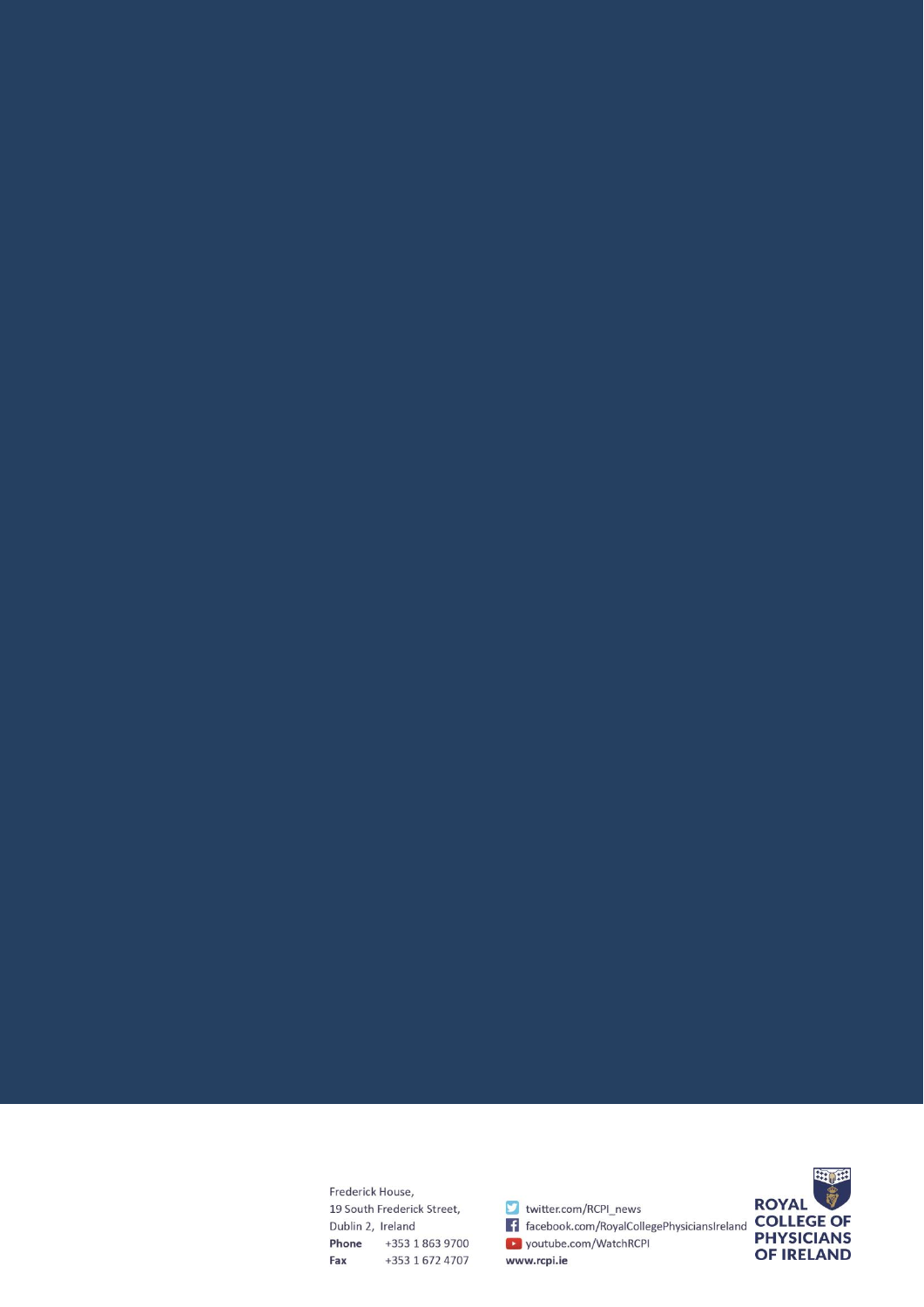Frederick House,
19 South Frederick Street,
Dublin 2, Ireland
**Phone** +353 1 863 9700
**Fax** +353 1 672 4707

twitter.com/RCPI_news
facebook.com/RoyalCollegePhysiciansIreland
youtube.com/WatchRCPI
**www.rcpi.ie**

**ROYAL COLLEGE OF PHYSICIANS OF IRELAND**